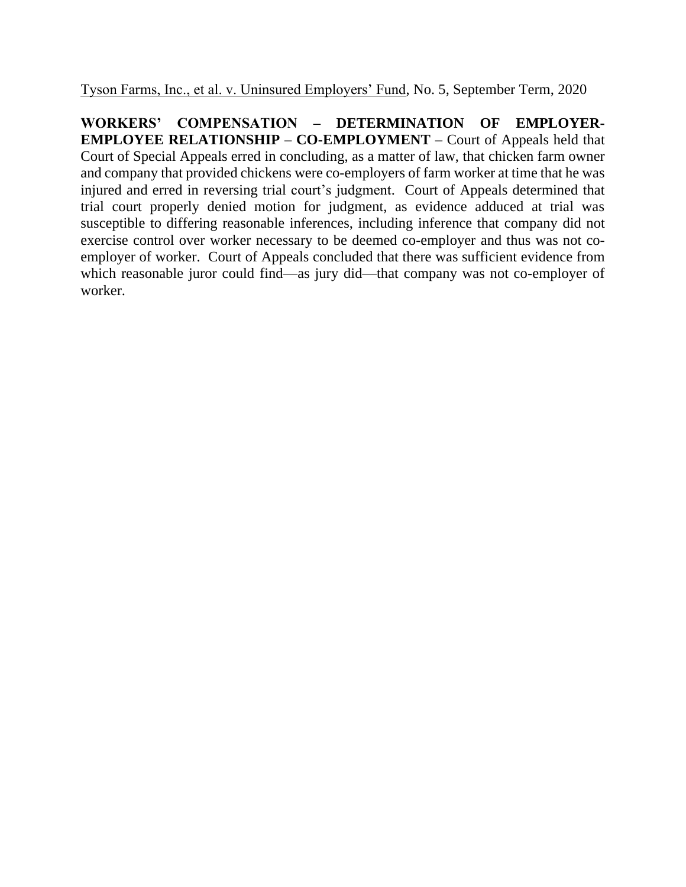Tyson Farms, Inc., et al. v. Uninsured Employers' Fund, No. 5, September Term, 2020

**WORKERS' COMPENSATION – DETERMINATION OF EMPLOYER-EMPLOYEE RELATIONSHIP – CO-EMPLOYMENT –** Court of Appeals held that Court of Special Appeals erred in concluding, as a matter of law, that chicken farm owner and company that provided chickens were co-employers of farm worker at time that he was injured and erred in reversing trial court's judgment. Court of Appeals determined that trial court properly denied motion for judgment, as evidence adduced at trial was susceptible to differing reasonable inferences, including inference that company did not exercise control over worker necessary to be deemed co-employer and thus was not co-employer of worker. Court of Appeals concluded that there was sufficient evidence from which reasonable juror could find—as jury did—that company was not co-employer of worker.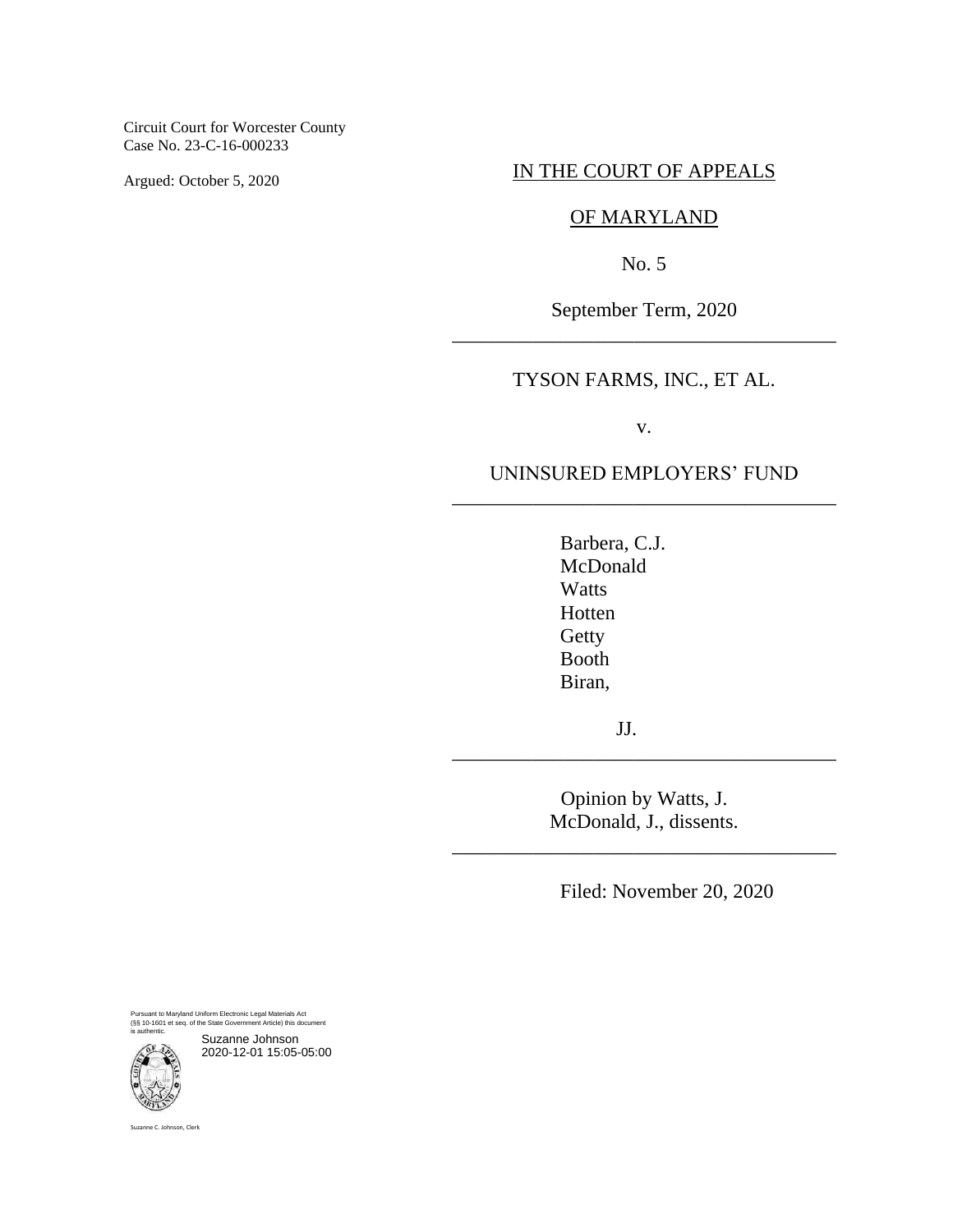Circuit Court for Worcester County
Case No. 23-C-16-000233

Argued: October 5, 2020

IN THE COURT OF APPEALS

OF MARYLAND

No. 5

September Term, 2020

---

TYSON FARMS, INC., ET AL.

v.

UNINSURED EMPLOYERS' FUND

---

Barbera, C.J.
McDonald
Watts
Hotten
Getty
Booth
Biran,

JJ.

---

Opinion by Watts, J.
McDonald, J., dissents.

---

Filed: November 20, 2020

Pursuant to Maryland Uniform Electronic Legal Materials Act (§§ 10-1601 et seq. of the State Government Article) this document is authentic.

Suzanne Johnson
2020-12-01 15:05-05:00

Suzanne C. Johnson, Clerk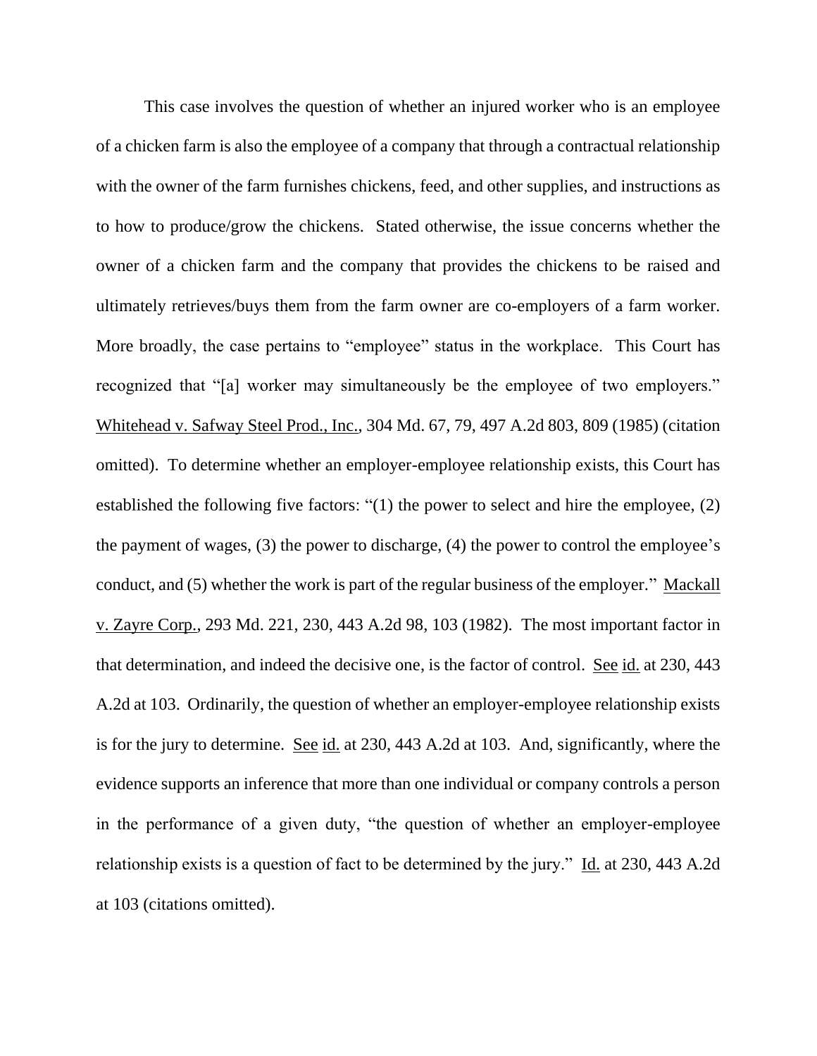This case involves the question of whether an injured worker who is an employee of a chicken farm is also the employee of a company that through a contractual relationship with the owner of the farm furnishes chickens, feed, and other supplies, and instructions as to how to produce/grow the chickens. Stated otherwise, the issue concerns whether the owner of a chicken farm and the company that provides the chickens to be raised and ultimately retrieves/buys them from the farm owner are co-employers of a farm worker. More broadly, the case pertains to "employee" status in the workplace. This Court has recognized that "[a] worker may simultaneously be the employee of two employers." Whitehead v. Safway Steel Prod., Inc., 304 Md. 67, 79, 497 A.2d 803, 809 (1985) (citation omitted). To determine whether an employer-employee relationship exists, this Court has established the following five factors: "(1) the power to select and hire the employee, (2) the payment of wages, (3) the power to discharge, (4) the power to control the employee's conduct, and (5) whether the work is part of the regular business of the employer." Mackall v. Zayre Corp., 293 Md. 221, 230, 443 A.2d 98, 103 (1982). The most important factor in that determination, and indeed the decisive one, is the factor of control. See id. at 230, 443 A.2d at 103. Ordinarily, the question of whether an employer-employee relationship exists is for the jury to determine. See id. at 230, 443 A.2d at 103. And, significantly, where the evidence supports an inference that more than one individual or company controls a person in the performance of a given duty, "the question of whether an employer-employee relationship exists is a question of fact to be determined by the jury." Id. at 230, 443 A.2d at 103 (citations omitted).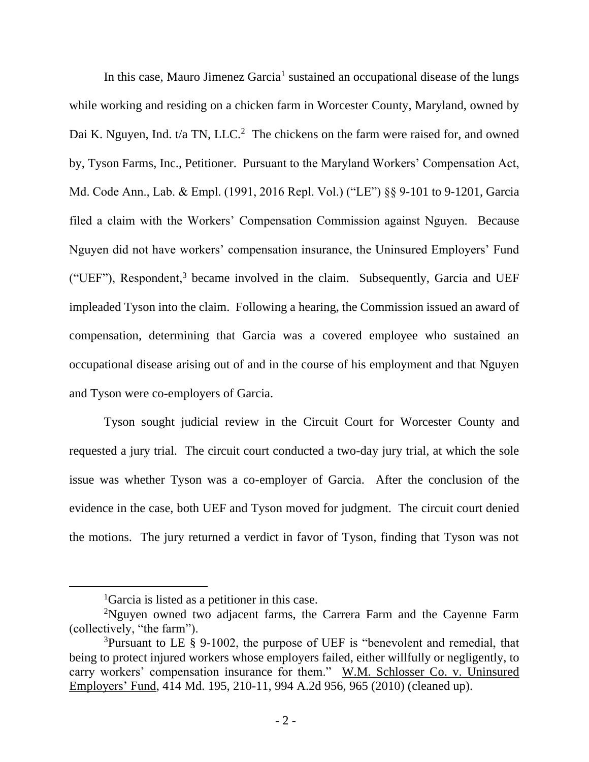In this case, Mauro Jimenez Garcia[1] sustained an occupational disease of the lungs while working and residing on a chicken farm in Worcester County, Maryland, owned by Dai K. Nguyen, Ind. t/a TN, LLC.[2] The chickens on the farm were raised for, and owned by, Tyson Farms, Inc., Petitioner. Pursuant to the Maryland Workers' Compensation Act, Md. Code Ann., Lab. & Empl. (1991, 2016 Repl. Vol.) ("LE") §§ 9-101 to 9-1201, Garcia filed a claim with the Workers' Compensation Commission against Nguyen. Because Nguyen did not have workers' compensation insurance, the Uninsured Employers' Fund ("UEF"), Respondent,[3] became involved in the claim. Subsequently, Garcia and UEF impleaded Tyson into the claim. Following a hearing, the Commission issued an award of compensation, determining that Garcia was a covered employee who sustained an occupational disease arising out of and in the course of his employment and that Nguyen and Tyson were co-employers of Garcia.

Tyson sought judicial review in the Circuit Court for Worcester County and requested a jury trial. The circuit court conducted a two-day jury trial, at which the sole issue was whether Tyson was a co-employer of Garcia. After the conclusion of the evidence in the case, both UEF and Tyson moved for judgment. The circuit court denied the motions. The jury returned a verdict in favor of Tyson, finding that Tyson was not

---

[1] Garcia is listed as a petitioner in this case.

[2] Nguyen owned two adjacent farms, the Carrera Farm and the Cayenne Farm (collectively, "the farm").

[3] Pursuant to LE § 9-1002, the purpose of UEF is "benevolent and remedial, that being to protect injured workers whose employers failed, either willfully or negligently, to carry workers' compensation insurance for them." W.M. Schlosser Co. v. Uninsured Employers' Fund, 414 Md. 195, 210-11, 994 A.2d 956, 965 (2010) (cleaned up).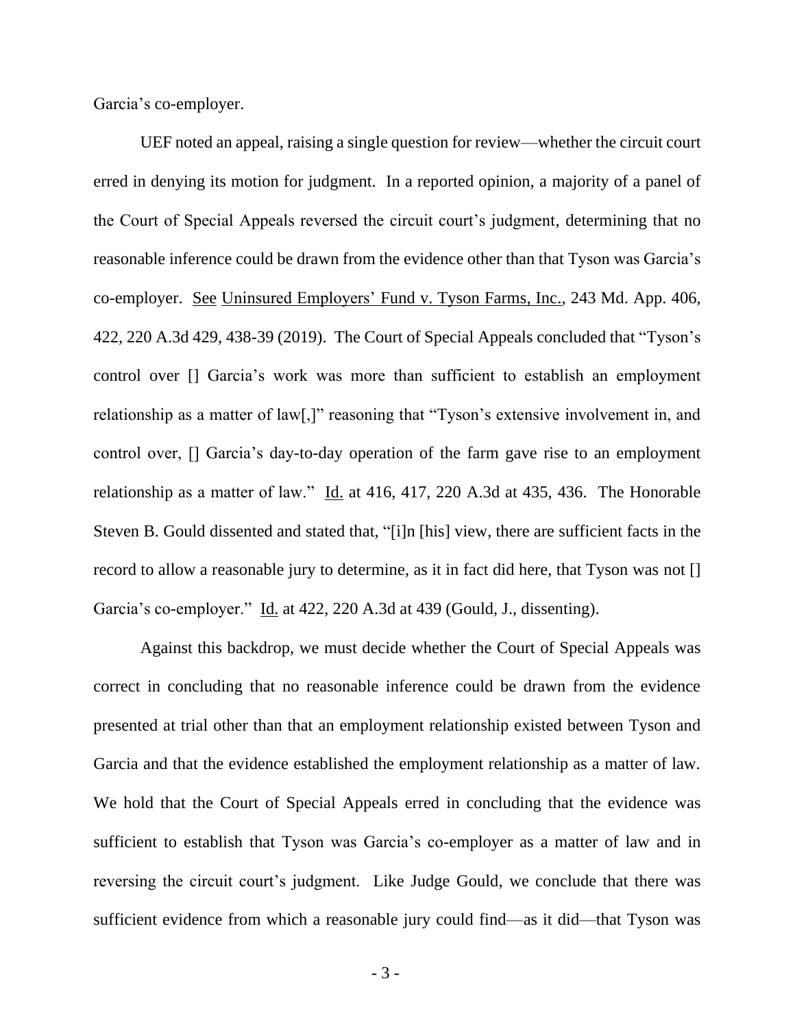Garcia's co-employer.

UEF noted an appeal, raising a single question for review—whether the circuit court erred in denying its motion for judgment. In a reported opinion, a majority of a panel of the Court of Special Appeals reversed the circuit court's judgment, determining that no reasonable inference could be drawn from the evidence other than that Tyson was Garcia's co-employer. See Uninsured Employers' Fund v. Tyson Farms, Inc., 243 Md. App. 406, 422, 220 A.3d 429, 438-39 (2019). The Court of Special Appeals concluded that "Tyson's control over [] Garcia's work was more than sufficient to establish an employment relationship as a matter of law[,]" reasoning that "Tyson's extensive involvement in, and control over, [] Garcia's day-to-day operation of the farm gave rise to an employment relationship as a matter of law." Id. at 416, 417, 220 A.3d at 435, 436. The Honorable Steven B. Gould dissented and stated that, "[i]n [his] view, there are sufficient facts in the record to allow a reasonable jury to determine, as it in fact did here, that Tyson was not [] Garcia's co-employer." Id. at 422, 220 A.3d at 439 (Gould, J., dissenting).

Against this backdrop, we must decide whether the Court of Special Appeals was correct in concluding that no reasonable inference could be drawn from the evidence presented at trial other than that an employment relationship existed between Tyson and Garcia and that the evidence established the employment relationship as a matter of law. We hold that the Court of Special Appeals erred in concluding that the evidence was sufficient to establish that Tyson was Garcia's co-employer as a matter of law and in reversing the circuit court's judgment. Like Judge Gould, we conclude that there was sufficient evidence from which a reasonable jury could find—as it did—that Tyson was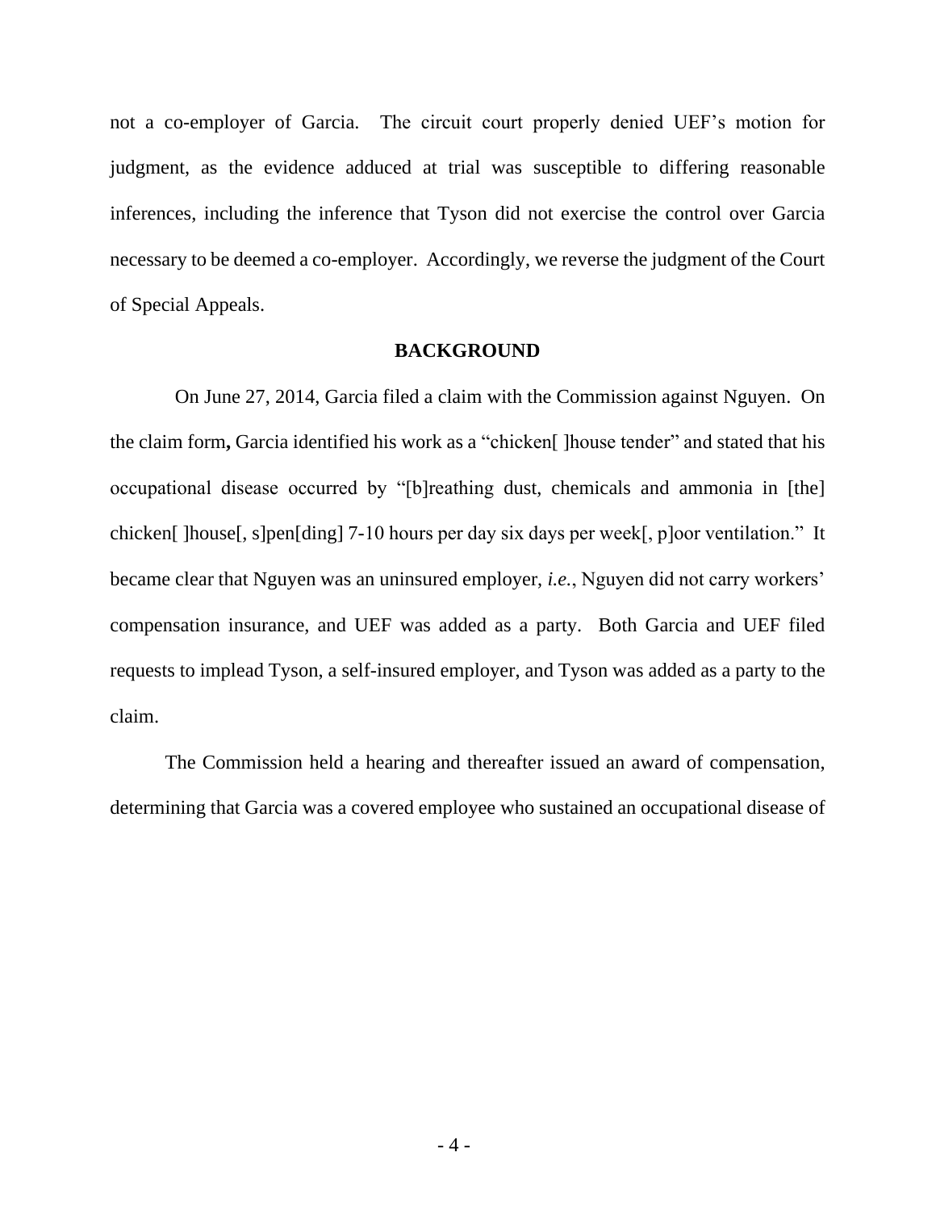not a co-employer of Garcia. The circuit court properly denied UEF's motion for judgment, as the evidence adduced at trial was susceptible to differing reasonable inferences, including the inference that Tyson did not exercise the control over Garcia necessary to be deemed a co-employer. Accordingly, we reverse the judgment of the Court of Special Appeals.

## BACKGROUND

On June 27, 2014, Garcia filed a claim with the Commission against Nguyen. On the claim form**,** Garcia identified his work as a "chicken[ ]house tender" and stated that his occupational disease occurred by "[b]reathing dust, chemicals and ammonia in [the] chicken[ ]house[, s]pen[ding] 7-10 hours per day six days per week[, p]oor ventilation." It became clear that Nguyen was an uninsured employer, *i.e.*, Nguyen did not carry workers' compensation insurance, and UEF was added as a party. Both Garcia and UEF filed requests to implead Tyson, a self-insured employer, and Tyson was added as a party to the claim.

The Commission held a hearing and thereafter issued an award of compensation, determining that Garcia was a covered employee who sustained an occupational disease of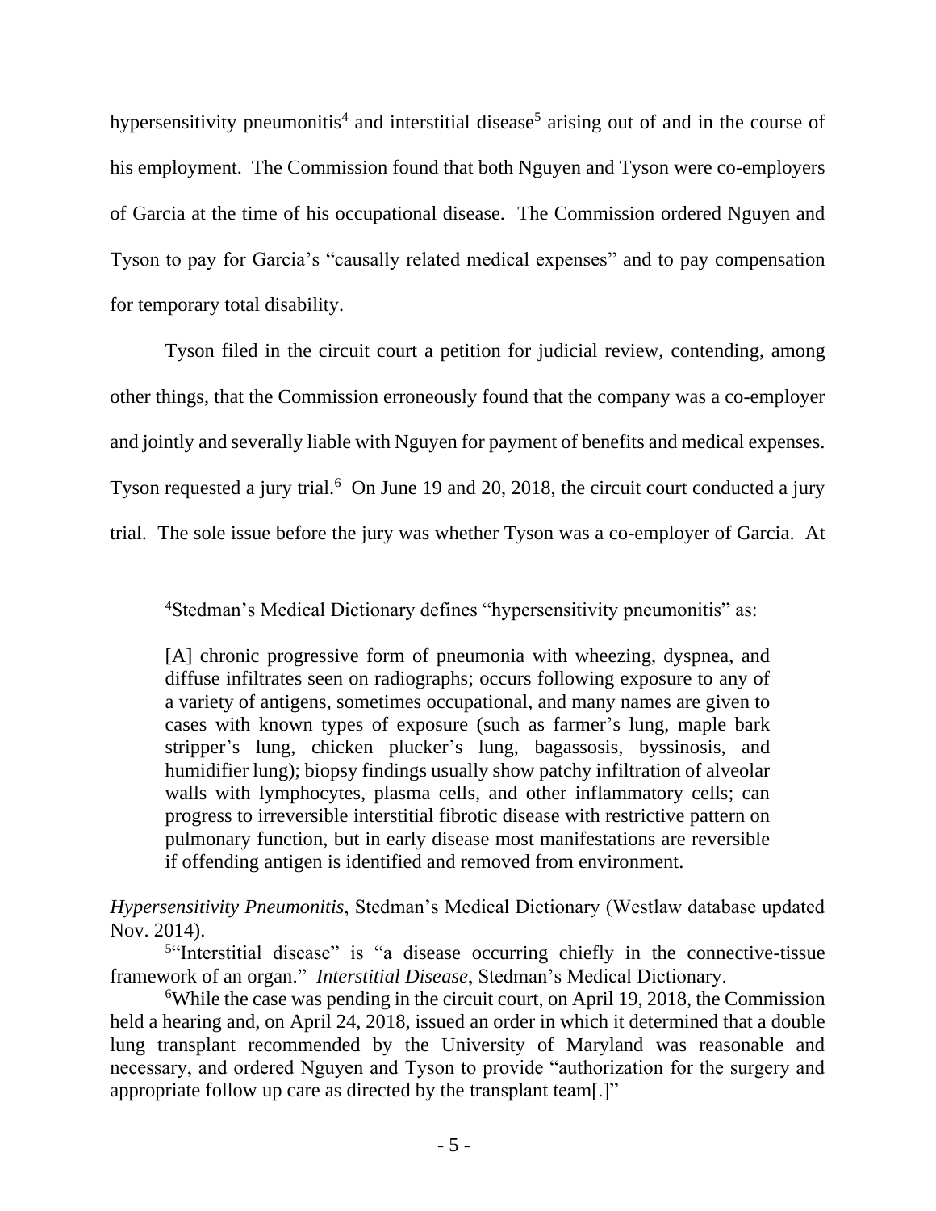hypersensitivity pneumonitis[4] and interstitial disease[5] arising out of and in the course of his employment. The Commission found that both Nguyen and Tyson were co-employers of Garcia at the time of his occupational disease. The Commission ordered Nguyen and Tyson to pay for Garcia's "causally related medical expenses" and to pay compensation for temporary total disability.

Tyson filed in the circuit court a petition for judicial review, contending, among other things, that the Commission erroneously found that the company was a co-employer and jointly and severally liable with Nguyen for payment of benefits and medical expenses. Tyson requested a jury trial.[6] On June 19 and 20, 2018, the circuit court conducted a jury trial. The sole issue before the jury was whether Tyson was a co-employer of Garcia. At

---

[4]Stedman's Medical Dictionary defines "hypersensitivity pneumonitis" as:

> [A] chronic progressive form of pneumonia with wheezing, dyspnea, and diffuse infiltrates seen on radiographs; occurs following exposure to any of a variety of antigens, sometimes occupational, and many names are given to cases with known types of exposure (such as farmer's lung, maple bark stripper's lung, chicken plucker's lung, bagassosis, byssinosis, and humidifier lung); biopsy findings usually show patchy infiltration of alveolar walls with lymphocytes, plasma cells, and other inflammatory cells; can progress to irreversible interstitial fibrotic disease with restrictive pattern on pulmonary function, but in early disease most manifestations are reversible if offending antigen is identified and removed from environment.

*Hypersensitivity Pneumonitis*, Stedman's Medical Dictionary (Westlaw database updated Nov. 2014).

[5]"Interstitial disease" is "a disease occurring chiefly in the connective-tissue framework of an organ." *Interstitial Disease*, Stedman's Medical Dictionary.

[6]While the case was pending in the circuit court, on April 19, 2018, the Commission held a hearing and, on April 24, 2018, issued an order in which it determined that a double lung transplant recommended by the University of Maryland was reasonable and necessary, and ordered Nguyen and Tyson to provide "authorization for the surgery and appropriate follow up care as directed by the transplant team[.]"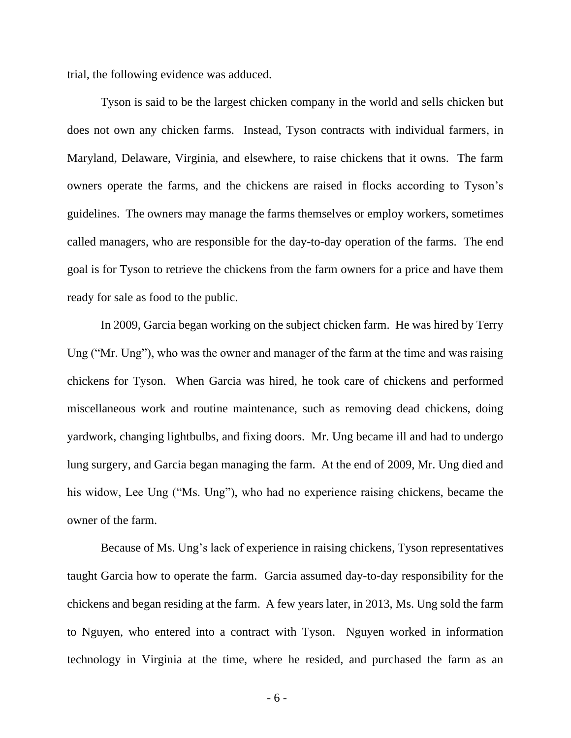trial, the following evidence was adduced.

Tyson is said to be the largest chicken company in the world and sells chicken but does not own any chicken farms. Instead, Tyson contracts with individual farmers, in Maryland, Delaware, Virginia, and elsewhere, to raise chickens that it owns. The farm owners operate the farms, and the chickens are raised in flocks according to Tyson's guidelines. The owners may manage the farms themselves or employ workers, sometimes called managers, who are responsible for the day-to-day operation of the farms. The end goal is for Tyson to retrieve the chickens from the farm owners for a price and have them ready for sale as food to the public.

In 2009, Garcia began working on the subject chicken farm. He was hired by Terry Ung ("Mr. Ung"), who was the owner and manager of the farm at the time and was raising chickens for Tyson. When Garcia was hired, he took care of chickens and performed miscellaneous work and routine maintenance, such as removing dead chickens, doing yardwork, changing lightbulbs, and fixing doors. Mr. Ung became ill and had to undergo lung surgery, and Garcia began managing the farm. At the end of 2009, Mr. Ung died and his widow, Lee Ung ("Ms. Ung"), who had no experience raising chickens, became the owner of the farm.

Because of Ms. Ung's lack of experience in raising chickens, Tyson representatives taught Garcia how to operate the farm. Garcia assumed day-to-day responsibility for the chickens and began residing at the farm. A few years later, in 2013, Ms. Ung sold the farm to Nguyen, who entered into a contract with Tyson. Nguyen worked in information technology in Virginia at the time, where he resided, and purchased the farm as an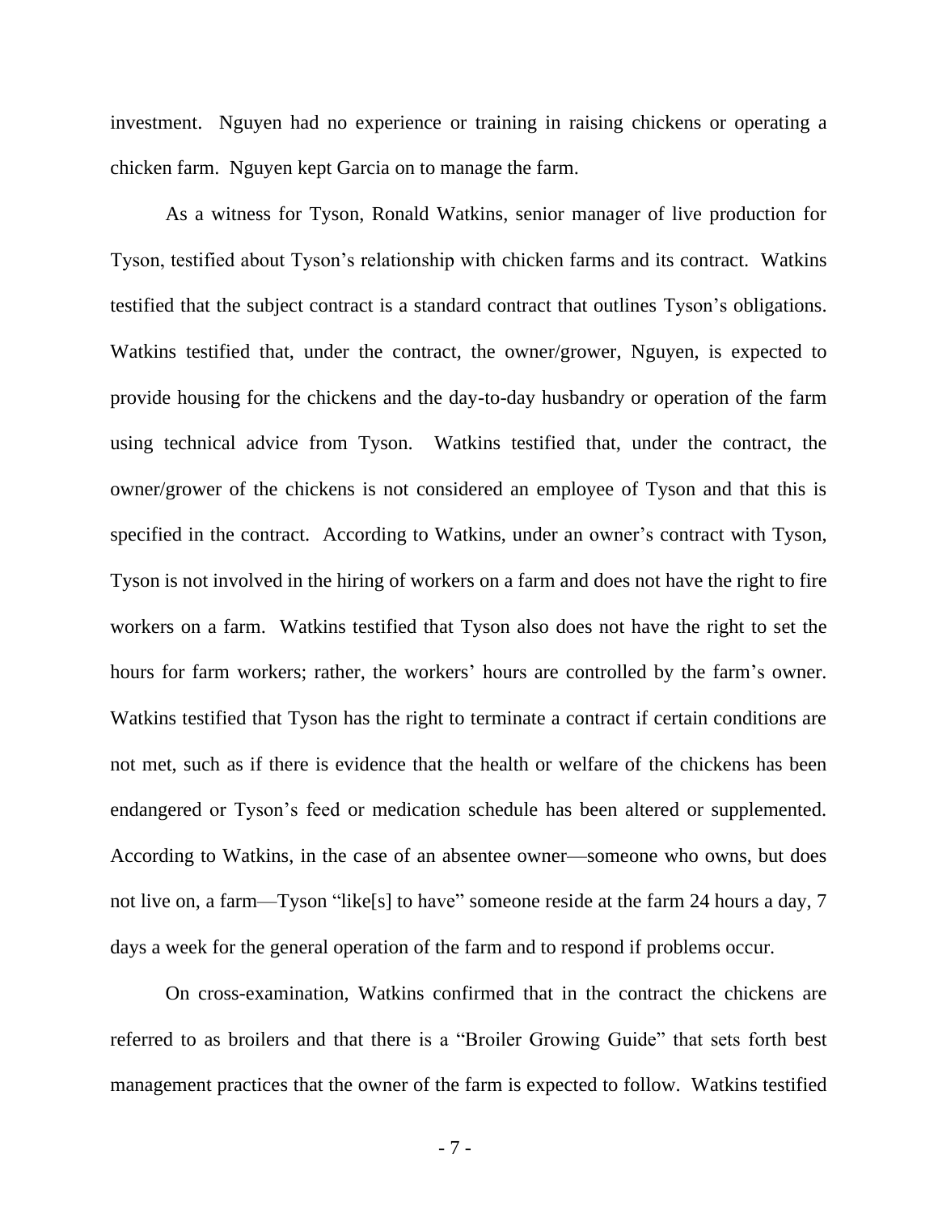investment. Nguyen had no experience or training in raising chickens or operating a chicken farm. Nguyen kept Garcia on to manage the farm.

As a witness for Tyson, Ronald Watkins, senior manager of live production for Tyson, testified about Tyson's relationship with chicken farms and its contract. Watkins testified that the subject contract is a standard contract that outlines Tyson's obligations. Watkins testified that, under the contract, the owner/grower, Nguyen, is expected to provide housing for the chickens and the day-to-day husbandry or operation of the farm using technical advice from Tyson. Watkins testified that, under the contract, the owner/grower of the chickens is not considered an employee of Tyson and that this is specified in the contract. According to Watkins, under an owner's contract with Tyson, Tyson is not involved in the hiring of workers on a farm and does not have the right to fire workers on a farm. Watkins testified that Tyson also does not have the right to set the hours for farm workers; rather, the workers' hours are controlled by the farm's owner. Watkins testified that Tyson has the right to terminate a contract if certain conditions are not met, such as if there is evidence that the health or welfare of the chickens has been endangered or Tyson's feed or medication schedule has been altered or supplemented. According to Watkins, in the case of an absentee owner—someone who owns, but does not live on, a farm—Tyson "like[s] to have" someone reside at the farm 24 hours a day, 7 days a week for the general operation of the farm and to respond if problems occur.

On cross-examination, Watkins confirmed that in the contract the chickens are referred to as broilers and that there is a "Broiler Growing Guide" that sets forth best management practices that the owner of the farm is expected to follow. Watkins testified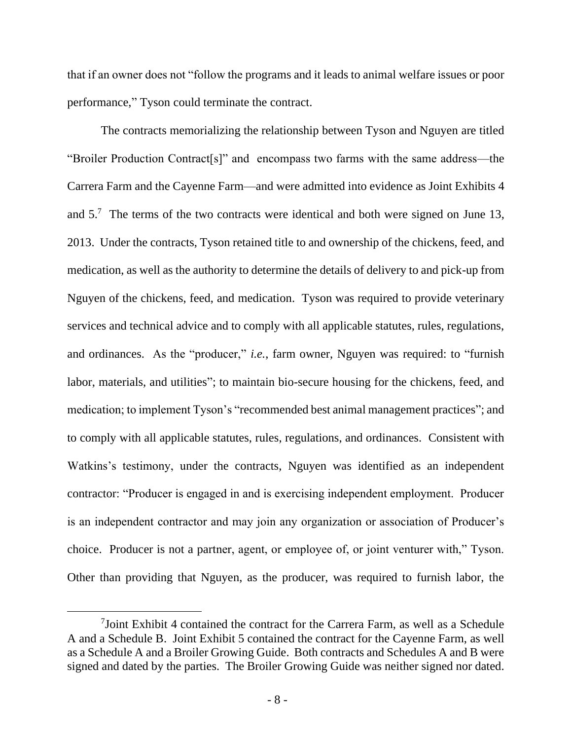that if an owner does not "follow the programs and it leads to animal welfare issues or poor performance," Tyson could terminate the contract.

The contracts memorializing the relationship between Tyson and Nguyen are titled "Broiler Production Contract[s]" and encompass two farms with the same address—the Carrera Farm and the Cayenne Farm—and were admitted into evidence as Joint Exhibits 4 and 5.[7] The terms of the two contracts were identical and both were signed on June 13, 2013. Under the contracts, Tyson retained title to and ownership of the chickens, feed, and medication, as well as the authority to determine the details of delivery to and pick-up from Nguyen of the chickens, feed, and medication. Tyson was required to provide veterinary services and technical advice and to comply with all applicable statutes, rules, regulations, and ordinances. As the "producer," *i.e.*, farm owner, Nguyen was required: to "furnish labor, materials, and utilities"; to maintain bio-secure housing for the chickens, feed, and medication; to implement Tyson's "recommended best animal management practices"; and to comply with all applicable statutes, rules, regulations, and ordinances. Consistent with Watkins's testimony, under the contracts, Nguyen was identified as an independent contractor: "Producer is engaged in and is exercising independent employment. Producer is an independent contractor and may join any organization or association of Producer's choice. Producer is not a partner, agent, or employee of, or joint venturer with," Tyson. Other than providing that Nguyen, as the producer, was required to furnish labor, the

[7] Joint Exhibit 4 contained the contract for the Carrera Farm, as well as a Schedule A and a Schedule B. Joint Exhibit 5 contained the contract for the Cayenne Farm, as well as a Schedule A and a Broiler Growing Guide. Both contracts and Schedules A and B were signed and dated by the parties. The Broiler Growing Guide was neither signed nor dated.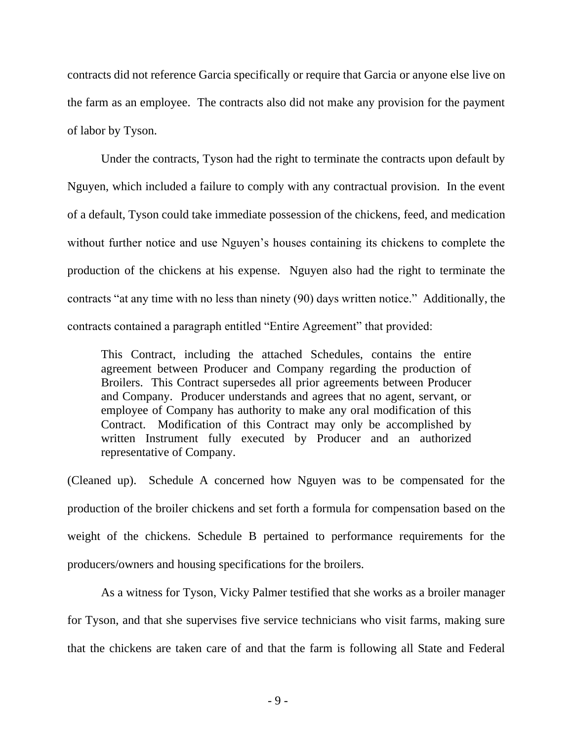contracts did not reference Garcia specifically or require that Garcia or anyone else live on the farm as an employee. The contracts also did not make any provision for the payment of labor by Tyson.

Under the contracts, Tyson had the right to terminate the contracts upon default by Nguyen, which included a failure to comply with any contractual provision. In the event of a default, Tyson could take immediate possession of the chickens, feed, and medication without further notice and use Nguyen's houses containing its chickens to complete the production of the chickens at his expense. Nguyen also had the right to terminate the contracts "at any time with no less than ninety (90) days written notice." Additionally, the contracts contained a paragraph entitled "Entire Agreement" that provided:

> This Contract, including the attached Schedules, contains the entire agreement between Producer and Company regarding the production of Broilers. This Contract supersedes all prior agreements between Producer and Company. Producer understands and agrees that no agent, servant, or employee of Company has authority to make any oral modification of this Contract. Modification of this Contract may only be accomplished by written Instrument fully executed by Producer and an authorized representative of Company.

(Cleaned up). Schedule A concerned how Nguyen was to be compensated for the production of the broiler chickens and set forth a formula for compensation based on the weight of the chickens. Schedule B pertained to performance requirements for the producers/owners and housing specifications for the broilers.

As a witness for Tyson, Vicky Palmer testified that she works as a broiler manager for Tyson, and that she supervises five service technicians who visit farms, making sure that the chickens are taken care of and that the farm is following all State and Federal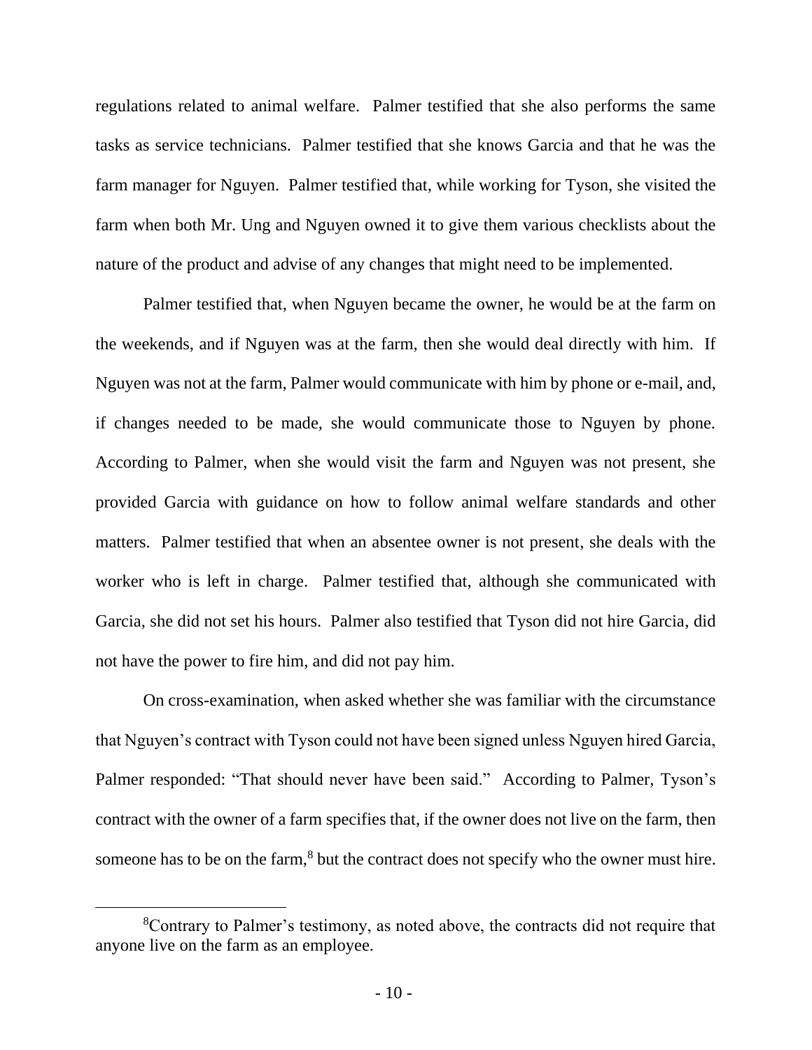regulations related to animal welfare. Palmer testified that she also performs the same tasks as service technicians. Palmer testified that she knows Garcia and that he was the farm manager for Nguyen. Palmer testified that, while working for Tyson, she visited the farm when both Mr. Ung and Nguyen owned it to give them various checklists about the nature of the product and advise of any changes that might need to be implemented.

Palmer testified that, when Nguyen became the owner, he would be at the farm on the weekends, and if Nguyen was at the farm, then she would deal directly with him. If Nguyen was not at the farm, Palmer would communicate with him by phone or e-mail, and, if changes needed to be made, she would communicate those to Nguyen by phone. According to Palmer, when she would visit the farm and Nguyen was not present, she provided Garcia with guidance on how to follow animal welfare standards and other matters. Palmer testified that when an absentee owner is not present, she deals with the worker who is left in charge. Palmer testified that, although she communicated with Garcia, she did not set his hours. Palmer also testified that Tyson did not hire Garcia, did not have the power to fire him, and did not pay him.

On cross-examination, when asked whether she was familiar with the circumstance that Nguyen's contract with Tyson could not have been signed unless Nguyen hired Garcia, Palmer responded: "That should never have been said." According to Palmer, Tyson's contract with the owner of a farm specifies that, if the owner does not live on the farm, then someone has to be on the farm,[8] but the contract does not specify who the owner must hire.

[8]Contrary to Palmer's testimony, as noted above, the contracts did not require that anyone live on the farm as an employee.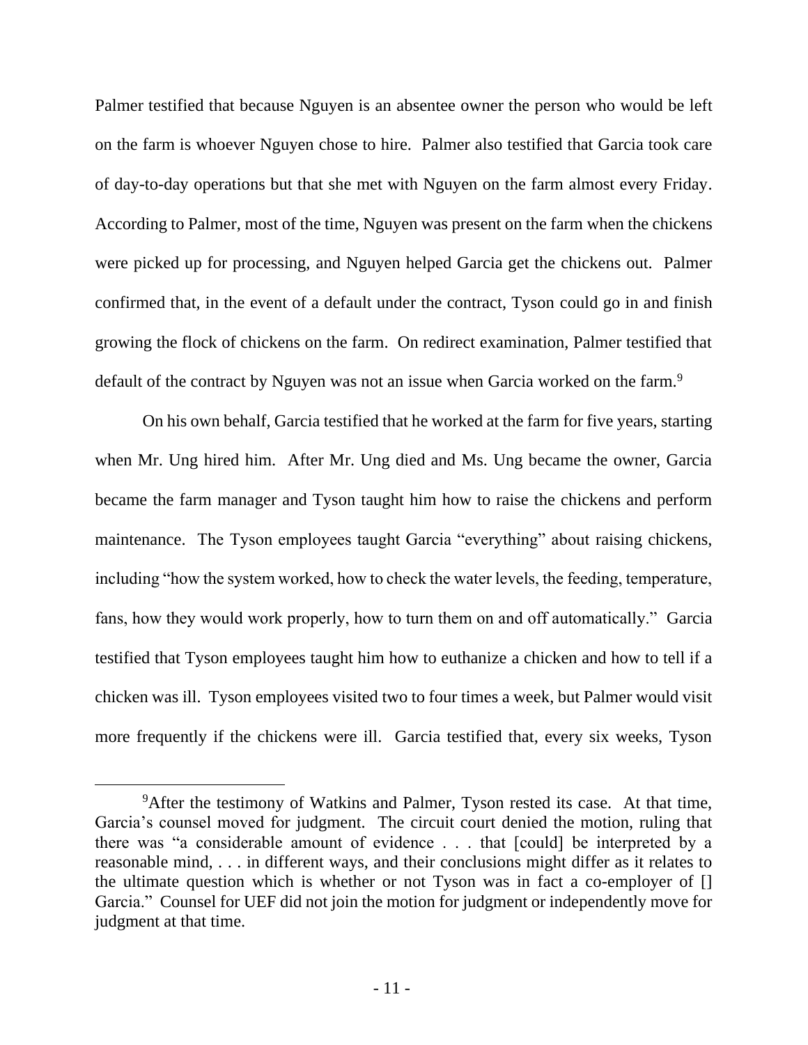Palmer testified that because Nguyen is an absentee owner the person who would be left on the farm is whoever Nguyen chose to hire. Palmer also testified that Garcia took care of day-to-day operations but that she met with Nguyen on the farm almost every Friday. According to Palmer, most of the time, Nguyen was present on the farm when the chickens were picked up for processing, and Nguyen helped Garcia get the chickens out. Palmer confirmed that, in the event of a default under the contract, Tyson could go in and finish growing the flock of chickens on the farm. On redirect examination, Palmer testified that default of the contract by Nguyen was not an issue when Garcia worked on the farm.[9]

On his own behalf, Garcia testified that he worked at the farm for five years, starting when Mr. Ung hired him. After Mr. Ung died and Ms. Ung became the owner, Garcia became the farm manager and Tyson taught him how to raise the chickens and perform maintenance. The Tyson employees taught Garcia "everything" about raising chickens, including "how the system worked, how to check the water levels, the feeding, temperature, fans, how they would work properly, how to turn them on and off automatically." Garcia testified that Tyson employees taught him how to euthanize a chicken and how to tell if a chicken was ill. Tyson employees visited two to four times a week, but Palmer would visit more frequently if the chickens were ill. Garcia testified that, every six weeks, Tyson

---

[9]After the testimony of Watkins and Palmer, Tyson rested its case. At that time, Garcia's counsel moved for judgment. The circuit court denied the motion, ruling that there was "a considerable amount of evidence . . . that [could] be interpreted by a reasonable mind, . . . in different ways, and their conclusions might differ as it relates to the ultimate question which is whether or not Tyson was in fact a co-employer of [] Garcia." Counsel for UEF did not join the motion for judgment or independently move for judgment at that time.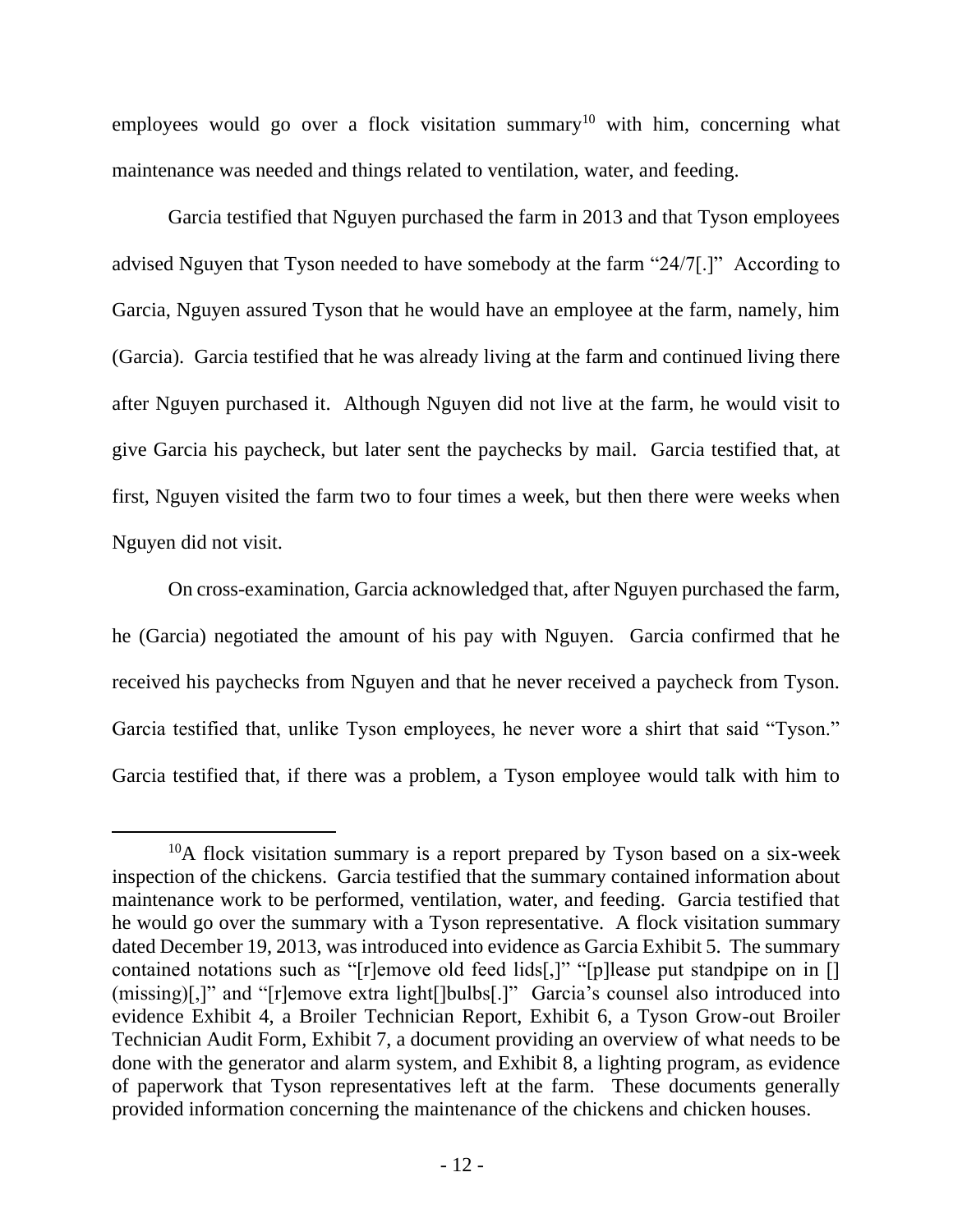employees would go over a flock visitation summary[10] with him, concerning what maintenance was needed and things related to ventilation, water, and feeding.

Garcia testified that Nguyen purchased the farm in 2013 and that Tyson employees advised Nguyen that Tyson needed to have somebody at the farm "24/7[.]" According to Garcia, Nguyen assured Tyson that he would have an employee at the farm, namely, him (Garcia). Garcia testified that he was already living at the farm and continued living there after Nguyen purchased it. Although Nguyen did not live at the farm, he would visit to give Garcia his paycheck, but later sent the paychecks by mail. Garcia testified that, at first, Nguyen visited the farm two to four times a week, but then there were weeks when Nguyen did not visit.

On cross-examination, Garcia acknowledged that, after Nguyen purchased the farm, he (Garcia) negotiated the amount of his pay with Nguyen. Garcia confirmed that he received his paychecks from Nguyen and that he never received a paycheck from Tyson. Garcia testified that, unlike Tyson employees, he never wore a shirt that said "Tyson." Garcia testified that, if there was a problem, a Tyson employee would talk with him to

[10] A flock visitation summary is a report prepared by Tyson based on a six-week inspection of the chickens. Garcia testified that the summary contained information about maintenance work to be performed, ventilation, water, and feeding. Garcia testified that he would go over the summary with a Tyson representative. A flock visitation summary dated December 19, 2013, was introduced into evidence as Garcia Exhibit 5. The summary contained notations such as "[r]emove old feed lids[,]" "[p]lease put standpipe on in [] (missing)[,]" and "[r]emove extra light[]bulbs[.]" Garcia's counsel also introduced into evidence Exhibit 4, a Broiler Technician Report, Exhibit 6, a Tyson Grow-out Broiler Technician Audit Form, Exhibit 7, a document providing an overview of what needs to be done with the generator and alarm system, and Exhibit 8, a lighting program, as evidence of paperwork that Tyson representatives left at the farm. These documents generally provided information concerning the maintenance of the chickens and chicken houses.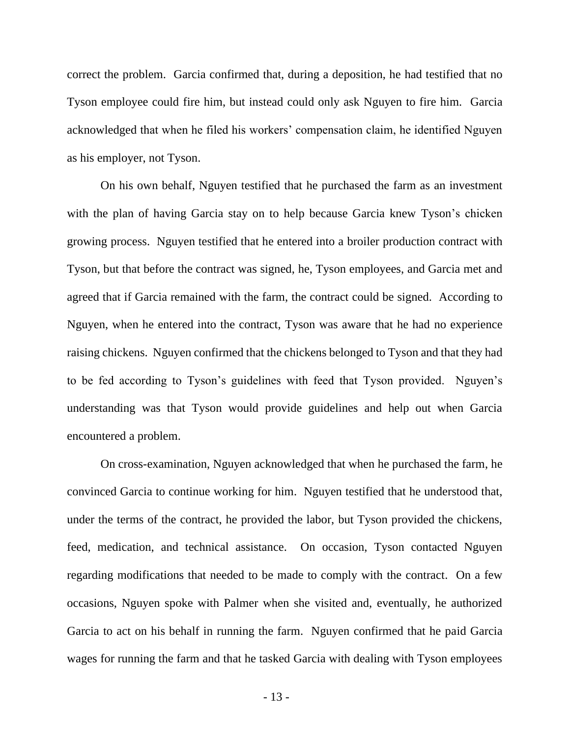correct the problem. Garcia confirmed that, during a deposition, he had testified that no Tyson employee could fire him, but instead could only ask Nguyen to fire him. Garcia acknowledged that when he filed his workers' compensation claim, he identified Nguyen as his employer, not Tyson.

On his own behalf, Nguyen testified that he purchased the farm as an investment with the plan of having Garcia stay on to help because Garcia knew Tyson's chicken growing process. Nguyen testified that he entered into a broiler production contract with Tyson, but that before the contract was signed, he, Tyson employees, and Garcia met and agreed that if Garcia remained with the farm, the contract could be signed. According to Nguyen, when he entered into the contract, Tyson was aware that he had no experience raising chickens. Nguyen confirmed that the chickens belonged to Tyson and that they had to be fed according to Tyson's guidelines with feed that Tyson provided. Nguyen's understanding was that Tyson would provide guidelines and help out when Garcia encountered a problem.

On cross-examination, Nguyen acknowledged that when he purchased the farm, he convinced Garcia to continue working for him. Nguyen testified that he understood that, under the terms of the contract, he provided the labor, but Tyson provided the chickens, feed, medication, and technical assistance. On occasion, Tyson contacted Nguyen regarding modifications that needed to be made to comply with the contract. On a few occasions, Nguyen spoke with Palmer when she visited and, eventually, he authorized Garcia to act on his behalf in running the farm. Nguyen confirmed that he paid Garcia wages for running the farm and that he tasked Garcia with dealing with Tyson employees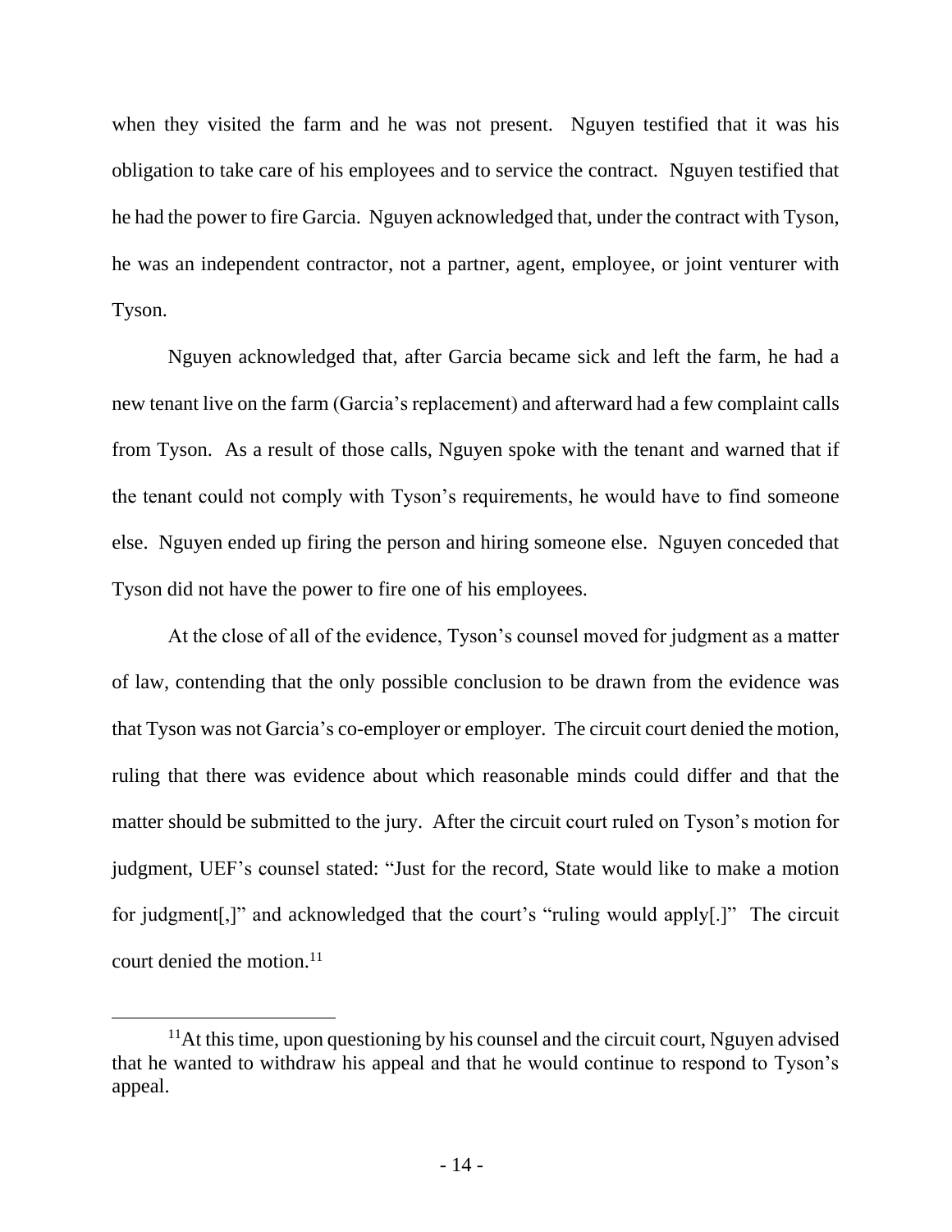when they visited the farm and he was not present. Nguyen testified that it was his obligation to take care of his employees and to service the contract. Nguyen testified that he had the power to fire Garcia. Nguyen acknowledged that, under the contract with Tyson, he was an independent contractor, not a partner, agent, employee, or joint venturer with Tyson.

Nguyen acknowledged that, after Garcia became sick and left the farm, he had a new tenant live on the farm (Garcia's replacement) and afterward had a few complaint calls from Tyson. As a result of those calls, Nguyen spoke with the tenant and warned that if the tenant could not comply with Tyson's requirements, he would have to find someone else. Nguyen ended up firing the person and hiring someone else. Nguyen conceded that Tyson did not have the power to fire one of his employees.

At the close of all of the evidence, Tyson's counsel moved for judgment as a matter of law, contending that the only possible conclusion to be drawn from the evidence was that Tyson was not Garcia's co-employer or employer. The circuit court denied the motion, ruling that there was evidence about which reasonable minds could differ and that the matter should be submitted to the jury. After the circuit court ruled on Tyson's motion for judgment, UEF's counsel stated: "Just for the record, State would like to make a motion for judgment[,]" and acknowledged that the court's "ruling would apply[.]" The circuit court denied the motion.[11]

[11] At this time, upon questioning by his counsel and the circuit court, Nguyen advised that he wanted to withdraw his appeal and that he would continue to respond to Tyson's appeal.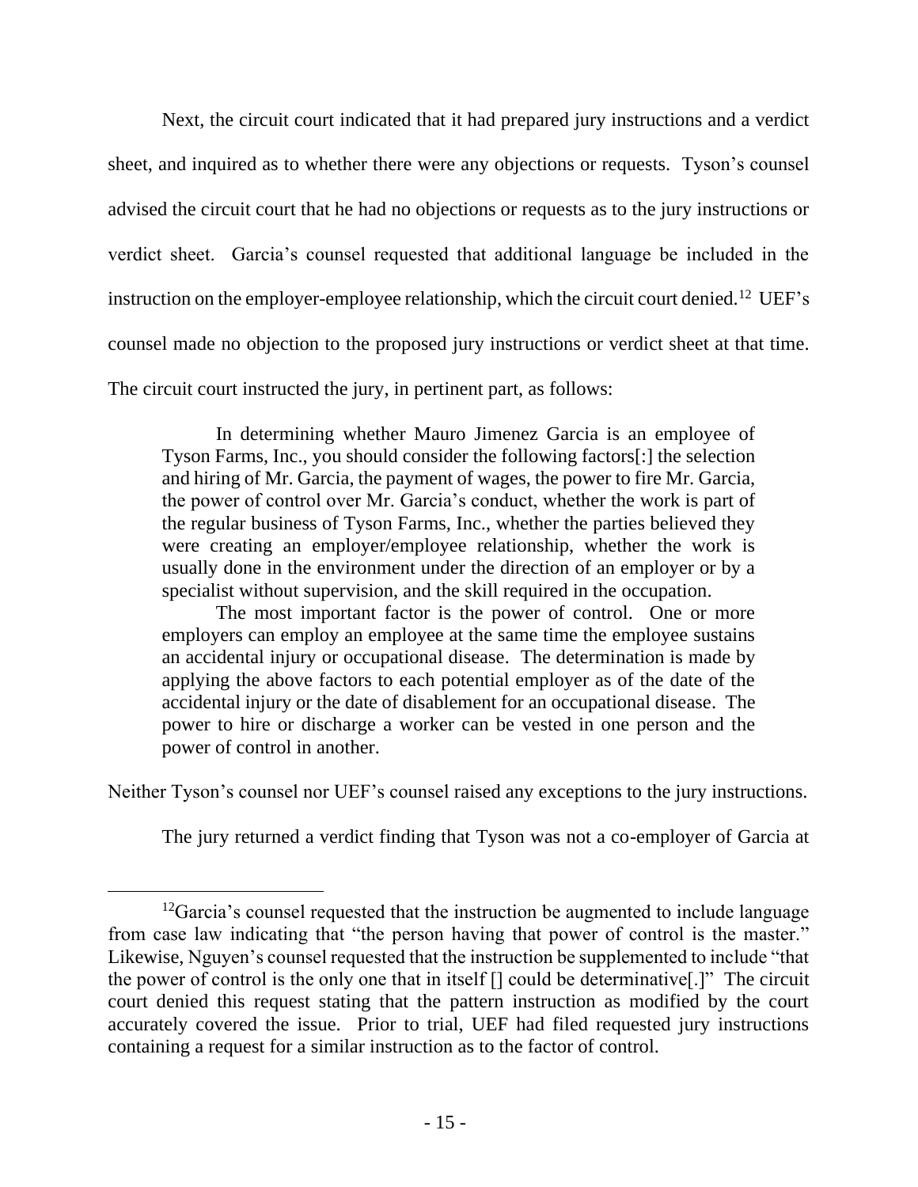Next, the circuit court indicated that it had prepared jury instructions and a verdict sheet, and inquired as to whether there were any objections or requests. Tyson's counsel advised the circuit court that he had no objections or requests as to the jury instructions or verdict sheet. Garcia's counsel requested that additional language be included in the instruction on the employer-employee relationship, which the circuit court denied.[12] UEF's counsel made no objection to the proposed jury instructions or verdict sheet at that time. The circuit court instructed the jury, in pertinent part, as follows:

> In determining whether Mauro Jimenez Garcia is an employee of Tyson Farms, Inc., you should consider the following factors[:] the selection and hiring of Mr. Garcia, the payment of wages, the power to fire Mr. Garcia, the power of control over Mr. Garcia's conduct, whether the work is part of the regular business of Tyson Farms, Inc., whether the parties believed they were creating an employer/employee relationship, whether the work is usually done in the environment under the direction of an employer or by a specialist without supervision, and the skill required in the occupation.
>
> The most important factor is the power of control. One or more employers can employ an employee at the same time the employee sustains an accidental injury or occupational disease. The determination is made by applying the above factors to each potential employer as of the date of the accidental injury or the date of disablement for an occupational disease. The power to hire or discharge a worker can be vested in one person and the power of control in another.

Neither Tyson's counsel nor UEF's counsel raised any exceptions to the jury instructions.

The jury returned a verdict finding that Tyson was not a co-employer of Garcia at

---

[12]Garcia's counsel requested that the instruction be augmented to include language from case law indicating that "the person having that power of control is the master." Likewise, Nguyen's counsel requested that the instruction be supplemented to include "that the power of control is the only one that in itself [] could be determinative[.]" The circuit court denied this request stating that the pattern instruction as modified by the court accurately covered the issue. Prior to trial, UEF had filed requested jury instructions containing a request for a similar instruction as to the factor of control.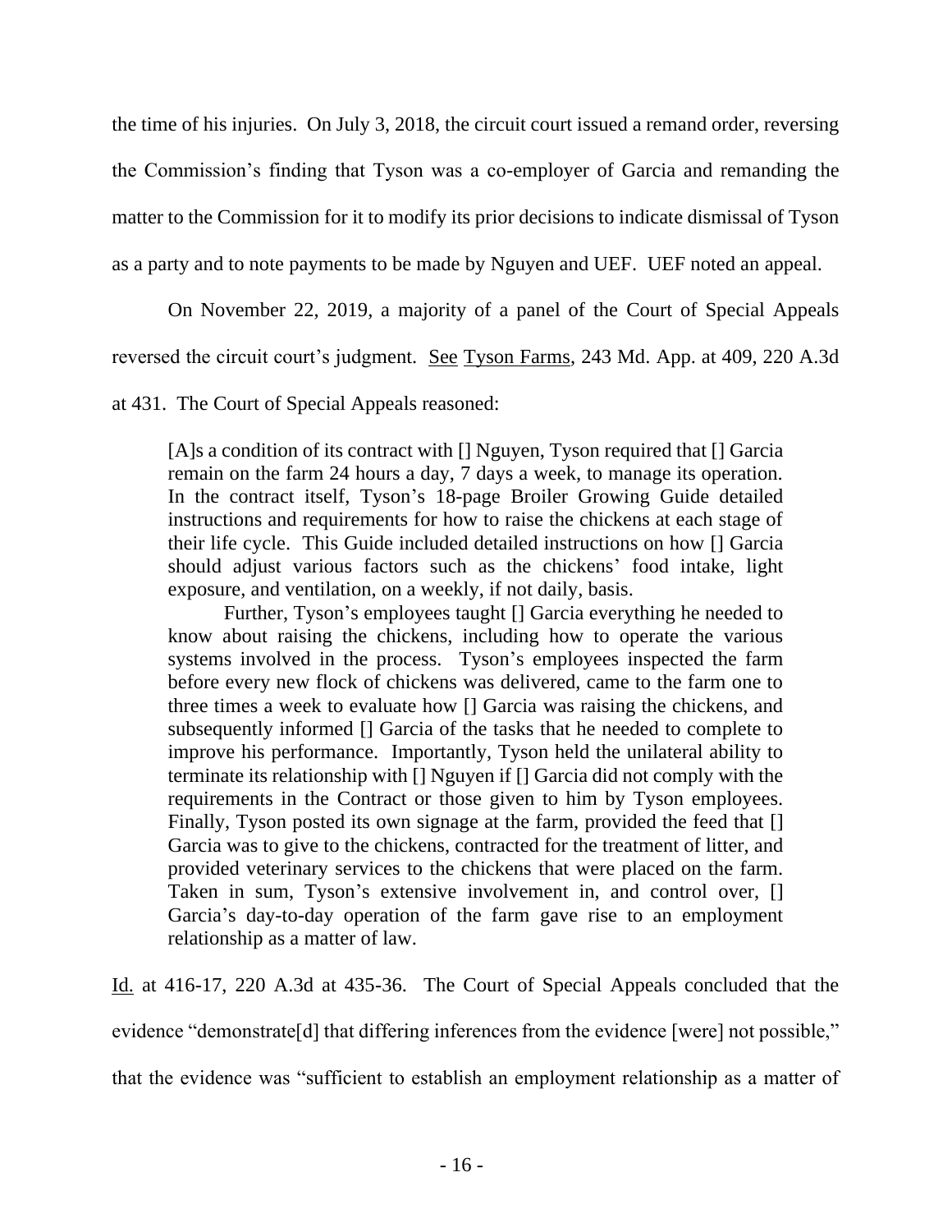the time of his injuries. On July 3, 2018, the circuit court issued a remand order, reversing the Commission's finding that Tyson was a co-employer of Garcia and remanding the matter to the Commission for it to modify its prior decisions to indicate dismissal of Tyson as a party and to note payments to be made by Nguyen and UEF. UEF noted an appeal.

On November 22, 2019, a majority of a panel of the Court of Special Appeals reversed the circuit court's judgment. See Tyson Farms, 243 Md. App. at 409, 220 A.3d at 431. The Court of Special Appeals reasoned:

> [A]s a condition of its contract with [] Nguyen, Tyson required that [] Garcia remain on the farm 24 hours a day, 7 days a week, to manage its operation. In the contract itself, Tyson's 18-page Broiler Growing Guide detailed instructions and requirements for how to raise the chickens at each stage of their life cycle. This Guide included detailed instructions on how [] Garcia should adjust various factors such as the chickens' food intake, light exposure, and ventilation, on a weekly, if not daily, basis.
>
> Further, Tyson's employees taught [] Garcia everything he needed to know about raising the chickens, including how to operate the various systems involved in the process. Tyson's employees inspected the farm before every new flock of chickens was delivered, came to the farm one to three times a week to evaluate how [] Garcia was raising the chickens, and subsequently informed [] Garcia of the tasks that he needed to complete to improve his performance. Importantly, Tyson held the unilateral ability to terminate its relationship with [] Nguyen if [] Garcia did not comply with the requirements in the Contract or those given to him by Tyson employees. Finally, Tyson posted its own signage at the farm, provided the feed that [] Garcia was to give to the chickens, contracted for the treatment of litter, and provided veterinary services to the chickens that were placed on the farm. Taken in sum, Tyson's extensive involvement in, and control over, [] Garcia's day-to-day operation of the farm gave rise to an employment relationship as a matter of law.

Id. at 416-17, 220 A.3d at 435-36. The Court of Special Appeals concluded that the evidence "demonstrate[d] that differing inferences from the evidence [were] not possible," that the evidence was "sufficient to establish an employment relationship as a matter of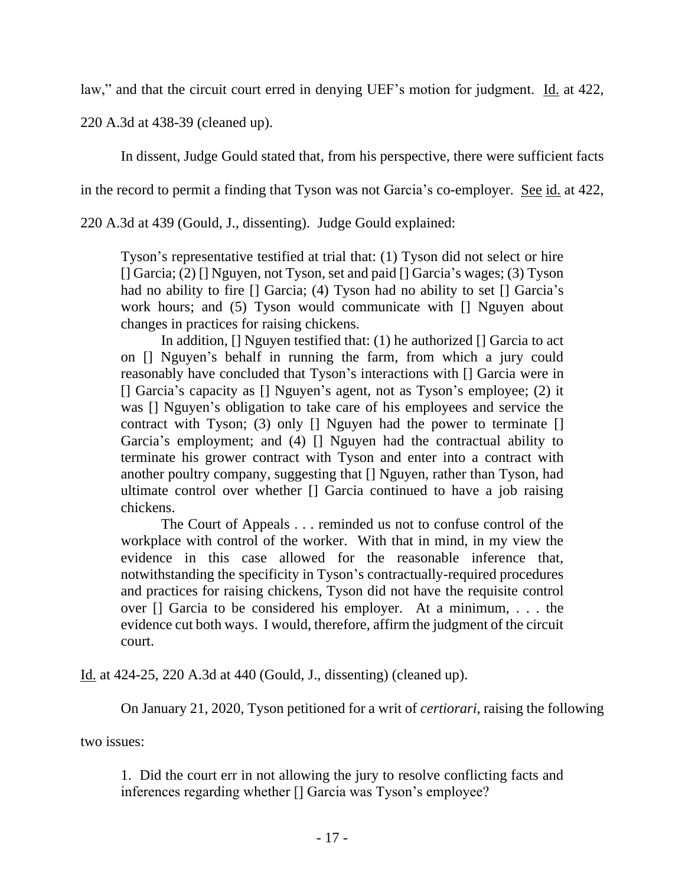law," and that the circuit court erred in denying UEF's motion for judgment. Id. at 422, 220 A.3d at 438-39 (cleaned up).

In dissent, Judge Gould stated that, from his perspective, there were sufficient facts in the record to permit a finding that Tyson was not Garcia's co-employer. See id. at 422, 220 A.3d at 439 (Gould, J., dissenting). Judge Gould explained:

> Tyson's representative testified at trial that: (1) Tyson did not select or hire [] Garcia; (2) [] Nguyen, not Tyson, set and paid [] Garcia's wages; (3) Tyson had no ability to fire [] Garcia; (4) Tyson had no ability to set [] Garcia's work hours; and (5) Tyson would communicate with [] Nguyen about changes in practices for raising chickens.
>
> In addition, [] Nguyen testified that: (1) he authorized [] Garcia to act on [] Nguyen's behalf in running the farm, from which a jury could reasonably have concluded that Tyson's interactions with [] Garcia were in [] Garcia's capacity as [] Nguyen's agent, not as Tyson's employee; (2) it was [] Nguyen's obligation to take care of his employees and service the contract with Tyson; (3) only [] Nguyen had the power to terminate [] Garcia's employment; and (4) [] Nguyen had the contractual ability to terminate his grower contract with Tyson and enter into a contract with another poultry company, suggesting that [] Nguyen, rather than Tyson, had ultimate control over whether [] Garcia continued to have a job raising chickens.
>
> The Court of Appeals . . . reminded us not to confuse control of the workplace with control of the worker. With that in mind, in my view the evidence in this case allowed for the reasonable inference that, notwithstanding the specificity in Tyson's contractually-required procedures and practices for raising chickens, Tyson did not have the requisite control over [] Garcia to be considered his employer. At a minimum, . . . the evidence cut both ways. I would, therefore, affirm the judgment of the circuit court.

Id. at 424-25, 220 A.3d at 440 (Gould, J., dissenting) (cleaned up).

On January 21, 2020, Tyson petitioned for a writ of *certiorari*, raising the following two issues:

> 1. Did the court err in not allowing the jury to resolve conflicting facts and inferences regarding whether [] Garcia was Tyson's employee?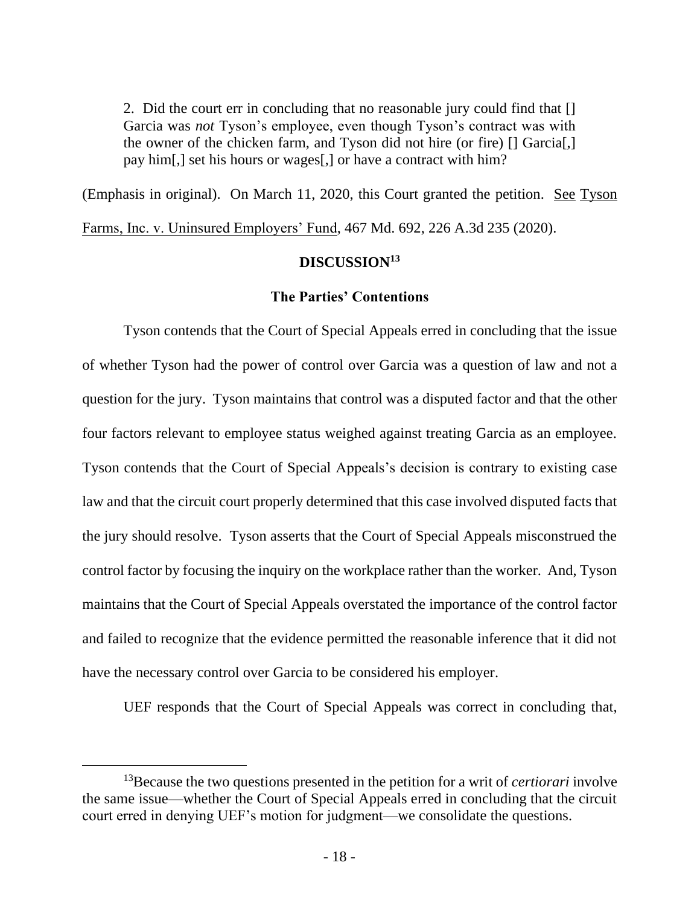2. Did the court err in concluding that no reasonable jury could find that [] Garcia was *not* Tyson's employee, even though Tyson's contract was with the owner of the chicken farm, and Tyson did not hire (or fire) [] Garcia[,] pay him[,] set his hours or wages[,] or have a contract with him?

(Emphasis in original). On March 11, 2020, this Court granted the petition. See Tyson Farms, Inc. v. Uninsured Employers' Fund, 467 Md. 692, 226 A.3d 235 (2020).

## DISCUSSION[13]

### The Parties' Contentions

Tyson contends that the Court of Special Appeals erred in concluding that the issue of whether Tyson had the power of control over Garcia was a question of law and not a question for the jury. Tyson maintains that control was a disputed factor and that the other four factors relevant to employee status weighed against treating Garcia as an employee. Tyson contends that the Court of Special Appeals's decision is contrary to existing case law and that the circuit court properly determined that this case involved disputed facts that the jury should resolve. Tyson asserts that the Court of Special Appeals misconstrued the control factor by focusing the inquiry on the workplace rather than the worker. And, Tyson maintains that the Court of Special Appeals overstated the importance of the control factor and failed to recognize that the evidence permitted the reasonable inference that it did not have the necessary control over Garcia to be considered his employer.

UEF responds that the Court of Special Appeals was correct in concluding that,

[13]Because the two questions presented in the petition for a writ of *certiorari* involve the same issue—whether the Court of Special Appeals erred in concluding that the circuit court erred in denying UEF's motion for judgment—we consolidate the questions.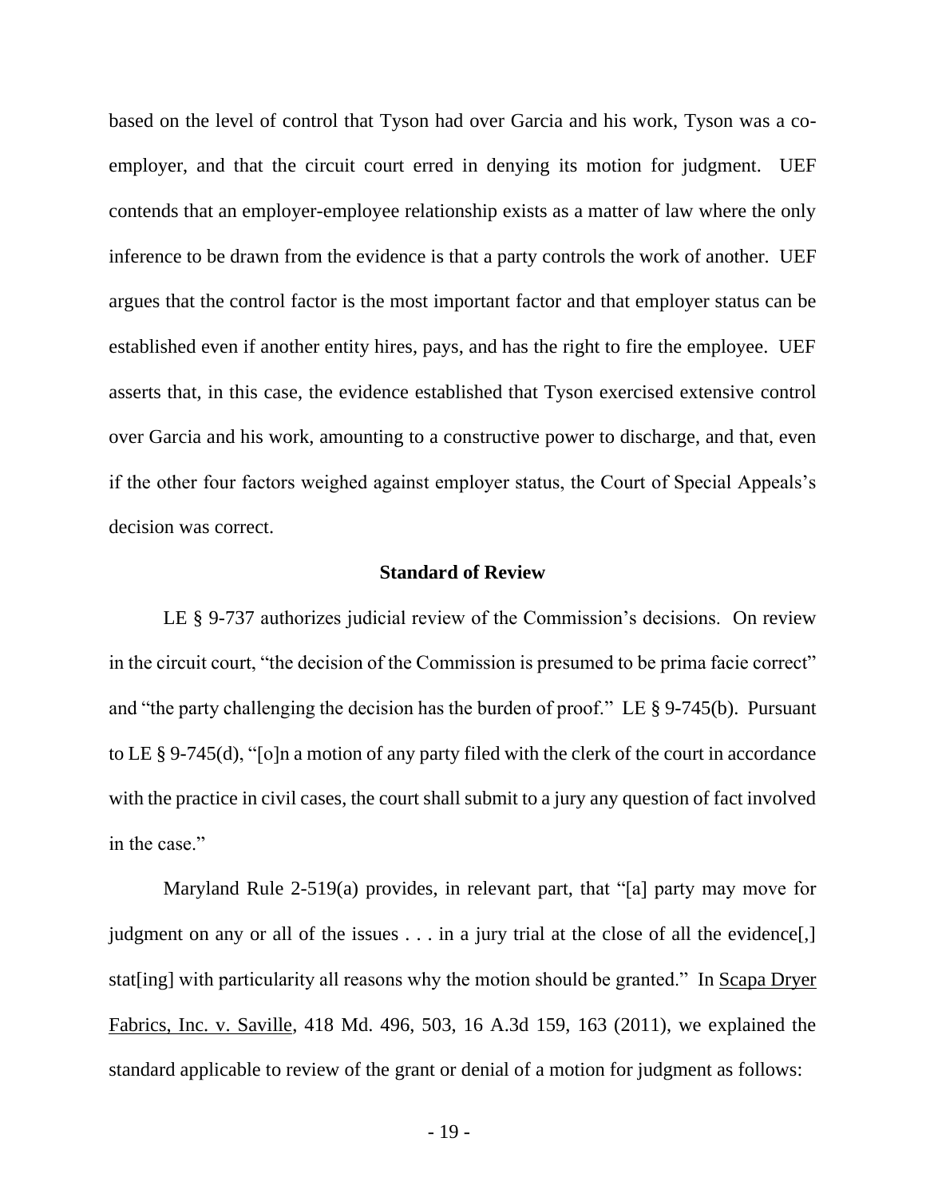based on the level of control that Tyson had over Garcia and his work, Tyson was a co-employer, and that the circuit court erred in denying its motion for judgment. UEF contends that an employer-employee relationship exists as a matter of law where the only inference to be drawn from the evidence is that a party controls the work of another. UEF argues that the control factor is the most important factor and that employer status can be established even if another entity hires, pays, and has the right to fire the employee. UEF asserts that, in this case, the evidence established that Tyson exercised extensive control over Garcia and his work, amounting to a constructive power to discharge, and that, even if the other four factors weighed against employer status, the Court of Special Appeals's decision was correct.

### Standard of Review

LE § 9-737 authorizes judicial review of the Commission's decisions. On review in the circuit court, "the decision of the Commission is presumed to be prima facie correct" and "the party challenging the decision has the burden of proof." LE § 9-745(b). Pursuant to LE § 9-745(d), "[o]n a motion of any party filed with the clerk of the court in accordance with the practice in civil cases, the court shall submit to a jury any question of fact involved in the case."

Maryland Rule 2-519(a) provides, in relevant part, that "[a] party may move for judgment on any or all of the issues . . . in a jury trial at the close of all the evidence[,] stat[ing] with particularity all reasons why the motion should be granted." In Scapa Dryer Fabrics, Inc. v. Saville, 418 Md. 496, 503, 16 A.3d 159, 163 (2011), we explained the standard applicable to review of the grant or denial of a motion for judgment as follows: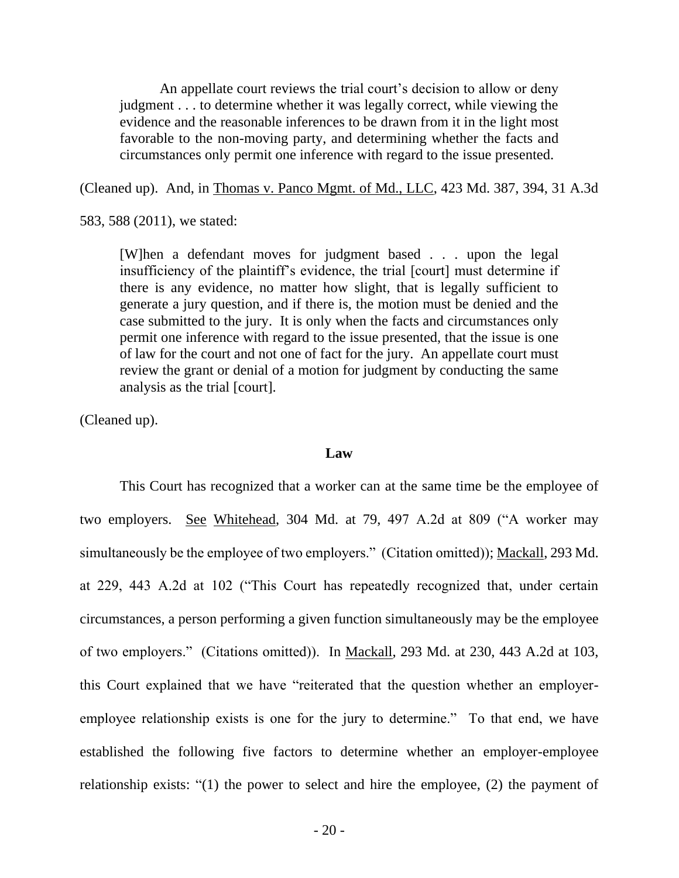> An appellate court reviews the trial court's decision to allow or deny judgment . . . to determine whether it was legally correct, while viewing the evidence and the reasonable inferences to be drawn from it in the light most favorable to the non-moving party, and determining whether the facts and circumstances only permit one inference with regard to the issue presented.

(Cleaned up). And, in Thomas v. Panco Mgmt. of Md., LLC, 423 Md. 387, 394, 31 A.3d 583, 588 (2011), we stated:

> [W]hen a defendant moves for judgment based . . . upon the legal insufficiency of the plaintiff's evidence, the trial [court] must determine if there is any evidence, no matter how slight, that is legally sufficient to generate a jury question, and if there is, the motion must be denied and the case submitted to the jury. It is only when the facts and circumstances only permit one inference with regard to the issue presented, that the issue is one of law for the court and not one of fact for the jury. An appellate court must review the grant or denial of a motion for judgment by conducting the same analysis as the trial [court].

(Cleaned up).

**Law**

This Court has recognized that a worker can at the same time be the employee of two employers. See Whitehead, 304 Md. at 79, 497 A.2d at 809 ("A worker may simultaneously be the employee of two employers." (Citation omitted)); Mackall, 293 Md. at 229, 443 A.2d at 102 ("This Court has repeatedly recognized that, under certain circumstances, a person performing a given function simultaneously may be the employee of two employers." (Citations omitted)). In Mackall, 293 Md. at 230, 443 A.2d at 103, this Court explained that we have "reiterated that the question whether an employer-employee relationship exists is one for the jury to determine." To that end, we have established the following five factors to determine whether an employer-employee relationship exists: "(1) the power to select and hire the employee, (2) the payment of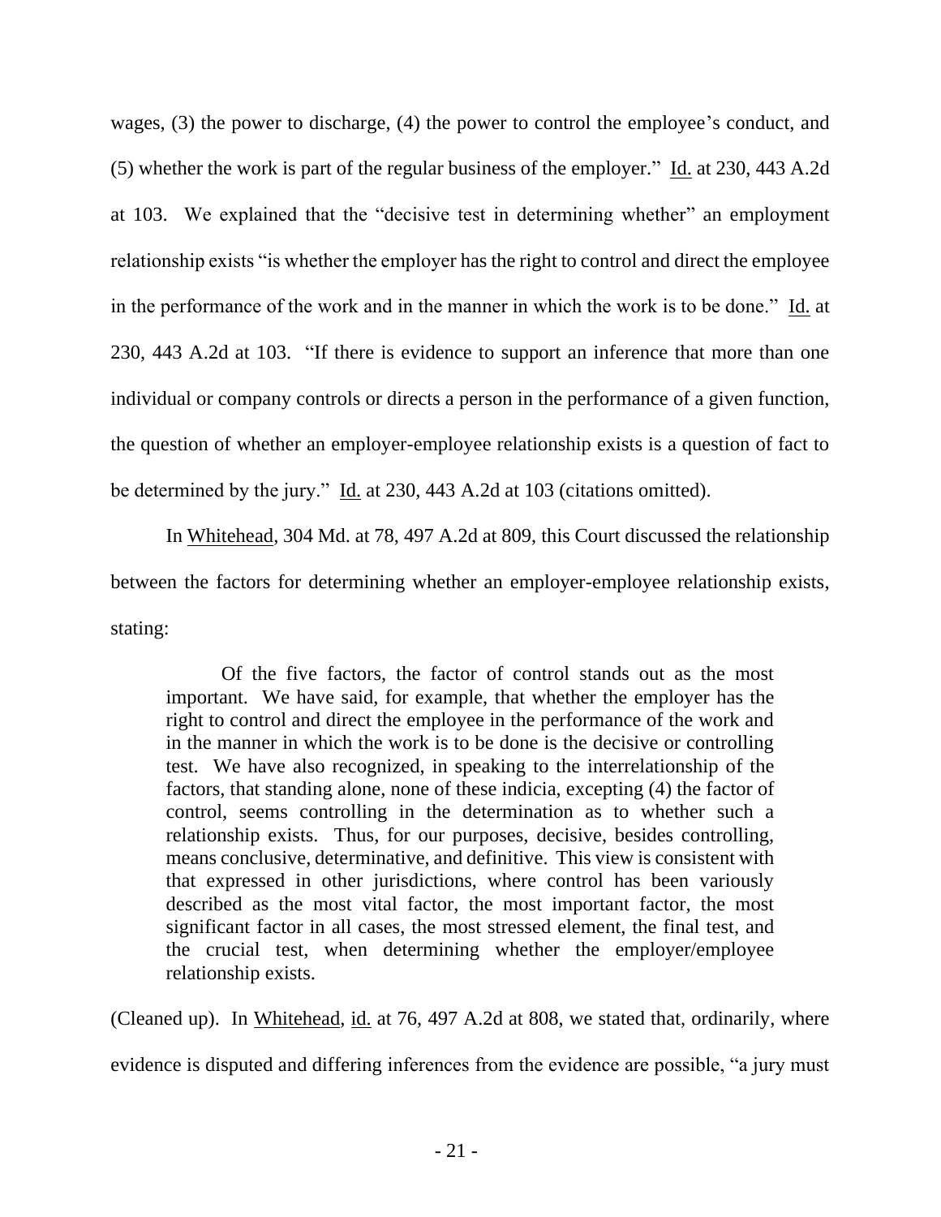wages, (3) the power to discharge, (4) the power to control the employee's conduct, and (5) whether the work is part of the regular business of the employer." Id. at 230, 443 A.2d at 103. We explained that the "decisive test in determining whether" an employment relationship exists "is whether the employer has the right to control and direct the employee in the performance of the work and in the manner in which the work is to be done." Id. at 230, 443 A.2d at 103. "If there is evidence to support an inference that more than one individual or company controls or directs a person in the performance of a given function, the question of whether an employer-employee relationship exists is a question of fact to be determined by the jury." Id. at 230, 443 A.2d at 103 (citations omitted).

In Whitehead, 304 Md. at 78, 497 A.2d at 809, this Court discussed the relationship between the factors for determining whether an employer-employee relationship exists, stating:

> Of the five factors, the factor of control stands out as the most important. We have said, for example, that whether the employer has the right to control and direct the employee in the performance of the work and in the manner in which the work is to be done is the decisive or controlling test. We have also recognized, in speaking to the interrelationship of the factors, that standing alone, none of these indicia, excepting (4) the factor of control, seems controlling in the determination as to whether such a relationship exists. Thus, for our purposes, decisive, besides controlling, means conclusive, determinative, and definitive. This view is consistent with that expressed in other jurisdictions, where control has been variously described as the most vital factor, the most important factor, the most significant factor in all cases, the most stressed element, the final test, and the crucial test, when determining whether the employer/employee relationship exists.

(Cleaned up). In Whitehead, id. at 76, 497 A.2d at 808, we stated that, ordinarily, where evidence is disputed and differing inferences from the evidence are possible, "a jury must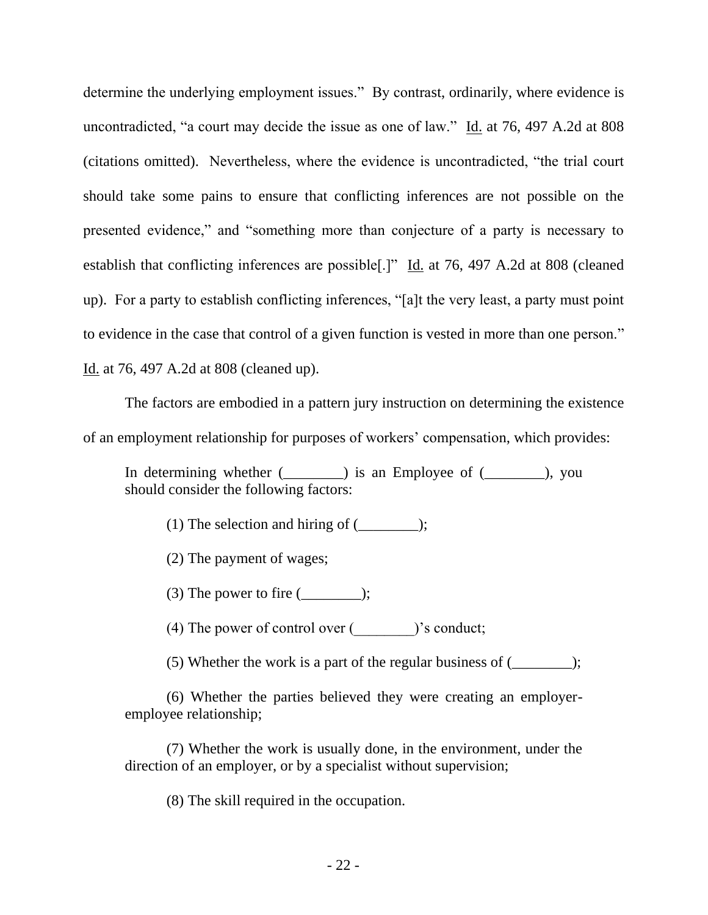determine the underlying employment issues." By contrast, ordinarily, where evidence is uncontradicted, "a court may decide the issue as one of law." Id. at 76, 497 A.2d at 808 (citations omitted). Nevertheless, where the evidence is uncontradicted, "the trial court should take some pains to ensure that conflicting inferences are not possible on the presented evidence," and "something more than conjecture of a party is necessary to establish that conflicting inferences are possible[.]" Id. at 76, 497 A.2d at 808 (cleaned up). For a party to establish conflicting inferences, "[a]t the very least, a party must point to evidence in the case that control of a given function is vested in more than one person." Id. at 76, 497 A.2d at 808 (cleaned up).

The factors are embodied in a pattern jury instruction on determining the existence of an employment relationship for purposes of workers' compensation, which provides:

> In determining whether (________) is an Employee of (________), you should consider the following factors:
>
> (1) The selection and hiring of (________);
>
> (2) The payment of wages;
>
> (3) The power to fire (________);
>
> (4) The power of control over (________)'s conduct;
>
> (5) Whether the work is a part of the regular business of (________);
>
> (6) Whether the parties believed they were creating an employer-employee relationship;
>
> (7) Whether the work is usually done, in the environment, under the direction of an employer, or by a specialist without supervision;
>
> (8) The skill required in the occupation.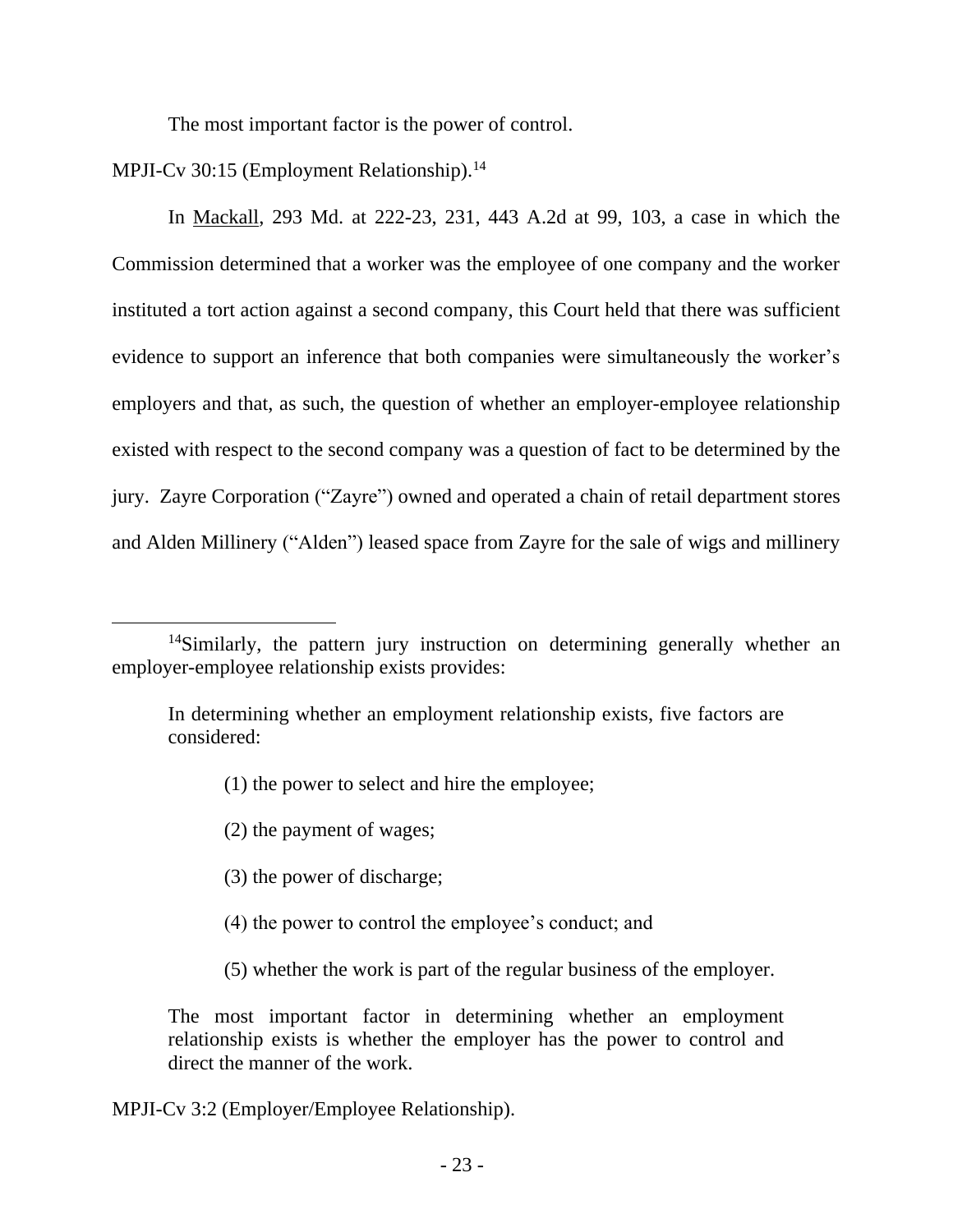The most important factor is the power of control.

MPJI-Cv 30:15 (Employment Relationship).[14]

In Mackall, 293 Md. at 222-23, 231, 443 A.2d at 99, 103, a case in which the Commission determined that a worker was the employee of one company and the worker instituted a tort action against a second company, this Court held that there was sufficient evidence to support an inference that both companies were simultaneously the worker's employers and that, as such, the question of whether an employer-employee relationship existed with respect to the second company was a question of fact to be determined by the jury. Zayre Corporation ("Zayre") owned and operated a chain of retail department stores and Alden Millinery ("Alden") leased space from Zayre for the sale of wigs and millinery

---

[14]Similarly, the pattern jury instruction on determining generally whether an employer-employee relationship exists provides:

> In determining whether an employment relationship exists, five factors are considered:
>
> (1) the power to select and hire the employee;
>
> (2) the payment of wages;
>
> (3) the power of discharge;
>
> (4) the power to control the employee's conduct; and
>
> (5) whether the work is part of the regular business of the employer.
>
> The most important factor in determining whether an employment relationship exists is whether the employer has the power to control and direct the manner of the work.

MPJI-Cv 3:2 (Employer/Employee Relationship).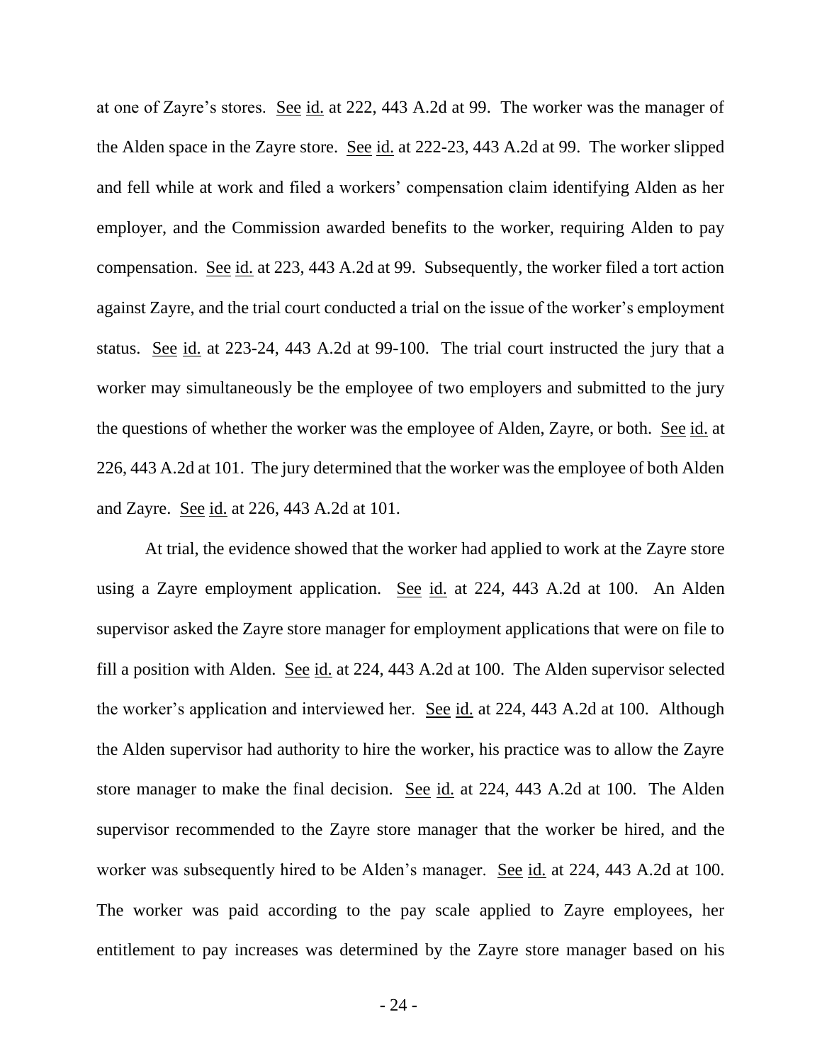at one of Zayre's stores. See id. at 222, 443 A.2d at 99. The worker was the manager of the Alden space in the Zayre store. See id. at 222-23, 443 A.2d at 99. The worker slipped and fell while at work and filed a workers' compensation claim identifying Alden as her employer, and the Commission awarded benefits to the worker, requiring Alden to pay compensation. See id. at 223, 443 A.2d at 99. Subsequently, the worker filed a tort action against Zayre, and the trial court conducted a trial on the issue of the worker's employment status. See id. at 223-24, 443 A.2d at 99-100. The trial court instructed the jury that a worker may simultaneously be the employee of two employers and submitted to the jury the questions of whether the worker was the employee of Alden, Zayre, or both. See id. at 226, 443 A.2d at 101. The jury determined that the worker was the employee of both Alden and Zayre. See id. at 226, 443 A.2d at 101.

At trial, the evidence showed that the worker had applied to work at the Zayre store using a Zayre employment application. See id. at 224, 443 A.2d at 100. An Alden supervisor asked the Zayre store manager for employment applications that were on file to fill a position with Alden. See id. at 224, 443 A.2d at 100. The Alden supervisor selected the worker's application and interviewed her. See id. at 224, 443 A.2d at 100. Although the Alden supervisor had authority to hire the worker, his practice was to allow the Zayre store manager to make the final decision. See id. at 224, 443 A.2d at 100. The Alden supervisor recommended to the Zayre store manager that the worker be hired, and the worker was subsequently hired to be Alden's manager. See id. at 224, 443 A.2d at 100. The worker was paid according to the pay scale applied to Zayre employees, her entitlement to pay increases was determined by the Zayre store manager based on his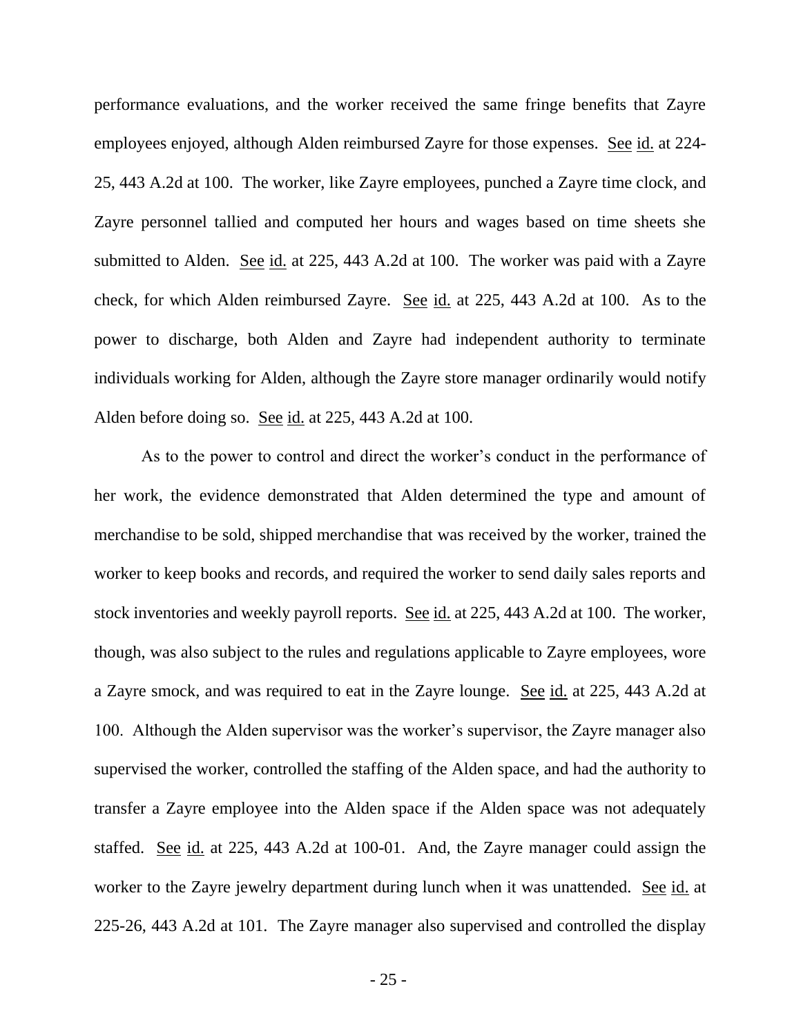performance evaluations, and the worker received the same fringe benefits that Zayre employees enjoyed, although Alden reimbursed Zayre for those expenses. See id. at 224-25, 443 A.2d at 100. The worker, like Zayre employees, punched a Zayre time clock, and Zayre personnel tallied and computed her hours and wages based on time sheets she submitted to Alden. See id. at 225, 443 A.2d at 100. The worker was paid with a Zayre check, for which Alden reimbursed Zayre. See id. at 225, 443 A.2d at 100. As to the power to discharge, both Alden and Zayre had independent authority to terminate individuals working for Alden, although the Zayre store manager ordinarily would notify Alden before doing so. See id. at 225, 443 A.2d at 100.

As to the power to control and direct the worker's conduct in the performance of her work, the evidence demonstrated that Alden determined the type and amount of merchandise to be sold, shipped merchandise that was received by the worker, trained the worker to keep books and records, and required the worker to send daily sales reports and stock inventories and weekly payroll reports. See id. at 225, 443 A.2d at 100. The worker, though, was also subject to the rules and regulations applicable to Zayre employees, wore a Zayre smock, and was required to eat in the Zayre lounge. See id. at 225, 443 A.2d at 100. Although the Alden supervisor was the worker's supervisor, the Zayre manager also supervised the worker, controlled the staffing of the Alden space, and had the authority to transfer a Zayre employee into the Alden space if the Alden space was not adequately staffed. See id. at 225, 443 A.2d at 100-01. And, the Zayre manager could assign the worker to the Zayre jewelry department during lunch when it was unattended. See id. at 225-26, 443 A.2d at 101. The Zayre manager also supervised and controlled the display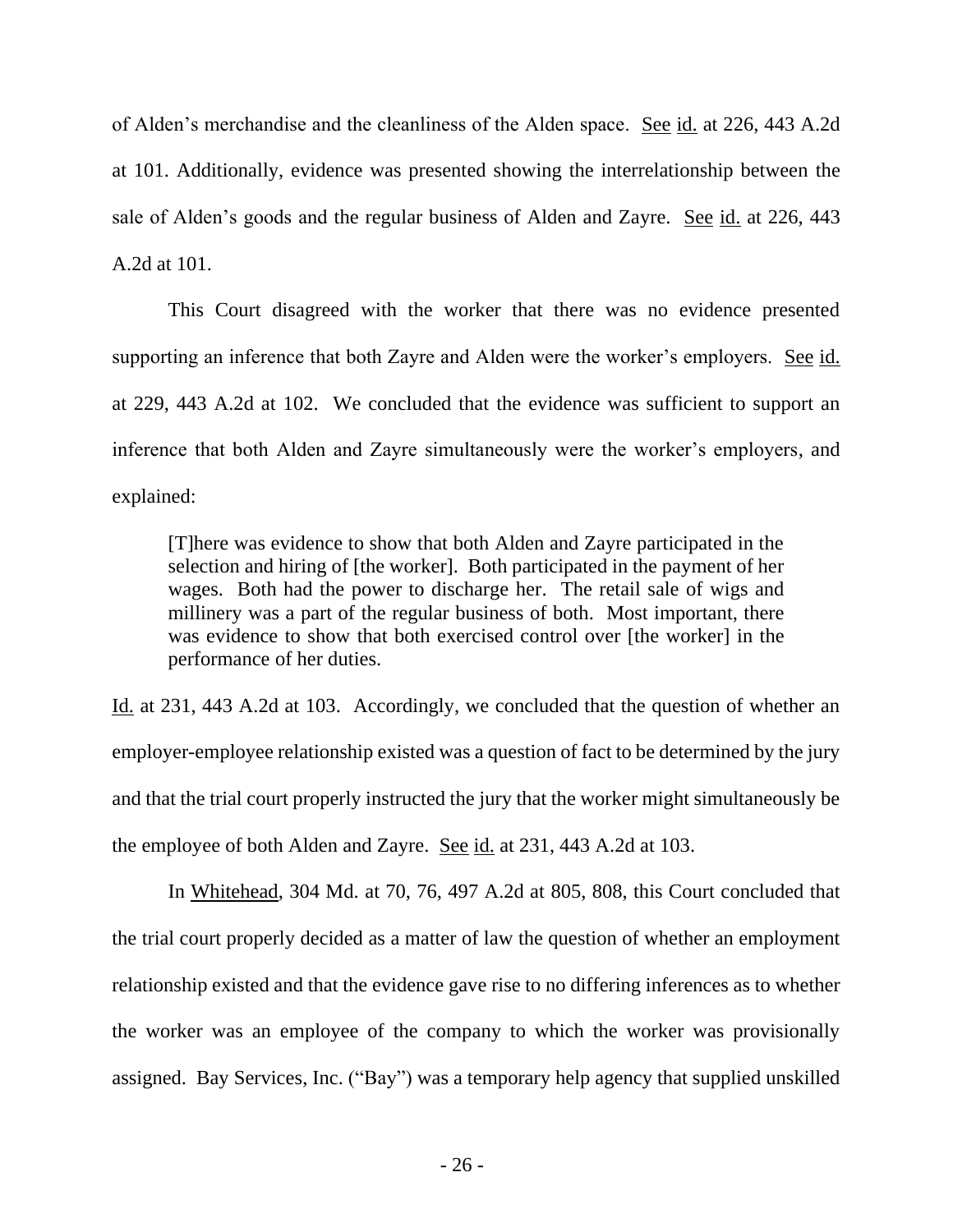of Alden's merchandise and the cleanliness of the Alden space. See id. at 226, 443 A.2d at 101. Additionally, evidence was presented showing the interrelationship between the sale of Alden's goods and the regular business of Alden and Zayre. See id. at 226, 443 A.2d at 101.

This Court disagreed with the worker that there was no evidence presented supporting an inference that both Zayre and Alden were the worker's employers. See id. at 229, 443 A.2d at 102. We concluded that the evidence was sufficient to support an inference that both Alden and Zayre simultaneously were the worker's employers, and explained:

> [T]here was evidence to show that both Alden and Zayre participated in the selection and hiring of [the worker]. Both participated in the payment of her wages. Both had the power to discharge her. The retail sale of wigs and millinery was a part of the regular business of both. Most important, there was evidence to show that both exercised control over [the worker] in the performance of her duties.

Id. at 231, 443 A.2d at 103. Accordingly, we concluded that the question of whether an employer-employee relationship existed was a question of fact to be determined by the jury and that the trial court properly instructed the jury that the worker might simultaneously be the employee of both Alden and Zayre. See id. at 231, 443 A.2d at 103.

In Whitehead, 304 Md. at 70, 76, 497 A.2d at 805, 808, this Court concluded that the trial court properly decided as a matter of law the question of whether an employment relationship existed and that the evidence gave rise to no differing inferences as to whether the worker was an employee of the company to which the worker was provisionally assigned. Bay Services, Inc. ("Bay") was a temporary help agency that supplied unskilled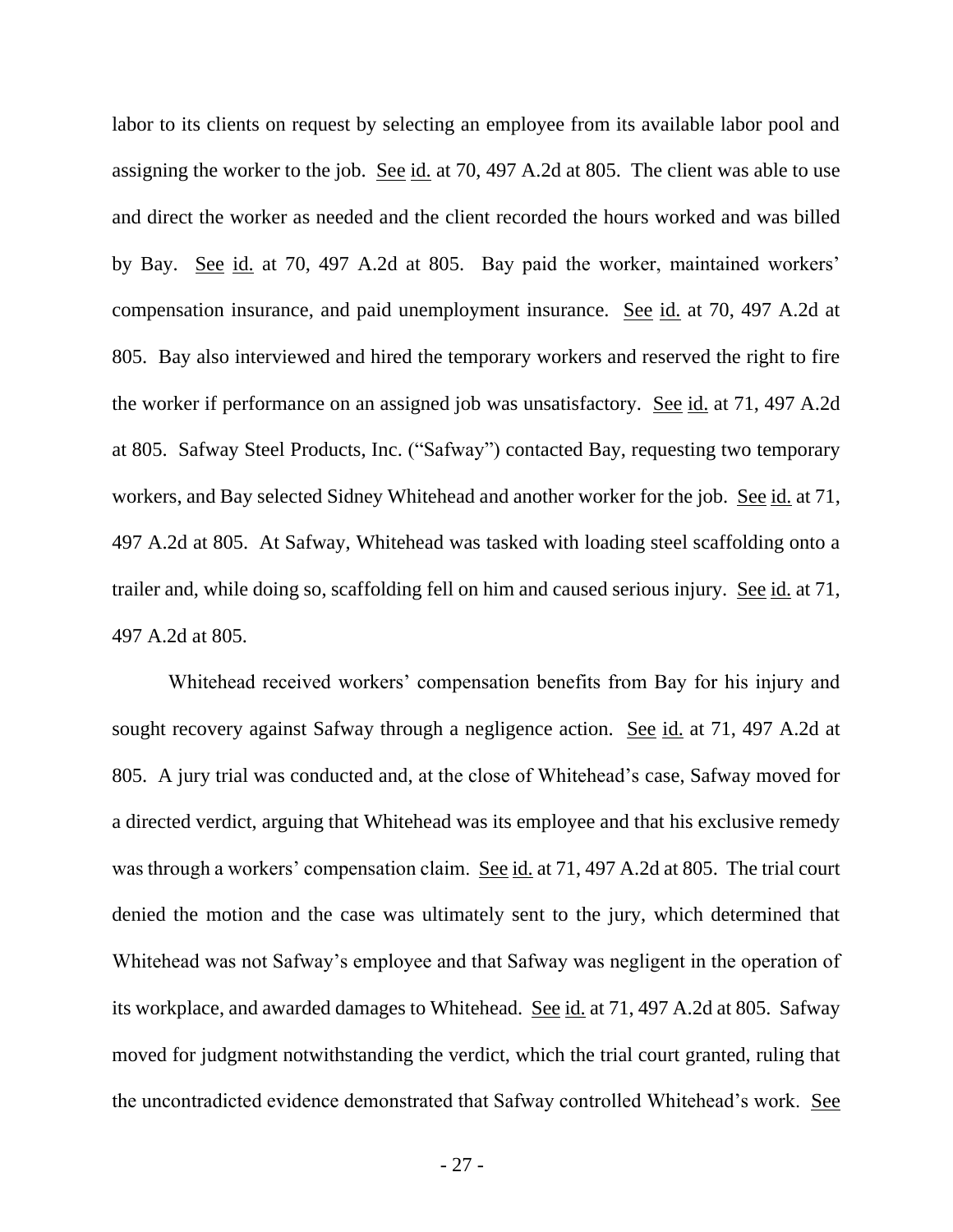labor to its clients on request by selecting an employee from its available labor pool and assigning the worker to the job. See id. at 70, 497 A.2d at 805. The client was able to use and direct the worker as needed and the client recorded the hours worked and was billed by Bay. See id. at 70, 497 A.2d at 805. Bay paid the worker, maintained workers' compensation insurance, and paid unemployment insurance. See id. at 70, 497 A.2d at 805. Bay also interviewed and hired the temporary workers and reserved the right to fire the worker if performance on an assigned job was unsatisfactory. See id. at 71, 497 A.2d at 805. Safway Steel Products, Inc. ("Safway") contacted Bay, requesting two temporary workers, and Bay selected Sidney Whitehead and another worker for the job. See id. at 71, 497 A.2d at 805. At Safway, Whitehead was tasked with loading steel scaffolding onto a trailer and, while doing so, scaffolding fell on him and caused serious injury. See id. at 71, 497 A.2d at 805.

Whitehead received workers' compensation benefits from Bay for his injury and sought recovery against Safway through a negligence action. See id. at 71, 497 A.2d at 805. A jury trial was conducted and, at the close of Whitehead's case, Safway moved for a directed verdict, arguing that Whitehead was its employee and that his exclusive remedy was through a workers' compensation claim. See id. at 71, 497 A.2d at 805. The trial court denied the motion and the case was ultimately sent to the jury, which determined that Whitehead was not Safway's employee and that Safway was negligent in the operation of its workplace, and awarded damages to Whitehead. See id. at 71, 497 A.2d at 805. Safway moved for judgment notwithstanding the verdict, which the trial court granted, ruling that the uncontradicted evidence demonstrated that Safway controlled Whitehead's work. See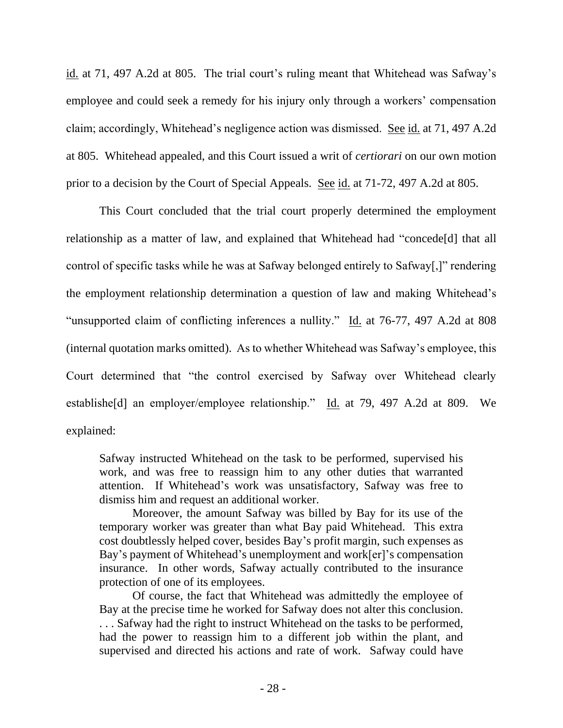id. at 71, 497 A.2d at 805. The trial court's ruling meant that Whitehead was Safway's employee and could seek a remedy for his injury only through a workers' compensation claim; accordingly, Whitehead's negligence action was dismissed. See id. at 71, 497 A.2d at 805. Whitehead appealed, and this Court issued a writ of *certiorari* on our own motion prior to a decision by the Court of Special Appeals. See id. at 71-72, 497 A.2d at 805.

This Court concluded that the trial court properly determined the employment relationship as a matter of law, and explained that Whitehead had "concede[d] that all control of specific tasks while he was at Safway belonged entirely to Safway[,]" rendering the employment relationship determination a question of law and making Whitehead's "unsupported claim of conflicting inferences a nullity." Id. at 76-77, 497 A.2d at 808 (internal quotation marks omitted). As to whether Whitehead was Safway's employee, this Court determined that "the control exercised by Safway over Whitehead clearly establishe[d] an employer/employee relationship." Id. at 79, 497 A.2d at 809. We explained:

> Safway instructed Whitehead on the task to be performed, supervised his work, and was free to reassign him to any other duties that warranted attention. If Whitehead's work was unsatisfactory, Safway was free to dismiss him and request an additional worker.
>
> Moreover, the amount Safway was billed by Bay for its use of the temporary worker was greater than what Bay paid Whitehead. This extra cost doubtlessly helped cover, besides Bay's profit margin, such expenses as Bay's payment of Whitehead's unemployment and work[er]'s compensation insurance. In other words, Safway actually contributed to the insurance protection of one of its employees.
>
> Of course, the fact that Whitehead was admittedly the employee of Bay at the precise time he worked for Safway does not alter this conclusion. . . . Safway had the right to instruct Whitehead on the tasks to be performed, had the power to reassign him to a different job within the plant, and supervised and directed his actions and rate of work. Safway could have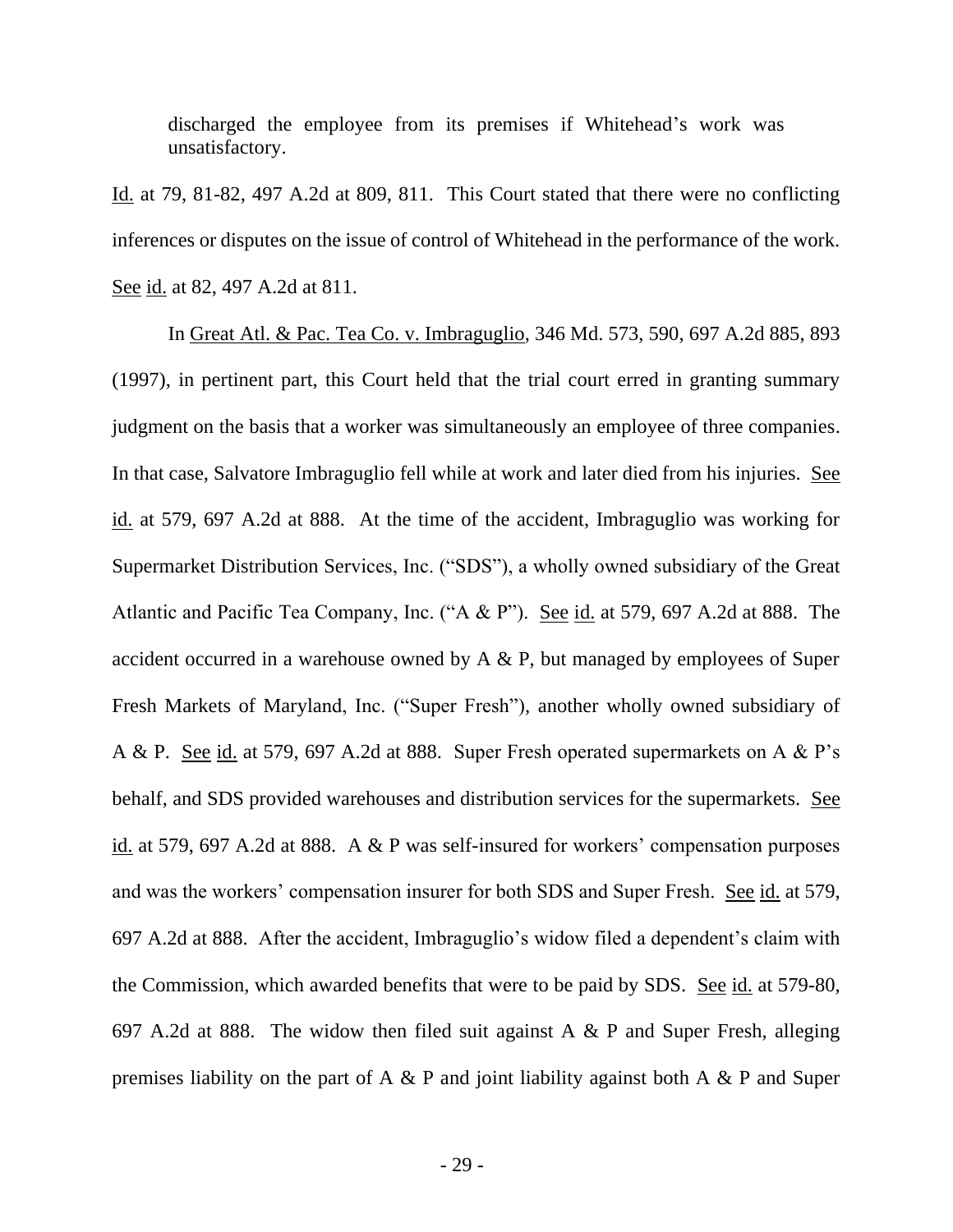discharged the employee from its premises if Whitehead's work was unsatisfactory.

Id. at 79, 81-82, 497 A.2d at 809, 811. This Court stated that there were no conflicting inferences or disputes on the issue of control of Whitehead in the performance of the work. See id. at 82, 497 A.2d at 811.

In Great Atl. & Pac. Tea Co. v. Imbraguglio, 346 Md. 573, 590, 697 A.2d 885, 893 (1997), in pertinent part, this Court held that the trial court erred in granting summary judgment on the basis that a worker was simultaneously an employee of three companies. In that case, Salvatore Imbraguglio fell while at work and later died from his injuries. See id. at 579, 697 A.2d at 888. At the time of the accident, Imbraguglio was working for Supermarket Distribution Services, Inc. ("SDS"), a wholly owned subsidiary of the Great Atlantic and Pacific Tea Company, Inc. ("A & P"). See id. at 579, 697 A.2d at 888. The accident occurred in a warehouse owned by A & P, but managed by employees of Super Fresh Markets of Maryland, Inc. ("Super Fresh"), another wholly owned subsidiary of A & P. See id. at 579, 697 A.2d at 888. Super Fresh operated supermarkets on A & P's behalf, and SDS provided warehouses and distribution services for the supermarkets. See id. at 579, 697 A.2d at 888. A & P was self-insured for workers' compensation purposes and was the workers' compensation insurer for both SDS and Super Fresh. See id. at 579, 697 A.2d at 888. After the accident, Imbraguglio's widow filed a dependent's claim with the Commission, which awarded benefits that were to be paid by SDS. See id. at 579-80, 697 A.2d at 888. The widow then filed suit against A & P and Super Fresh, alleging premises liability on the part of A & P and joint liability against both A & P and Super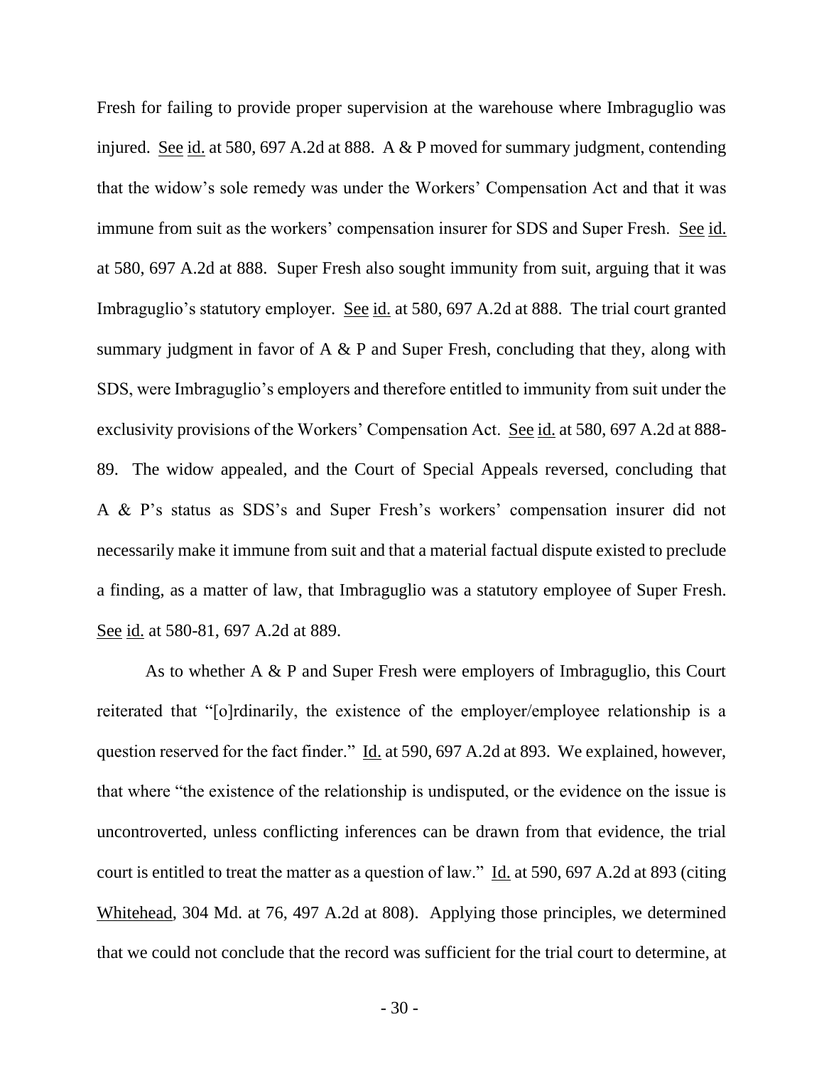Fresh for failing to provide proper supervision at the warehouse where Imbraguglio was injured. See id. at 580, 697 A.2d at 888. A & P moved for summary judgment, contending that the widow's sole remedy was under the Workers' Compensation Act and that it was immune from suit as the workers' compensation insurer for SDS and Super Fresh. See id. at 580, 697 A.2d at 888. Super Fresh also sought immunity from suit, arguing that it was Imbraguglio's statutory employer. See id. at 580, 697 A.2d at 888. The trial court granted summary judgment in favor of A & P and Super Fresh, concluding that they, along with SDS, were Imbraguglio's employers and therefore entitled to immunity from suit under the exclusivity provisions of the Workers' Compensation Act. See id. at 580, 697 A.2d at 888-89. The widow appealed, and the Court of Special Appeals reversed, concluding that A & P's status as SDS's and Super Fresh's workers' compensation insurer did not necessarily make it immune from suit and that a material factual dispute existed to preclude a finding, as a matter of law, that Imbraguglio was a statutory employee of Super Fresh. See id. at 580-81, 697 A.2d at 889.

As to whether A & P and Super Fresh were employers of Imbraguglio, this Court reiterated that "[o]rdinarily, the existence of the employer/employee relationship is a question reserved for the fact finder." Id. at 590, 697 A.2d at 893. We explained, however, that where "the existence of the relationship is undisputed, or the evidence on the issue is uncontroverted, unless conflicting inferences can be drawn from that evidence, the trial court is entitled to treat the matter as a question of law." Id. at 590, 697 A.2d at 893 (citing Whitehead, 304 Md. at 76, 497 A.2d at 808). Applying those principles, we determined that we could not conclude that the record was sufficient for the trial court to determine, at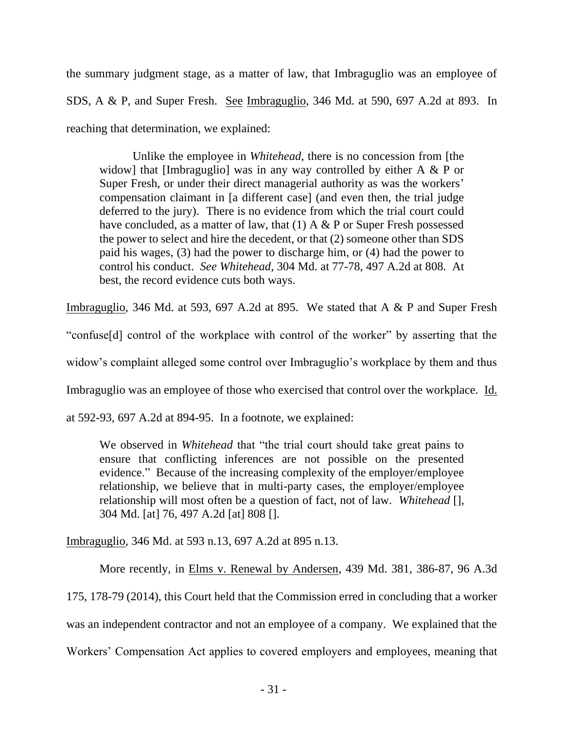the summary judgment stage, as a matter of law, that Imbraguglio was an employee of SDS, A & P, and Super Fresh. See Imbraguglio, 346 Md. at 590, 697 A.2d at 893. In reaching that determination, we explained:

> Unlike the employee in *Whitehead*, there is no concession from [the widow] that [Imbraguglio] was in any way controlled by either A & P or Super Fresh, or under their direct managerial authority as was the workers' compensation claimant in [a different case] (and even then, the trial judge deferred to the jury). There is no evidence from which the trial court could have concluded, as a matter of law, that (1) A & P or Super Fresh possessed the power to select and hire the decedent, or that (2) someone other than SDS paid his wages, (3) had the power to discharge him, or (4) had the power to control his conduct. *See Whitehead*, 304 Md. at 77-78, 497 A.2d at 808. At best, the record evidence cuts both ways.

Imbraguglio, 346 Md. at 593, 697 A.2d at 895. We stated that A & P and Super Fresh "confuse[d] control of the workplace with control of the worker" by asserting that the widow's complaint alleged some control over Imbraguglio's workplace by them and thus Imbraguglio was an employee of those who exercised that control over the workplace. Id. at 592-93, 697 A.2d at 894-95. In a footnote, we explained:

> We observed in *Whitehead* that "the trial court should take great pains to ensure that conflicting inferences are not possible on the presented evidence." Because of the increasing complexity of the employer/employee relationship, we believe that in multi-party cases, the employer/employee relationship will most often be a question of fact, not of law. *Whitehead* [], 304 Md. [at] 76, 497 A.2d [at] 808 [].

Imbraguglio, 346 Md. at 593 n.13, 697 A.2d at 895 n.13.

More recently, in Elms v. Renewal by Andersen, 439 Md. 381, 386-87, 96 A.3d 175, 178-79 (2014), this Court held that the Commission erred in concluding that a worker was an independent contractor and not an employee of a company. We explained that the Workers' Compensation Act applies to covered employers and employees, meaning that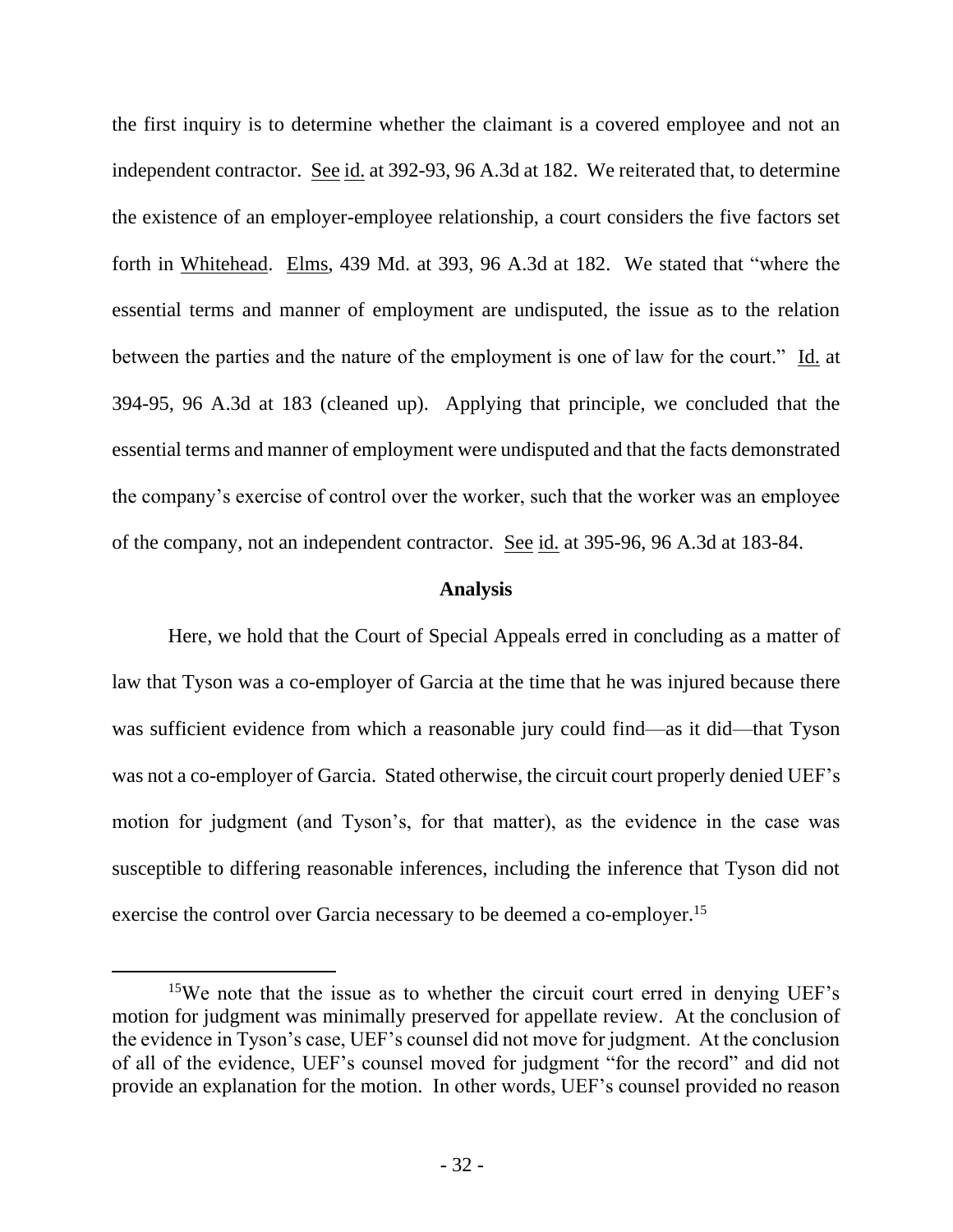the first inquiry is to determine whether the claimant is a covered employee and not an independent contractor. See id. at 392-93, 96 A.3d at 182. We reiterated that, to determine the existence of an employer-employee relationship, a court considers the five factors set forth in Whitehead. Elms, 439 Md. at 393, 96 A.3d at 182. We stated that "where the essential terms and manner of employment are undisputed, the issue as to the relation between the parties and the nature of the employment is one of law for the court." Id. at 394-95, 96 A.3d at 183 (cleaned up). Applying that principle, we concluded that the essential terms and manner of employment were undisputed and that the facts demonstrated the company's exercise of control over the worker, such that the worker was an employee of the company, not an independent contractor. See id. at 395-96, 96 A.3d at 183-84.

### Analysis

Here, we hold that the Court of Special Appeals erred in concluding as a matter of law that Tyson was a co-employer of Garcia at the time that he was injured because there was sufficient evidence from which a reasonable jury could find—as it did—that Tyson was not a co-employer of Garcia. Stated otherwise, the circuit court properly denied UEF's motion for judgment (and Tyson's, for that matter), as the evidence in the case was susceptible to differing reasonable inferences, including the inference that Tyson did not exercise the control over Garcia necessary to be deemed a co-employer.[15]

[15] We note that the issue as to whether the circuit court erred in denying UEF's motion for judgment was minimally preserved for appellate review. At the conclusion of the evidence in Tyson's case, UEF's counsel did not move for judgment. At the conclusion of all of the evidence, UEF's counsel moved for judgment "for the record" and did not provide an explanation for the motion. In other words, UEF's counsel provided no reason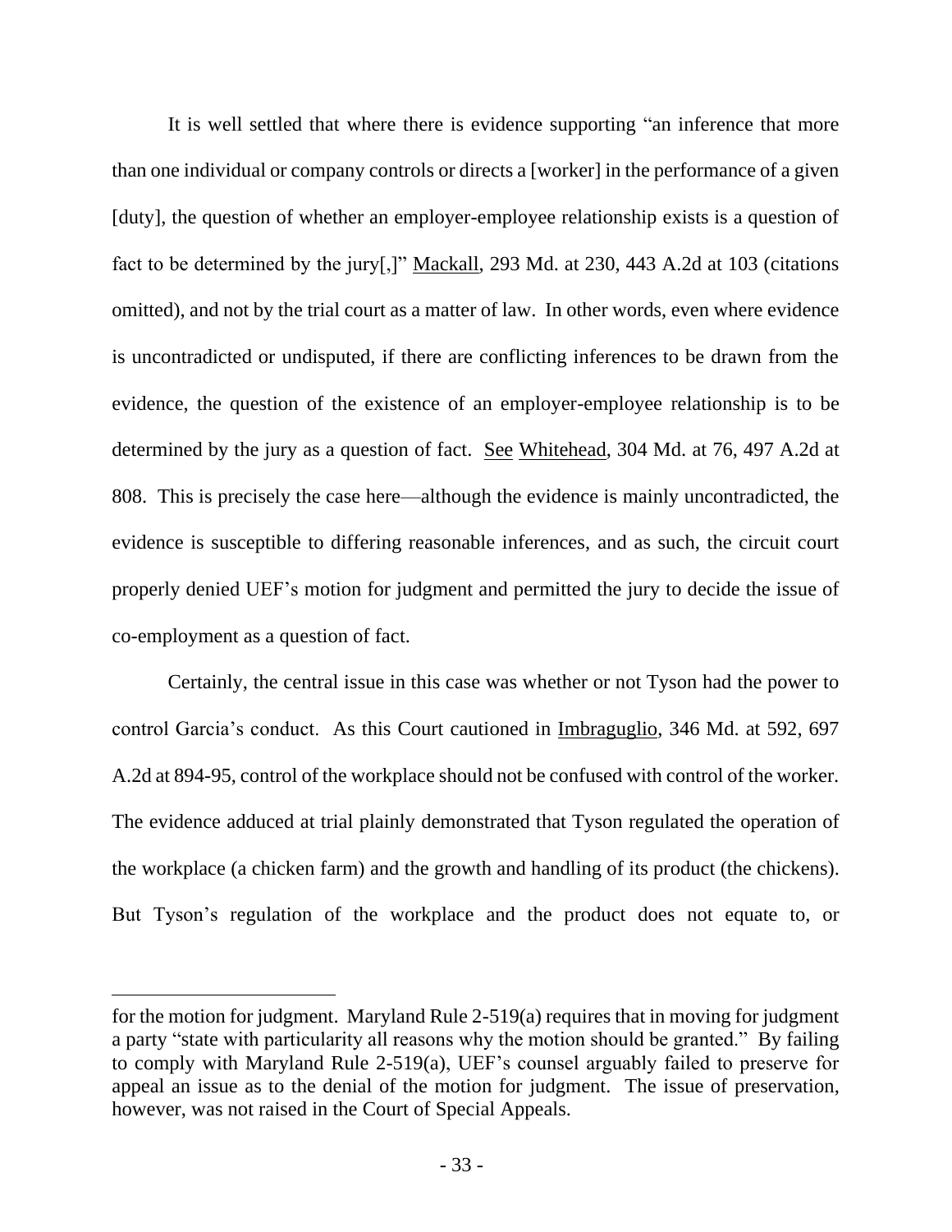It is well settled that where there is evidence supporting "an inference that more than one individual or company controls or directs a [worker] in the performance of a given [duty], the question of whether an employer-employee relationship exists is a question of fact to be determined by the jury[,]" Mackall, 293 Md. at 230, 443 A.2d at 103 (citations omitted), and not by the trial court as a matter of law. In other words, even where evidence is uncontradicted or undisputed, if there are conflicting inferences to be drawn from the evidence, the question of the existence of an employer-employee relationship is to be determined by the jury as a question of fact. See Whitehead, 304 Md. at 76, 497 A.2d at 808. This is precisely the case here—although the evidence is mainly uncontradicted, the evidence is susceptible to differing reasonable inferences, and as such, the circuit court properly denied UEF's motion for judgment and permitted the jury to decide the issue of co-employment as a question of fact.

Certainly, the central issue in this case was whether or not Tyson had the power to control Garcia's conduct. As this Court cautioned in Imbraguglio, 346 Md. at 592, 697 A.2d at 894-95, control of the workplace should not be confused with control of the worker. The evidence adduced at trial plainly demonstrated that Tyson regulated the operation of the workplace (a chicken farm) and the growth and handling of its product (the chickens). But Tyson's regulation of the workplace and the product does not equate to, or

---

for the motion for judgment. Maryland Rule 2-519(a) requires that in moving for judgment a party "state with particularity all reasons why the motion should be granted." By failing to comply with Maryland Rule 2-519(a), UEF's counsel arguably failed to preserve for appeal an issue as to the denial of the motion for judgment. The issue of preservation, however, was not raised in the Court of Special Appeals.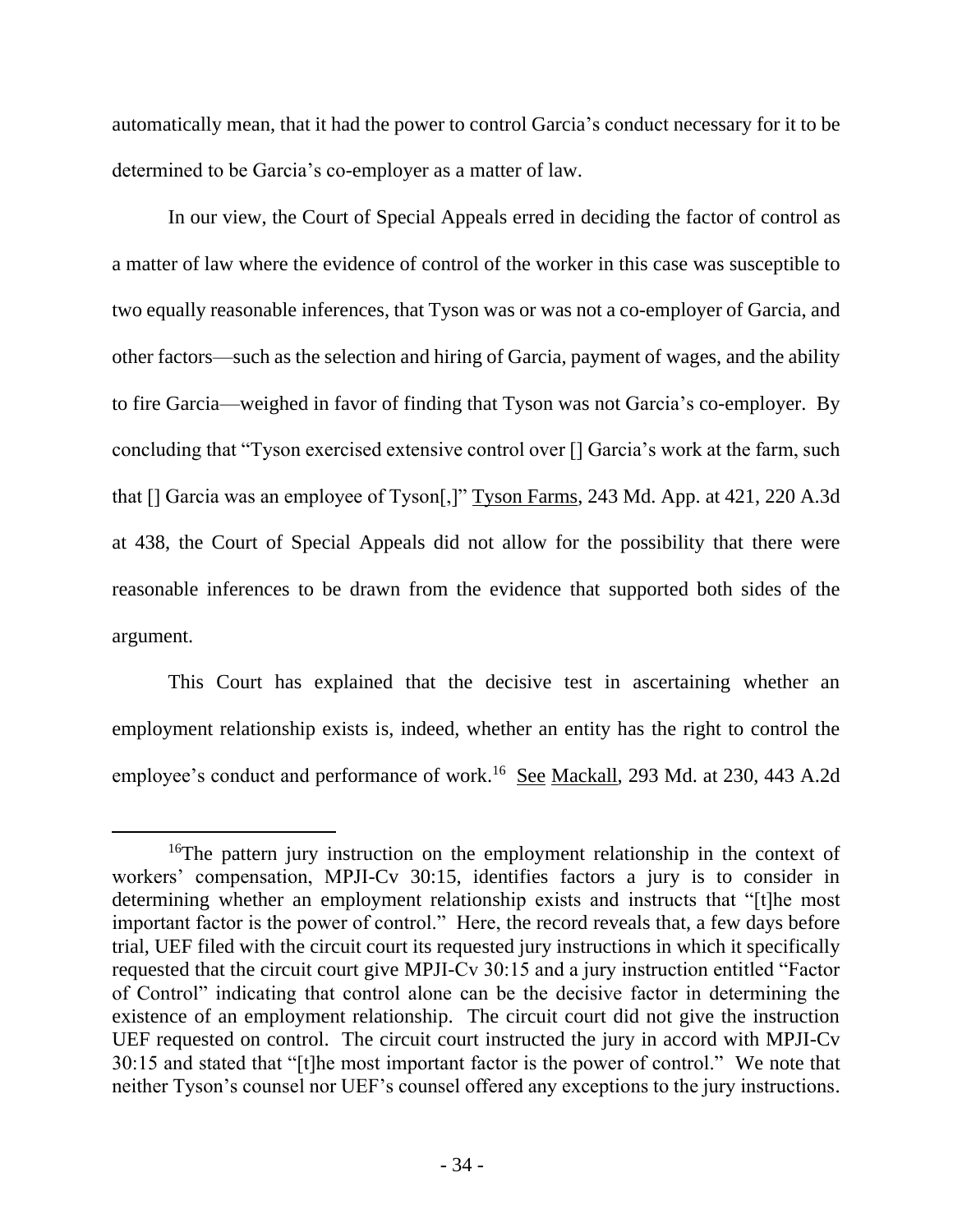automatically mean, that it had the power to control Garcia's conduct necessary for it to be determined to be Garcia's co-employer as a matter of law.

In our view, the Court of Special Appeals erred in deciding the factor of control as a matter of law where the evidence of control of the worker in this case was susceptible to two equally reasonable inferences, that Tyson was or was not a co-employer of Garcia, and other factors—such as the selection and hiring of Garcia, payment of wages, and the ability to fire Garcia—weighed in favor of finding that Tyson was not Garcia's co-employer. By concluding that "Tyson exercised extensive control over [] Garcia's work at the farm, such that [] Garcia was an employee of Tyson[,]" Tyson Farms, 243 Md. App. at 421, 220 A.3d at 438, the Court of Special Appeals did not allow for the possibility that there were reasonable inferences to be drawn from the evidence that supported both sides of the argument.

This Court has explained that the decisive test in ascertaining whether an employment relationship exists is, indeed, whether an entity has the right to control the employee's conduct and performance of work.[16] See Mackall, 293 Md. at 230, 443 A.2d

[16] The pattern jury instruction on the employment relationship in the context of workers' compensation, MPJI-Cv 30:15, identifies factors a jury is to consider in determining whether an employment relationship exists and instructs that "[t]he most important factor is the power of control." Here, the record reveals that, a few days before trial, UEF filed with the circuit court its requested jury instructions in which it specifically requested that the circuit court give MPJI-Cv 30:15 and a jury instruction entitled "Factor of Control" indicating that control alone can be the decisive factor in determining the existence of an employment relationship. The circuit court did not give the instruction UEF requested on control. The circuit court instructed the jury in accord with MPJI-Cv 30:15 and stated that "[t]he most important factor is the power of control." We note that neither Tyson's counsel nor UEF's counsel offered any exceptions to the jury instructions.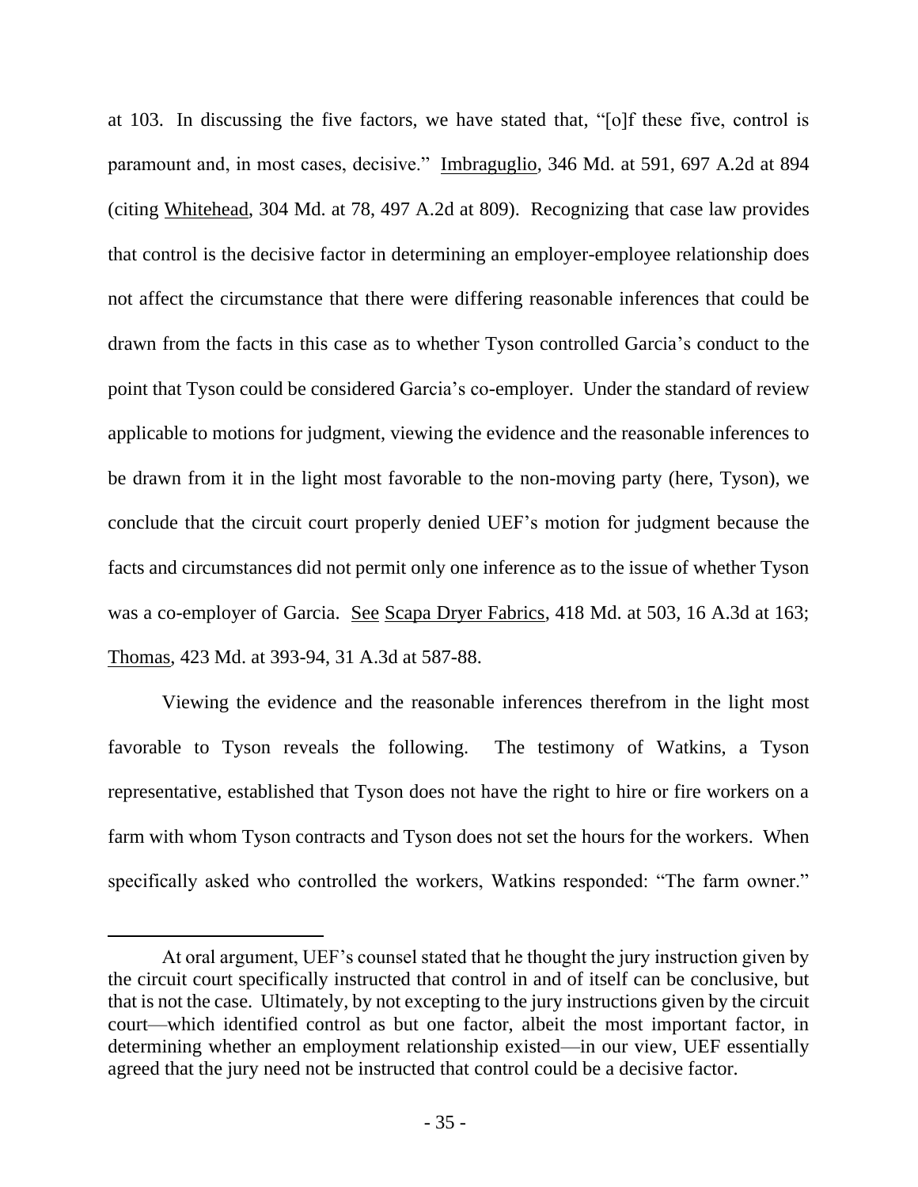at 103. In discussing the five factors, we have stated that, "[o]f these five, control is paramount and, in most cases, decisive." Imbraguglio, 346 Md. at 591, 697 A.2d at 894 (citing Whitehead, 304 Md. at 78, 497 A.2d at 809). Recognizing that case law provides that control is the decisive factor in determining an employer-employee relationship does not affect the circumstance that there were differing reasonable inferences that could be drawn from the facts in this case as to whether Tyson controlled Garcia's conduct to the point that Tyson could be considered Garcia's co-employer. Under the standard of review applicable to motions for judgment, viewing the evidence and the reasonable inferences to be drawn from it in the light most favorable to the non-moving party (here, Tyson), we conclude that the circuit court properly denied UEF's motion for judgment because the facts and circumstances did not permit only one inference as to the issue of whether Tyson was a co-employer of Garcia. See Scapa Dryer Fabrics, 418 Md. at 503, 16 A.3d at 163; Thomas, 423 Md. at 393-94, 31 A.3d at 587-88.

Viewing the evidence and the reasonable inferences therefrom in the light most favorable to Tyson reveals the following. The testimony of Watkins, a Tyson representative, established that Tyson does not have the right to hire or fire workers on a farm with whom Tyson contracts and Tyson does not set the hours for the workers. When specifically asked who controlled the workers, Watkins responded: "The farm owner."

---

At oral argument, UEF's counsel stated that he thought the jury instruction given by the circuit court specifically instructed that control in and of itself can be conclusive, but that is not the case. Ultimately, by not excepting to the jury instructions given by the circuit court—which identified control as but one factor, albeit the most important factor, in determining whether an employment relationship existed—in our view, UEF essentially agreed that the jury need not be instructed that control could be a decisive factor.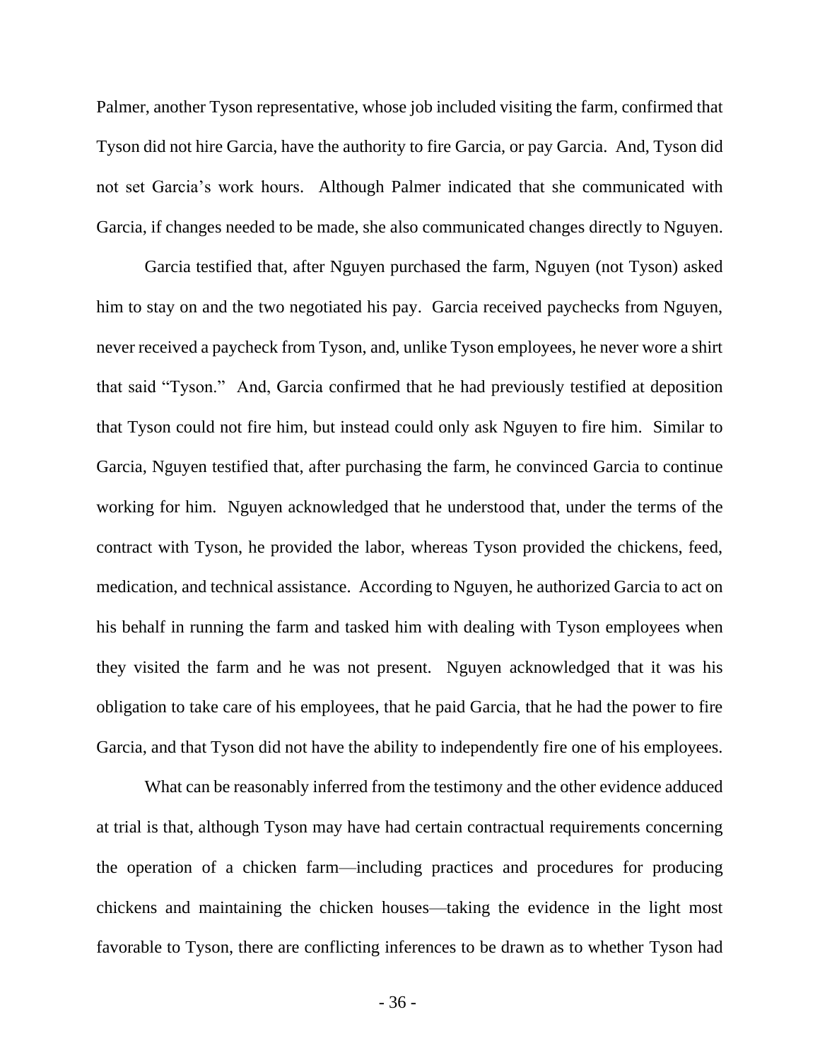Palmer, another Tyson representative, whose job included visiting the farm, confirmed that Tyson did not hire Garcia, have the authority to fire Garcia, or pay Garcia. And, Tyson did not set Garcia's work hours. Although Palmer indicated that she communicated with Garcia, if changes needed to be made, she also communicated changes directly to Nguyen.

Garcia testified that, after Nguyen purchased the farm, Nguyen (not Tyson) asked him to stay on and the two negotiated his pay. Garcia received paychecks from Nguyen, never received a paycheck from Tyson, and, unlike Tyson employees, he never wore a shirt that said "Tyson." And, Garcia confirmed that he had previously testified at deposition that Tyson could not fire him, but instead could only ask Nguyen to fire him. Similar to Garcia, Nguyen testified that, after purchasing the farm, he convinced Garcia to continue working for him. Nguyen acknowledged that he understood that, under the terms of the contract with Tyson, he provided the labor, whereas Tyson provided the chickens, feed, medication, and technical assistance. According to Nguyen, he authorized Garcia to act on his behalf in running the farm and tasked him with dealing with Tyson employees when they visited the farm and he was not present. Nguyen acknowledged that it was his obligation to take care of his employees, that he paid Garcia, that he had the power to fire Garcia, and that Tyson did not have the ability to independently fire one of his employees.

What can be reasonably inferred from the testimony and the other evidence adduced at trial is that, although Tyson may have had certain contractual requirements concerning the operation of a chicken farm—including practices and procedures for producing chickens and maintaining the chicken houses—taking the evidence in the light most favorable to Tyson, there are conflicting inferences to be drawn as to whether Tyson had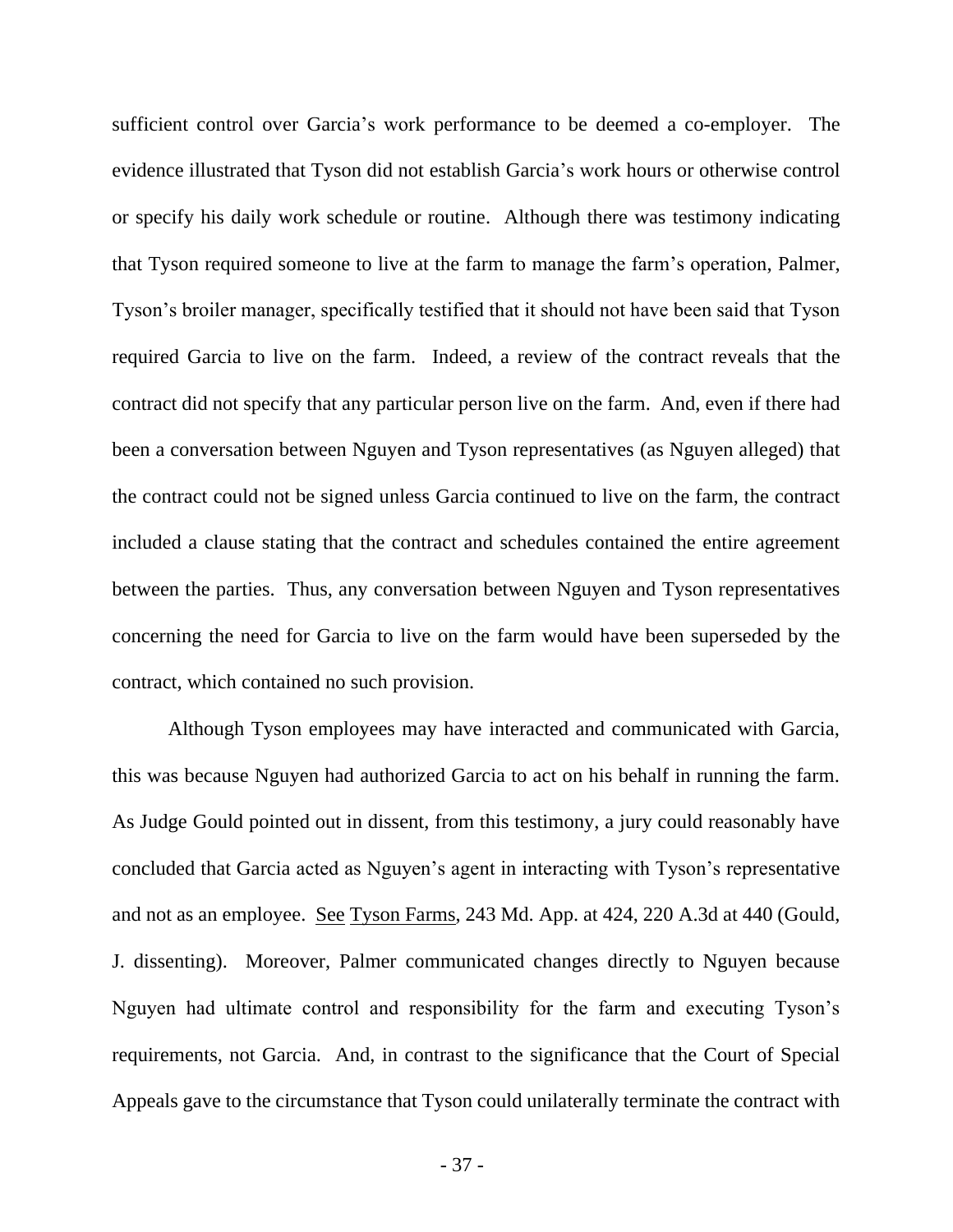sufficient control over Garcia's work performance to be deemed a co-employer. The evidence illustrated that Tyson did not establish Garcia's work hours or otherwise control or specify his daily work schedule or routine. Although there was testimony indicating that Tyson required someone to live at the farm to manage the farm's operation, Palmer, Tyson's broiler manager, specifically testified that it should not have been said that Tyson required Garcia to live on the farm. Indeed, a review of the contract reveals that the contract did not specify that any particular person live on the farm. And, even if there had been a conversation between Nguyen and Tyson representatives (as Nguyen alleged) that the contract could not be signed unless Garcia continued to live on the farm, the contract included a clause stating that the contract and schedules contained the entire agreement between the parties. Thus, any conversation between Nguyen and Tyson representatives concerning the need for Garcia to live on the farm would have been superseded by the contract, which contained no such provision.

Although Tyson employees may have interacted and communicated with Garcia, this was because Nguyen had authorized Garcia to act on his behalf in running the farm. As Judge Gould pointed out in dissent, from this testimony, a jury could reasonably have concluded that Garcia acted as Nguyen's agent in interacting with Tyson's representative and not as an employee. See Tyson Farms, 243 Md. App. at 424, 220 A.3d at 440 (Gould, J. dissenting). Moreover, Palmer communicated changes directly to Nguyen because Nguyen had ultimate control and responsibility for the farm and executing Tyson's requirements, not Garcia. And, in contrast to the significance that the Court of Special Appeals gave to the circumstance that Tyson could unilaterally terminate the contract with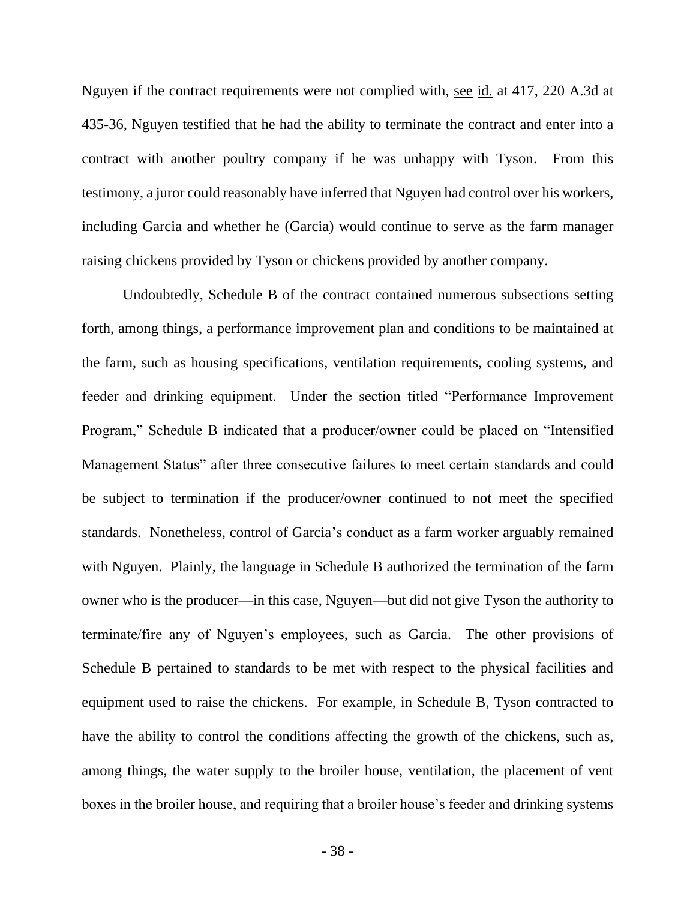Nguyen if the contract requirements were not complied with, see id. at 417, 220 A.3d at 435-36, Nguyen testified that he had the ability to terminate the contract and enter into a contract with another poultry company if he was unhappy with Tyson. From this testimony, a juror could reasonably have inferred that Nguyen had control over his workers, including Garcia and whether he (Garcia) would continue to serve as the farm manager raising chickens provided by Tyson or chickens provided by another company.

Undoubtedly, Schedule B of the contract contained numerous subsections setting forth, among things, a performance improvement plan and conditions to be maintained at the farm, such as housing specifications, ventilation requirements, cooling systems, and feeder and drinking equipment. Under the section titled "Performance Improvement Program," Schedule B indicated that a producer/owner could be placed on "Intensified Management Status" after three consecutive failures to meet certain standards and could be subject to termination if the producer/owner continued to not meet the specified standards. Nonetheless, control of Garcia's conduct as a farm worker arguably remained with Nguyen. Plainly, the language in Schedule B authorized the termination of the farm owner who is the producer—in this case, Nguyen—but did not give Tyson the authority to terminate/fire any of Nguyen's employees, such as Garcia. The other provisions of Schedule B pertained to standards to be met with respect to the physical facilities and equipment used to raise the chickens. For example, in Schedule B, Tyson contracted to have the ability to control the conditions affecting the growth of the chickens, such as, among things, the water supply to the broiler house, ventilation, the placement of vent boxes in the broiler house, and requiring that a broiler house's feeder and drinking systems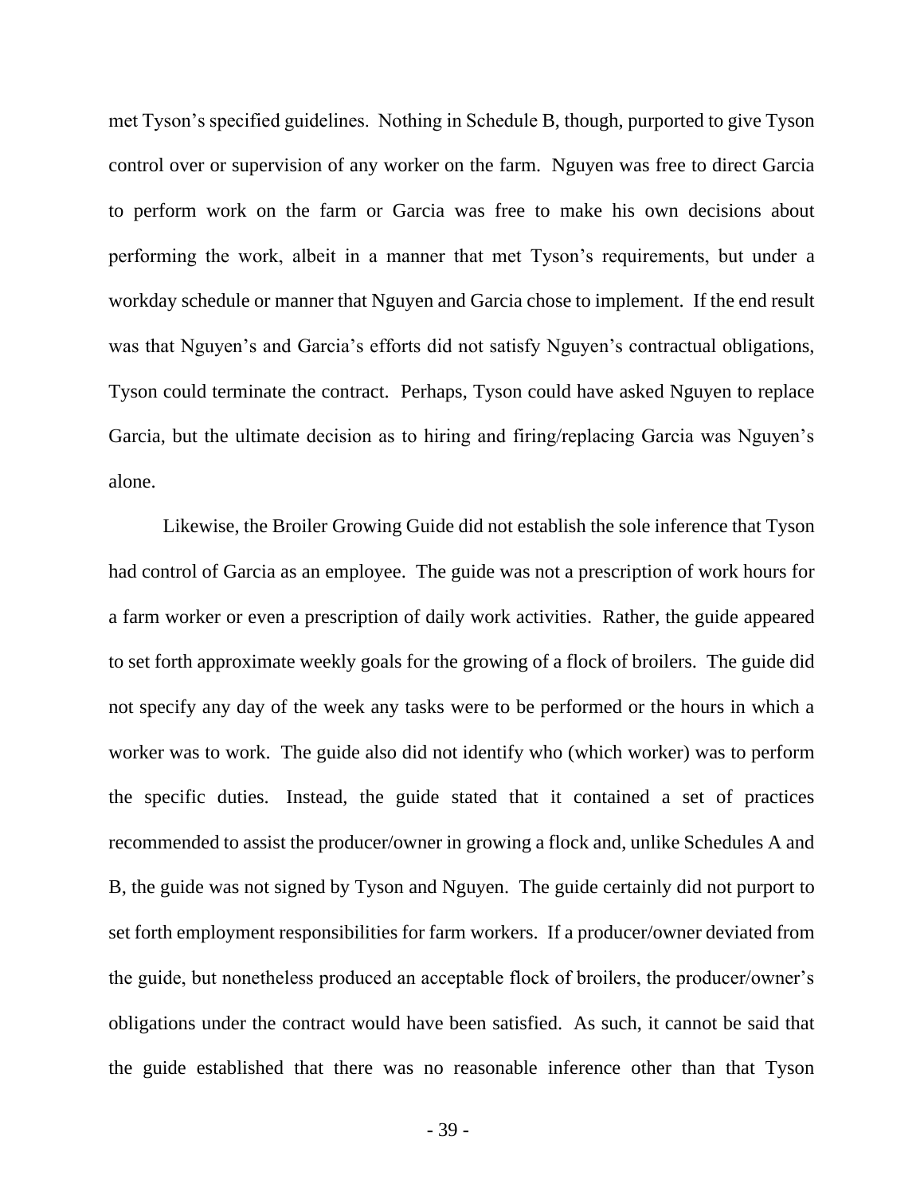met Tyson's specified guidelines. Nothing in Schedule B, though, purported to give Tyson control over or supervision of any worker on the farm. Nguyen was free to direct Garcia to perform work on the farm or Garcia was free to make his own decisions about performing the work, albeit in a manner that met Tyson's requirements, but under a workday schedule or manner that Nguyen and Garcia chose to implement. If the end result was that Nguyen's and Garcia's efforts did not satisfy Nguyen's contractual obligations, Tyson could terminate the contract. Perhaps, Tyson could have asked Nguyen to replace Garcia, but the ultimate decision as to hiring and firing/replacing Garcia was Nguyen's alone.

Likewise, the Broiler Growing Guide did not establish the sole inference that Tyson had control of Garcia as an employee. The guide was not a prescription of work hours for a farm worker or even a prescription of daily work activities. Rather, the guide appeared to set forth approximate weekly goals for the growing of a flock of broilers. The guide did not specify any day of the week any tasks were to be performed or the hours in which a worker was to work. The guide also did not identify who (which worker) was to perform the specific duties. Instead, the guide stated that it contained a set of practices recommended to assist the producer/owner in growing a flock and, unlike Schedules A and B, the guide was not signed by Tyson and Nguyen. The guide certainly did not purport to set forth employment responsibilities for farm workers. If a producer/owner deviated from the guide, but nonetheless produced an acceptable flock of broilers, the producer/owner's obligations under the contract would have been satisfied. As such, it cannot be said that the guide established that there was no reasonable inference other than that Tyson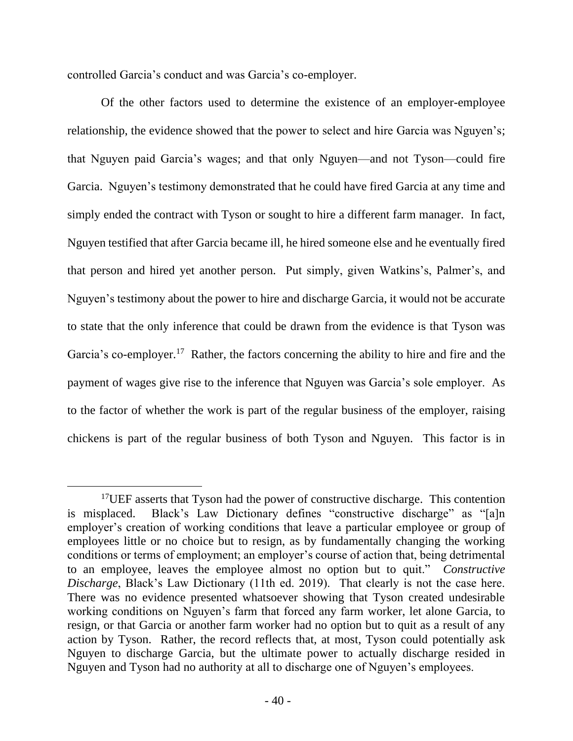controlled Garcia's conduct and was Garcia's co-employer.

Of the other factors used to determine the existence of an employer-employee relationship, the evidence showed that the power to select and hire Garcia was Nguyen's; that Nguyen paid Garcia's wages; and that only Nguyen—and not Tyson—could fire Garcia. Nguyen's testimony demonstrated that he could have fired Garcia at any time and simply ended the contract with Tyson or sought to hire a different farm manager. In fact, Nguyen testified that after Garcia became ill, he hired someone else and he eventually fired that person and hired yet another person. Put simply, given Watkins's, Palmer's, and Nguyen's testimony about the power to hire and discharge Garcia, it would not be accurate to state that the only inference that could be drawn from the evidence is that Tyson was Garcia's co-employer.[17] Rather, the factors concerning the ability to hire and fire and the payment of wages give rise to the inference that Nguyen was Garcia's sole employer. As to the factor of whether the work is part of the regular business of the employer, raising chickens is part of the regular business of both Tyson and Nguyen. This factor is in

---

[17]UEF asserts that Tyson had the power of constructive discharge. This contention is misplaced. Black's Law Dictionary defines "constructive discharge" as "[a]n employer's creation of working conditions that leave a particular employee or group of employees little or no choice but to resign, as by fundamentally changing the working conditions or terms of employment; an employer's course of action that, being detrimental to an employee, leaves the employee almost no option but to quit." *Constructive Discharge*, Black's Law Dictionary (11th ed. 2019). That clearly is not the case here. There was no evidence presented whatsoever showing that Tyson created undesirable working conditions on Nguyen's farm that forced any farm worker, let alone Garcia, to resign, or that Garcia or another farm worker had no option but to quit as a result of any action by Tyson. Rather, the record reflects that, at most, Tyson could potentially ask Nguyen to discharge Garcia, but the ultimate power to actually discharge resided in Nguyen and Tyson had no authority at all to discharge one of Nguyen's employees.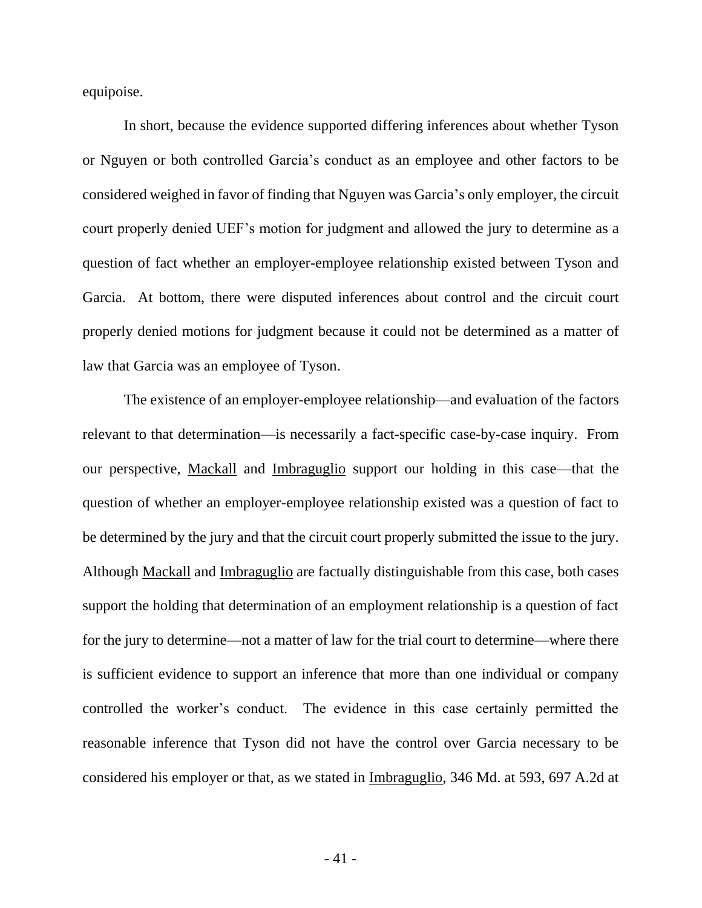equipoise.

In short, because the evidence supported differing inferences about whether Tyson or Nguyen or both controlled Garcia's conduct as an employee and other factors to be considered weighed in favor of finding that Nguyen was Garcia's only employer, the circuit court properly denied UEF's motion for judgment and allowed the jury to determine as a question of fact whether an employer-employee relationship existed between Tyson and Garcia. At bottom, there were disputed inferences about control and the circuit court properly denied motions for judgment because it could not be determined as a matter of law that Garcia was an employee of Tyson.

The existence of an employer-employee relationship—and evaluation of the factors relevant to that determination—is necessarily a fact-specific case-by-case inquiry. From our perspective, Mackall and Imbraguglio support our holding in this case—that the question of whether an employer-employee relationship existed was a question of fact to be determined by the jury and that the circuit court properly submitted the issue to the jury. Although Mackall and Imbraguglio are factually distinguishable from this case, both cases support the holding that determination of an employment relationship is a question of fact for the jury to determine—not a matter of law for the trial court to determine—where there is sufficient evidence to support an inference that more than one individual or company controlled the worker's conduct. The evidence in this case certainly permitted the reasonable inference that Tyson did not have the control over Garcia necessary to be considered his employer or that, as we stated in Imbraguglio, 346 Md. at 593, 697 A.2d at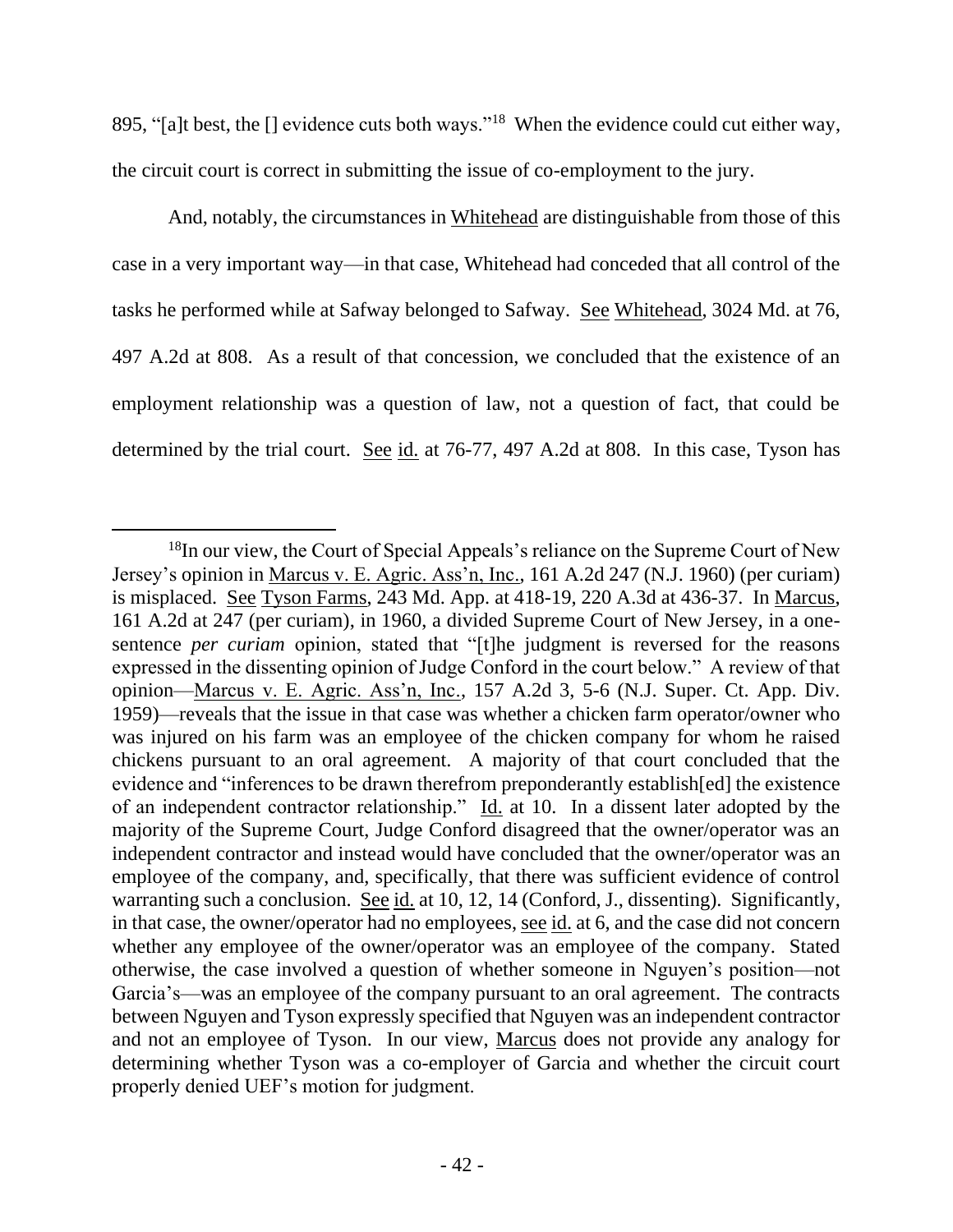895, "[a]t best, the [] evidence cuts both ways."[18] When the evidence could cut either way, the circuit court is correct in submitting the issue of co-employment to the jury.

And, notably, the circumstances in Whitehead are distinguishable from those of this case in a very important way—in that case, Whitehead had conceded that all control of the tasks he performed while at Safway belonged to Safway. See Whitehead, 3024 Md. at 76, 497 A.2d at 808. As a result of that concession, we concluded that the existence of an employment relationship was a question of law, not a question of fact, that could be determined by the trial court. See id. at 76-77, 497 A.2d at 808. In this case, Tyson has

---

[18]In our view, the Court of Special Appeals's reliance on the Supreme Court of New Jersey's opinion in Marcus v. E. Agric. Ass'n, Inc., 161 A.2d 247 (N.J. 1960) (per curiam) is misplaced. See Tyson Farms, 243 Md. App. at 418-19, 220 A.3d at 436-37. In Marcus, 161 A.2d at 247 (per curiam), in 1960, a divided Supreme Court of New Jersey, in a one-sentence *per curiam* opinion, stated that "[t]he judgment is reversed for the reasons expressed in the dissenting opinion of Judge Conford in the court below." A review of that opinion—Marcus v. E. Agric. Ass'n, Inc., 157 A.2d 3, 5-6 (N.J. Super. Ct. App. Div. 1959)—reveals that the issue in that case was whether a chicken farm operator/owner who was injured on his farm was an employee of the chicken company for whom he raised chickens pursuant to an oral agreement. A majority of that court concluded that the evidence and "inferences to be drawn therefrom preponderantly establish[ed] the existence of an independent contractor relationship." Id. at 10. In a dissent later adopted by the majority of the Supreme Court, Judge Conford disagreed that the owner/operator was an independent contractor and instead would have concluded that the owner/operator was an employee of the company, and, specifically, that there was sufficient evidence of control warranting such a conclusion. See id. at 10, 12, 14 (Conford, J., dissenting). Significantly, in that case, the owner/operator had no employees, see id. at 6, and the case did not concern whether any employee of the owner/operator was an employee of the company. Stated otherwise, the case involved a question of whether someone in Nguyen's position—not Garcia's—was an employee of the company pursuant to an oral agreement. The contracts between Nguyen and Tyson expressly specified that Nguyen was an independent contractor and not an employee of Tyson. In our view, Marcus does not provide any analogy for determining whether Tyson was a co-employer of Garcia and whether the circuit court properly denied UEF's motion for judgment.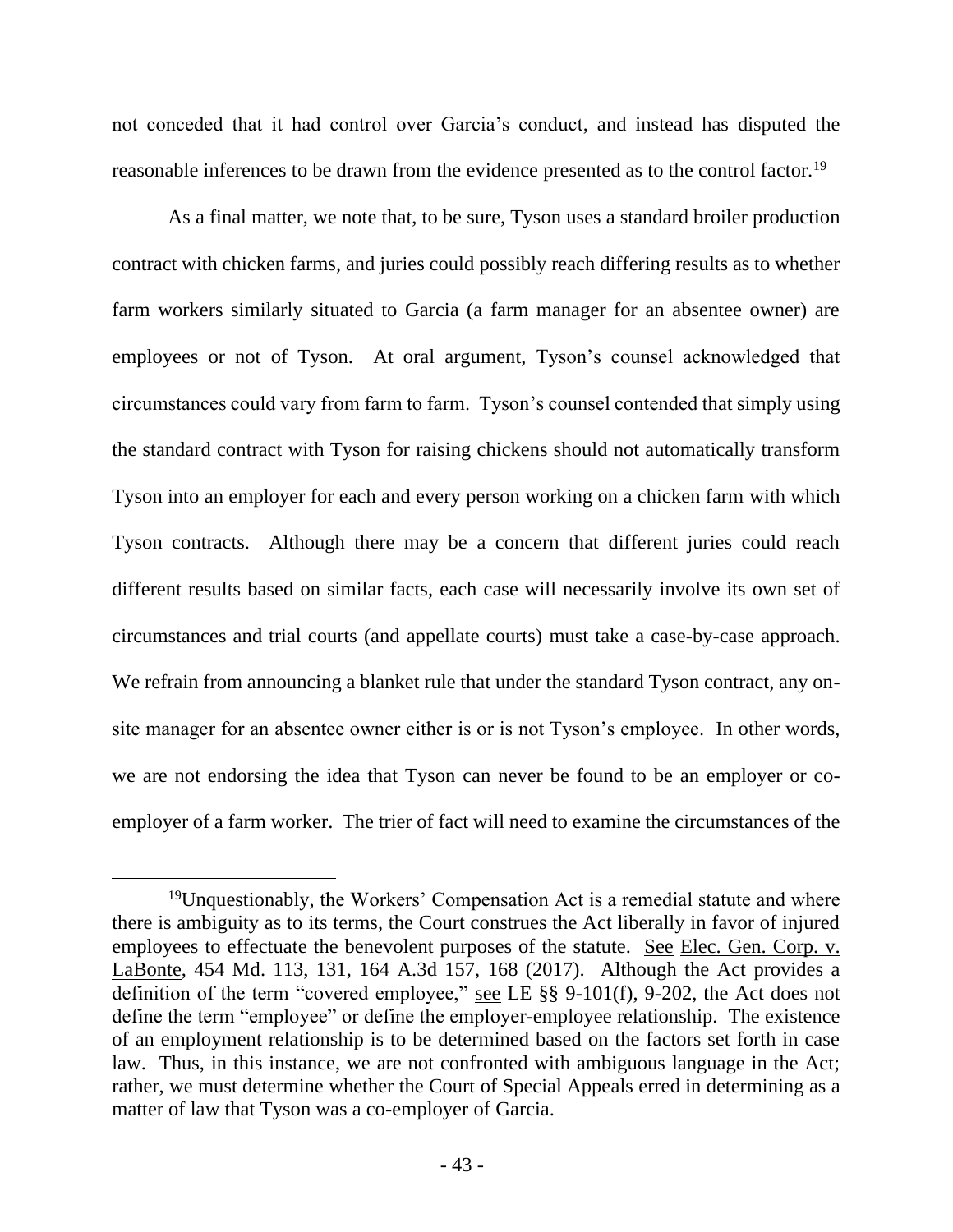not conceded that it had control over Garcia's conduct, and instead has disputed the reasonable inferences to be drawn from the evidence presented as to the control factor.[19]

As a final matter, we note that, to be sure, Tyson uses a standard broiler production contract with chicken farms, and juries could possibly reach differing results as to whether farm workers similarly situated to Garcia (a farm manager for an absentee owner) are employees or not of Tyson. At oral argument, Tyson's counsel acknowledged that circumstances could vary from farm to farm. Tyson's counsel contended that simply using the standard contract with Tyson for raising chickens should not automatically transform Tyson into an employer for each and every person working on a chicken farm with which Tyson contracts. Although there may be a concern that different juries could reach different results based on similar facts, each case will necessarily involve its own set of circumstances and trial courts (and appellate courts) must take a case-by-case approach. We refrain from announcing a blanket rule that under the standard Tyson contract, any on-site manager for an absentee owner either is or is not Tyson's employee. In other words, we are not endorsing the idea that Tyson can never be found to be an employer or co-employer of a farm worker. The trier of fact will need to examine the circumstances of the

---

[19]Unquestionably, the Workers' Compensation Act is a remedial statute and where there is ambiguity as to its terms, the Court construes the Act liberally in favor of injured employees to effectuate the benevolent purposes of the statute. See Elec. Gen. Corp. v. LaBonte, 454 Md. 113, 131, 164 A.3d 157, 168 (2017). Although the Act provides a definition of the term "covered employee," see LE §§ 9-101(f), 9-202, the Act does not define the term "employee" or define the employer-employee relationship. The existence of an employment relationship is to be determined based on the factors set forth in case law. Thus, in this instance, we are not confronted with ambiguous language in the Act; rather, we must determine whether the Court of Special Appeals erred in determining as a matter of law that Tyson was a co-employer of Garcia.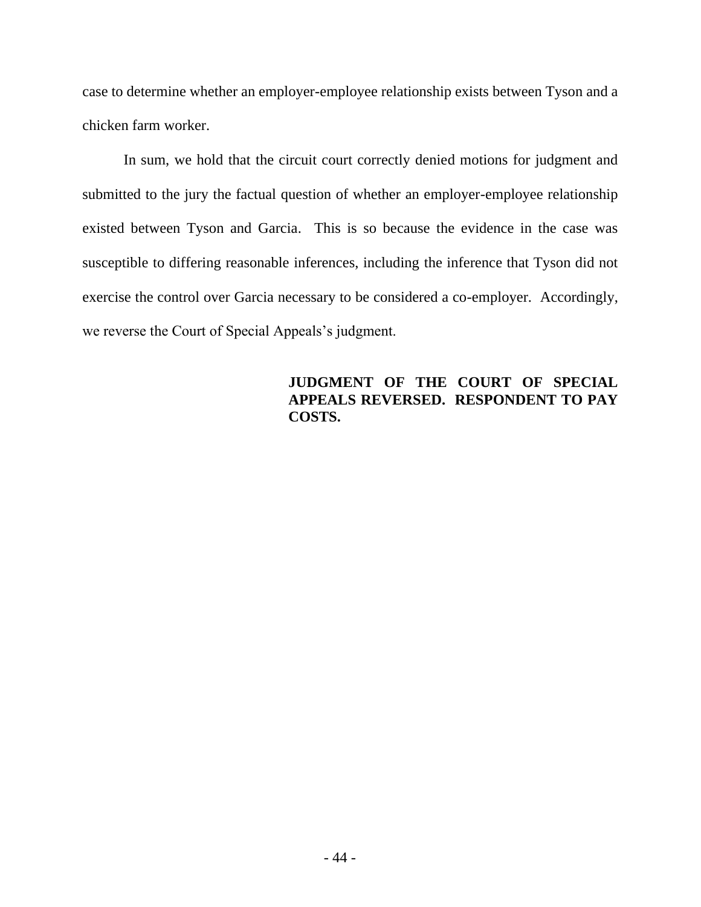case to determine whether an employer-employee relationship exists between Tyson and a chicken farm worker.

In sum, we hold that the circuit court correctly denied motions for judgment and submitted to the jury the factual question of whether an employer-employee relationship existed between Tyson and Garcia. This is so because the evidence in the case was susceptible to differing reasonable inferences, including the inference that Tyson did not exercise the control over Garcia necessary to be considered a co-employer. Accordingly, we reverse the Court of Special Appeals's judgment.

**JUDGMENT OF THE COURT OF SPECIAL APPEALS REVERSED. RESPONDENT TO PAY COSTS.**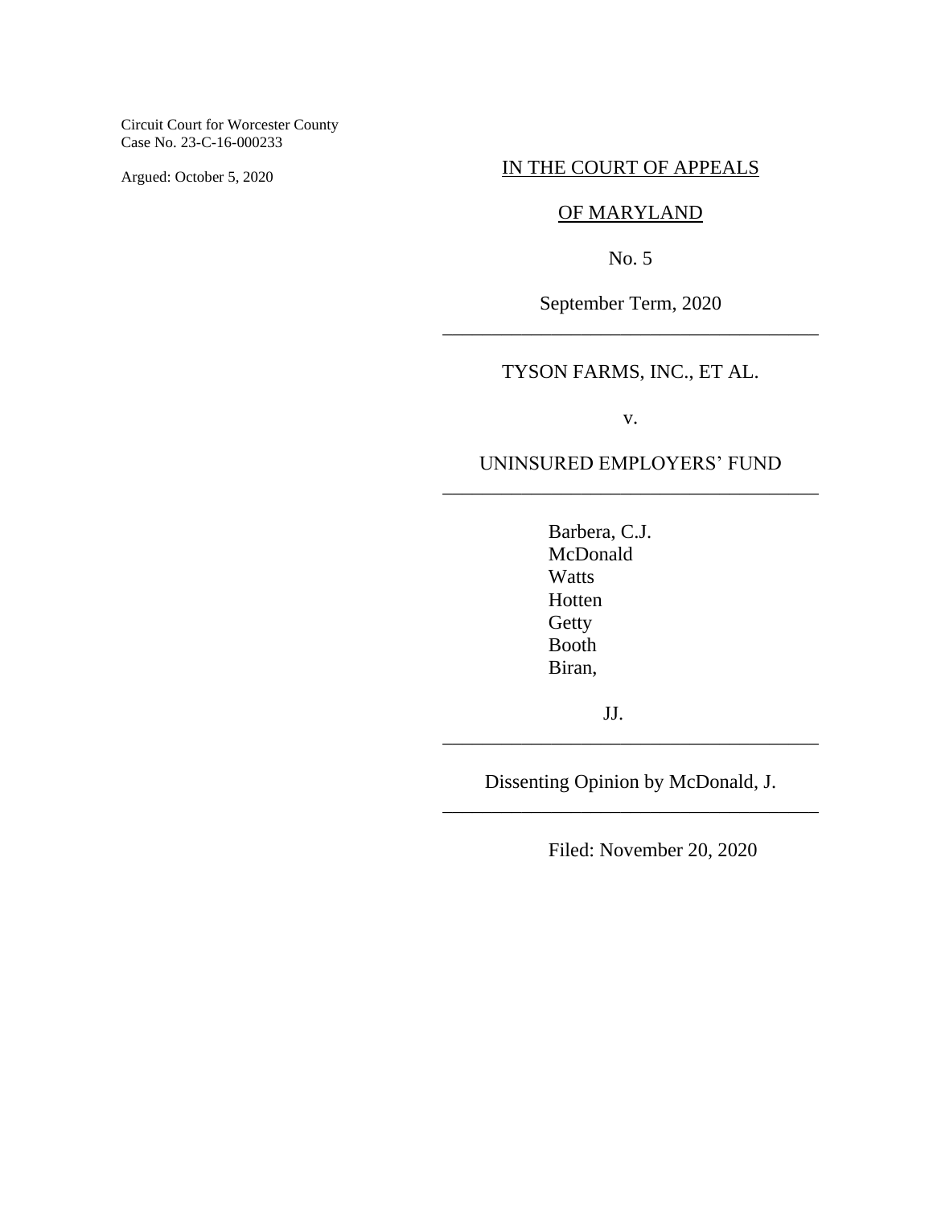Circuit Court for Worcester County
Case No. 23-C-16-000233

Argued: October 5, 2020

IN THE COURT OF APPEALS

OF MARYLAND

No. 5

September Term, 2020

---

TYSON FARMS, INC., ET AL.

v.

UNINSURED EMPLOYERS' FUND

---

Barbera, C.J.
McDonald
Watts
Hotten
Getty
Booth
Biran,

JJ.

---

Dissenting Opinion by McDonald, J.

---

Filed: November 20, 2020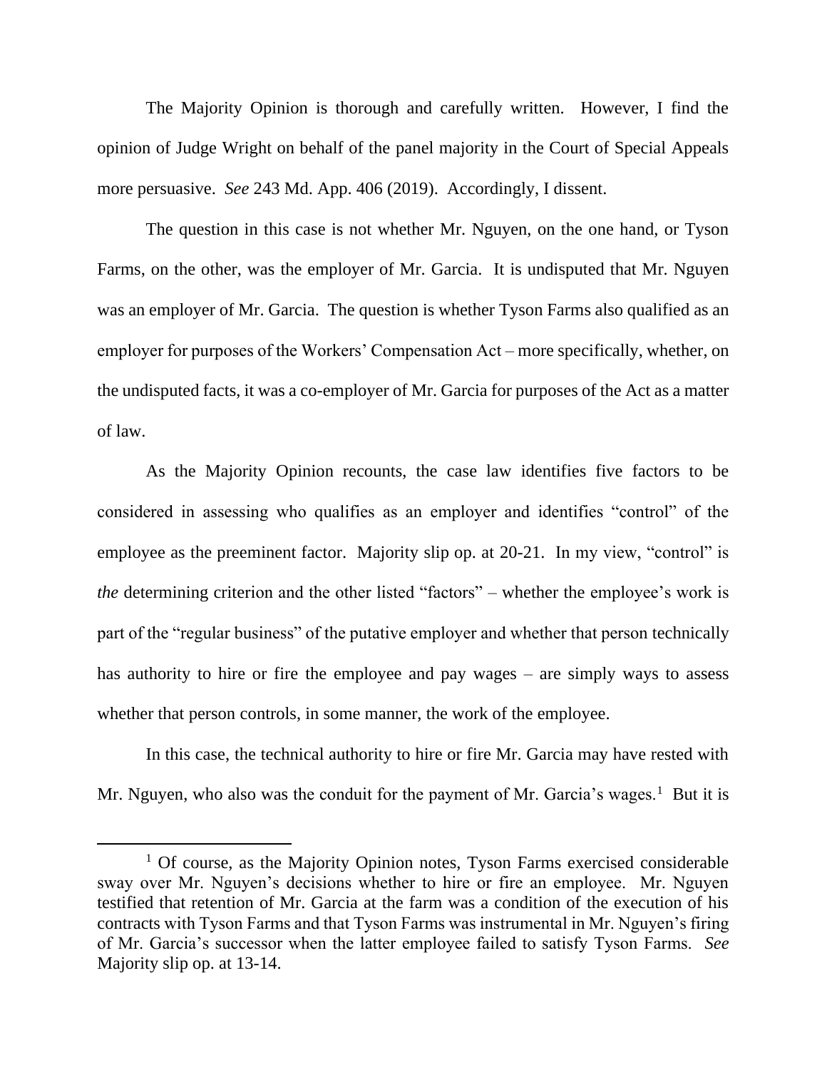The Majority Opinion is thorough and carefully written. However, I find the opinion of Judge Wright on behalf of the panel majority in the Court of Special Appeals more persuasive. *See* 243 Md. App. 406 (2019). Accordingly, I dissent.

The question in this case is not whether Mr. Nguyen, on the one hand, or Tyson Farms, on the other, was the employer of Mr. Garcia. It is undisputed that Mr. Nguyen was an employer of Mr. Garcia. The question is whether Tyson Farms also qualified as an employer for purposes of the Workers' Compensation Act – more specifically, whether, on the undisputed facts, it was a co-employer of Mr. Garcia for purposes of the Act as a matter of law.

As the Majority Opinion recounts, the case law identifies five factors to be considered in assessing who qualifies as an employer and identifies "control" of the employee as the preeminent factor. Majority slip op. at 20-21. In my view, "control" is *the* determining criterion and the other listed "factors" – whether the employee's work is part of the "regular business" of the putative employer and whether that person technically has authority to hire or fire the employee and pay wages – are simply ways to assess whether that person controls, in some manner, the work of the employee.

In this case, the technical authority to hire or fire Mr. Garcia may have rested with Mr. Nguyen, who also was the conduit for the payment of Mr. Garcia's wages.[1] But it is

[1] Of course, as the Majority Opinion notes, Tyson Farms exercised considerable sway over Mr. Nguyen's decisions whether to hire or fire an employee. Mr. Nguyen testified that retention of Mr. Garcia at the farm was a condition of the execution of his contracts with Tyson Farms and that Tyson Farms was instrumental in Mr. Nguyen's firing of Mr. Garcia's successor when the latter employee failed to satisfy Tyson Farms. *See* Majority slip op. at 13-14.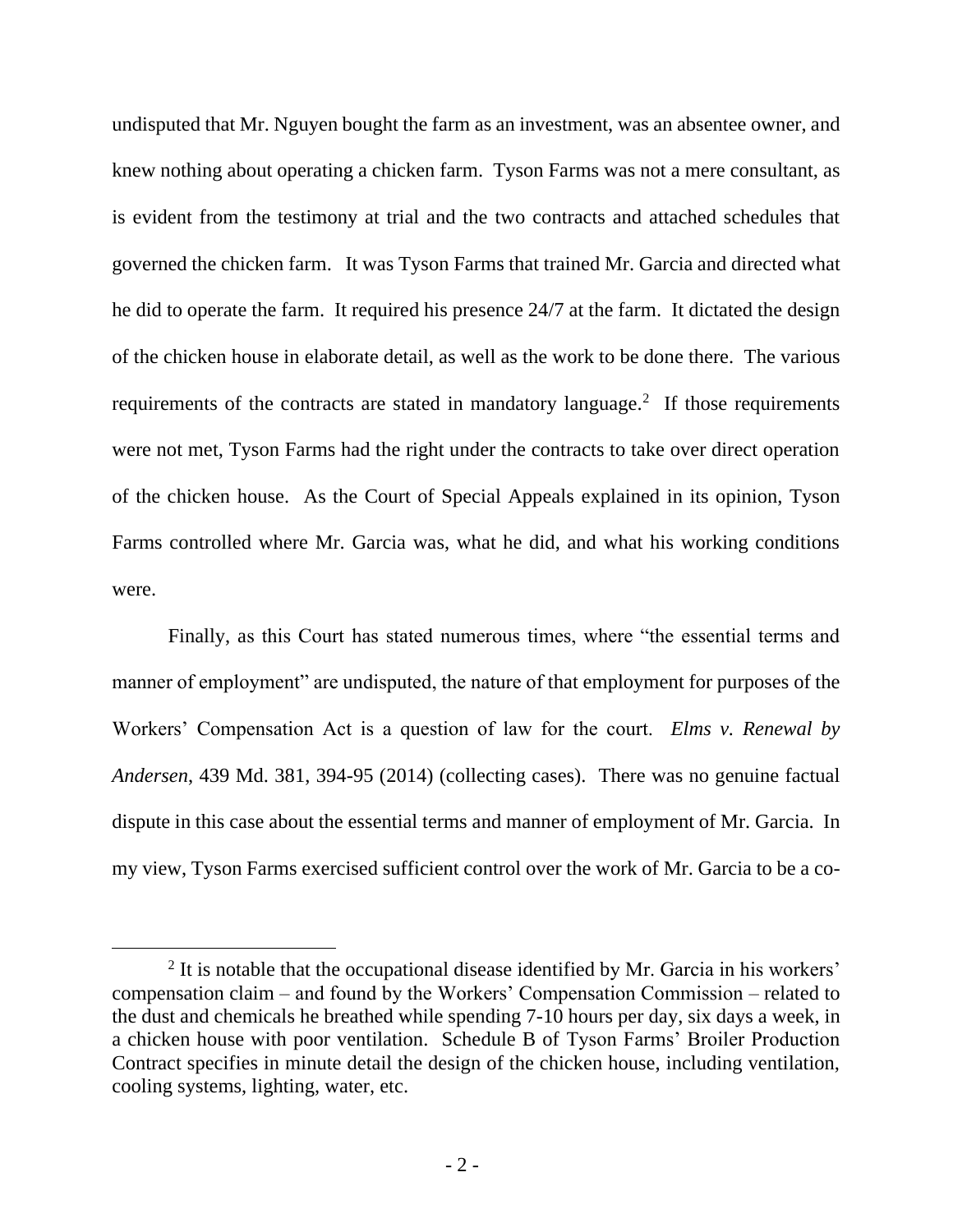undisputed that Mr. Nguyen bought the farm as an investment, was an absentee owner, and knew nothing about operating a chicken farm. Tyson Farms was not a mere consultant, as is evident from the testimony at trial and the two contracts and attached schedules that governed the chicken farm. It was Tyson Farms that trained Mr. Garcia and directed what he did to operate the farm. It required his presence 24/7 at the farm. It dictated the design of the chicken house in elaborate detail, as well as the work to be done there. The various requirements of the contracts are stated in mandatory language.[2] If those requirements were not met, Tyson Farms had the right under the contracts to take over direct operation of the chicken house. As the Court of Special Appeals explained in its opinion, Tyson Farms controlled where Mr. Garcia was, what he did, and what his working conditions were.

Finally, as this Court has stated numerous times, where "the essential terms and manner of employment" are undisputed, the nature of that employment for purposes of the Workers' Compensation Act is a question of law for the court. *Elms v. Renewal by Andersen*, 439 Md. 381, 394-95 (2014) (collecting cases). There was no genuine factual dispute in this case about the essential terms and manner of employment of Mr. Garcia. In my view, Tyson Farms exercised sufficient control over the work of Mr. Garcia to be a co-

---

[2] It is notable that the occupational disease identified by Mr. Garcia in his workers' compensation claim – and found by the Workers' Compensation Commission – related to the dust and chemicals he breathed while spending 7-10 hours per day, six days a week, in a chicken house with poor ventilation. Schedule B of Tyson Farms' Broiler Production Contract specifies in minute detail the design of the chicken house, including ventilation, cooling systems, lighting, water, etc.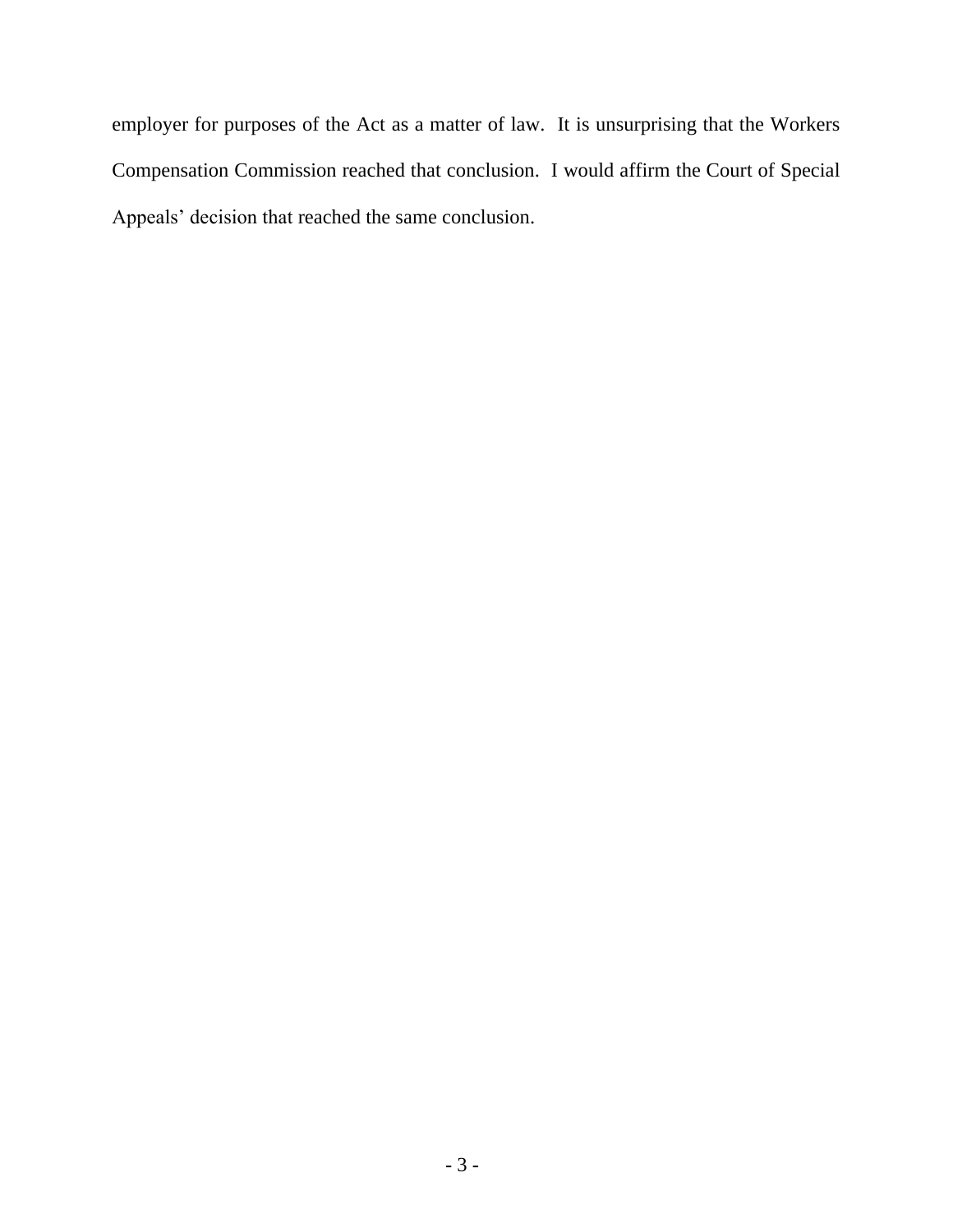employer for purposes of the Act as a matter of law. It is unsurprising that the Workers Compensation Commission reached that conclusion. I would affirm the Court of Special Appeals' decision that reached the same conclusion.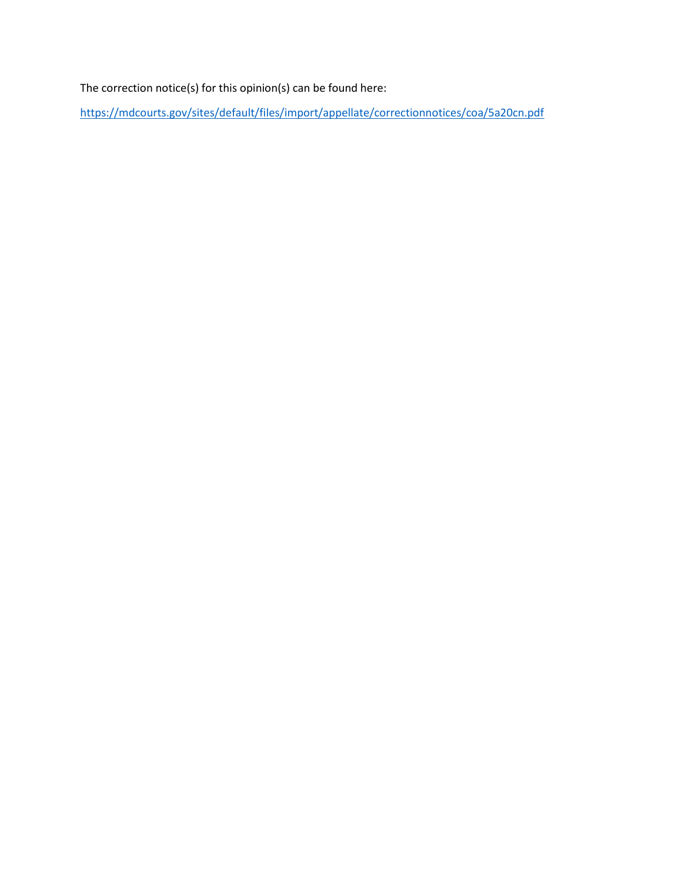The correction notice(s) for this opinion(s) can be found here:

https://mdcourts.gov/sites/default/files/import/appellate/correctionnotices/coa/5a20cn.pdf